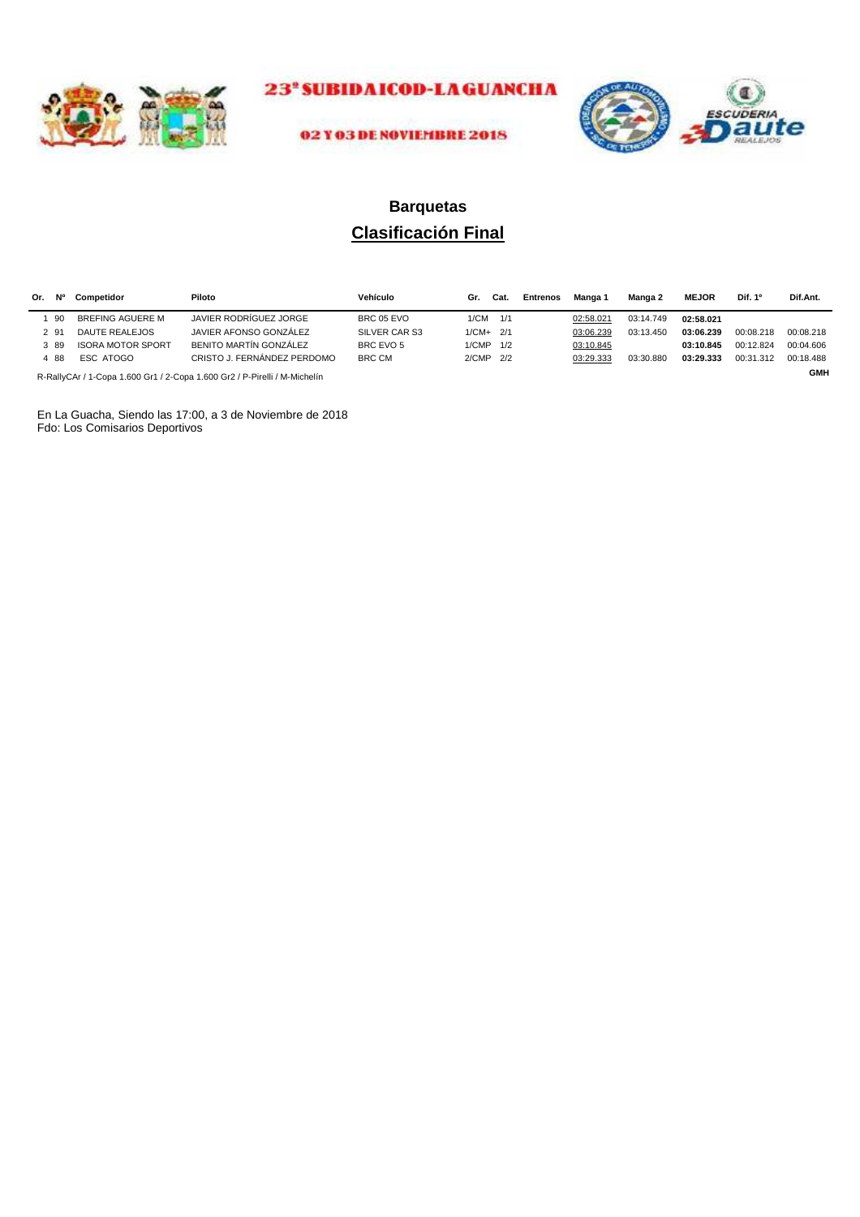23ª SUBIDA ICOD-LA GUANCHA

02 Y 03 DE NOVIEMBRE 2018

## Barquetas

## Clasificación Final

| Or. | Nº | Competidor | Piloto | Vehículo | Gr. | Cat. | Entrenos | Manga 1 | Manga 2 | MEJOR | Dif. 1º | Dif.Ant. |
|---|---|---|---|---|---|---|---|---|---|---|---|---|
| 1 | 90 | BREFING AGUERE M | JAVIER RODRÍGUEZ JORGE | BRC 05 EVO | 1/CM | 1/1 | | 02:58.021 | 03:14.749 | **02:58.021** | | |
| 2 | 91 | DAUTE REALEJOS | JAVIER AFONSO GONZÁLEZ | SILVER CAR S3 | 1/CM+ | 2/1 | | 03:06.239 | 03:13.450 | **03:06.239** | 00:08.218 | 00:08.218 |
| 3 | 89 | ISORA MOTOR SPORT | BENITO MARTÍN GONZÁLEZ | BRC EVO 5 | 1/CMP | 1/2 | | 03:10.845 | | **03:10.845** | 00:12.824 | 00:04.606 |
| 4 | 88 | ESC ATOGO | CRISTO J. FERNÁNDEZ PERDOMO | BRC CM | 2/CMP | 2/2 | | 03:29.333 | 03:30.880 | **03:29.333** | 00:31.312 | 00:18.488 |

R-RallyCAr / 1-Copa 1.600 Gr1 / 2-Copa 1.600 Gr2 / P-Pirelli / M-Michelín

**GMH**

En La Guacha, Siendo las 17:00, a 3 de Noviembre de 2018
Fdo: Los Comisarios Deportivos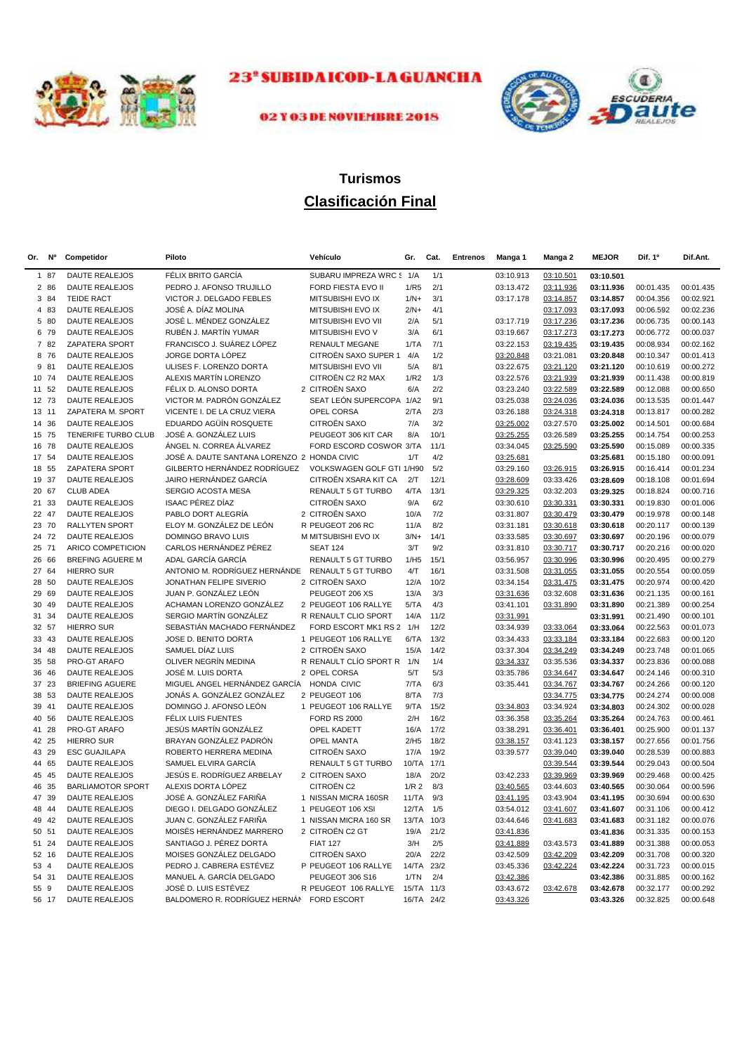**23ª SUBIDA ICOD-LA GUANCHA**

**02 Y 03 DE NOVIEMBRE 2018**

# Turismos

## Clasificación Final

| Or. | Nº | Competidor | Piloto | Vehículo | Gr. | Cat. | Entrenos | Manga 1 | Manga 2 | MEJOR | Dif. 1º | Dif.Ant. |
|---|---|---|---|---|---|---|---|---|---|---|---|---|
| 1 | 87 | DAUTE REALEJOS | FÉLIX BRITO GARCÍA | SUBARU IMPREZA WRC S | 1/A | 1/1 | | 03:10.913 | 03:10.501 | **03:10.501** | | |
| 2 | 86 | DAUTE REALEJOS | PEDRO J. AFONSO TRUJILLO | FORD FIESTA EVO II | 1/R5 | 2/1 | | 03:13.472 | 03:11.936 | **03:11.936** | 00:01.435 | 00:01.435 |
| 3 | 84 | TEIDE RACT | VICTOR J. DELGADO FEBLES | MITSUBISHI EVO IX | 1/N+ | 3/1 | | 03:17.178 | 03:14.857 | **03:14.857** | 00:04.356 | 00:02.921 |
| 4 | 83 | DAUTE REALEJOS | JOSÉ A. DÍAZ MOLINA | MITSUBISHI EVO IX | 2/N+ | 4/1 | | | 03:17.093 | **03:17.093** | 00:06.592 | 00:02.236 |
| 5 | 80 | DAUTE REALEJOS | JOSÉ L. MÉNDEZ GONZÁLEZ | MITSUBISHI EVO VII | 2/A | 5/1 | | 03:17.719 | 03:17.236 | **03:17.236** | 00:06.735 | 00:00.143 |
| 6 | 79 | DAUTE REALEJOS | RUBÉN J. MARTÍN YUMAR | MITSUBISHI EVO V | 3/A | 6/1 | | 03:19.667 | 03:17.273 | **03:17.273** | 00:06.772 | 00:00.037 |
| 7 | 82 | ZAPATERA SPORT | FRANCISCO J. SUÁREZ LÓPEZ | RENAULT MEGANE | 1/TA | 7/1 | | 03:22.153 | 03:19.435 | **03:19.435** | 00:08.934 | 00:02.162 |
| 8 | 76 | DAUTE REALEJOS | JORGE DORTA LÓPEZ | CITROËN SAXO SUPER 1 | 4/A | 1/2 | | 03:20.848 | 03:21.081 | **03:20.848** | 00:10.347 | 00:01.413 |
| 9 | 81 | DAUTE REALEJOS | ULISES F. LORENZO DORTA | MITSUBISHI EVO VII | 5/A | 8/1 | | 03:22.675 | 03:21.120 | **03:21.120** | 00:10.619 | 00:00.272 |
| 10 | 74 | DAUTE REALEJOS | ALEXIS MARTÍN LORENZO | CITROËN C2 R2 MAX | 1/R2 | 1/3 | | 03:22.576 | 03:21.939 | **03:21.939** | 00:11.438 | 00:00.819 |
| 11 | 52 | DAUTE REALEJOS | FÉLIX D. ALONSO DORTA | 2 CITROËN SAXO | 6/A | 2/2 | | 03:23.240 | 03:22.589 | **03:22.589** | 00:12.088 | 00:00.650 |
| 12 | 73 | DAUTE REALEJOS | VICTOR M. PADRÓN GONZÁLEZ | SEAT LEÓN SUPERCOPA | 1/A2 | 9/1 | | 03:25.038 | 03:24.036 | **03:24.036** | 00:13.535 | 00:01.447 |
| 13 | 11 | ZAPATERA M. SPORT | VICENTE I. DE LA CRUZ VIERA | OPEL CORSA | 2/TA | 2/3 | | 03:26.188 | 03:24.318 | **03:24.318** | 00:13.817 | 00:00.282 |
| 14 | 36 | DAUTE REALEJOS | EDUARDO AGÜÍN ROSQUETE | CITROËN SAXO | 7/A | 3/2 | | 03:25.002 | 03:27.570 | **03:25.002** | 00:14.501 | 00:00.684 |
| 15 | 75 | TENERIFE TURBO CLUB | JOSÉ A. GONZÁLEZ LUIS | PEUGEOT 306 KIT CAR | 8/A | 10/1 | | 03:25.255 | 03:26.589 | **03:25.255** | 00:14.754 | 00:00.253 |
| 16 | 78 | DAUTE REALEJOS | ÁNGEL N. CORREA ÁLVAREZ | FORD ESCORD COSWOR | 3/TA | 11/1 | | 03:34.045 | 03:25.590 | **03:25.590** | 00:15.089 | 00:00.335 |
| 17 | 54 | DAUTE REALEJOS | JOSÉ A. DAUTE SANTANA LORENZO | 2 HONDA CIVIC | 1/T | 4/2 | | 03:25.681 | | **03:25.681** | 00:15.180 | 00:00.091 |
| 18 | 55 | ZAPATERA SPORT | GILBERTO HERNÁNDEZ RODRÍGUEZ | VOLKSWAGEN GOLF GTI | 1/H90 | 5/2 | | 03:29.160 | 03:26.915 | **03:26.915** | 00:16.414 | 00:01.234 |
| 19 | 37 | DAUTE REALEJOS | JAIRO HERNÁNDEZ GARCÍA | CITROËN XSARA KIT CA | 2/T | 12/1 | | 03:28.609 | 03:33.426 | **03:28.609** | 00:18.108 | 00:01.694 |
| 20 | 67 | CLUB ADEA | SERGIO ACOSTA MESA | RENAULT 5 GT TURBO | 4/TA | 13/1 | | 03:29.325 | 03:32.203 | **03:29.325** | 00:18.824 | 00:00.716 |
| 21 | 33 | DAUTE REALEJOS | ISAAC PÉREZ DÍAZ | CITROËN SAXO | 9/A | 6/2 | | 03:30.610 | 03:30.331 | **03:30.331** | 00:19.830 | 00:01.006 |
| 22 | 47 | DAUTE REALEJOS | PABLO DORT ALEGRÍA | 2 CITROËN SAXO | 10/A | 7/2 | | 03:31.807 | 03:30.479 | **03:30.479** | 00:19.978 | 00:00.148 |
| 23 | 70 | RALLYTEN SPORT | ELOY M. GONZÁLEZ DE LEÓN | R PEUGEOT 206 RC | 11/A | 8/2 | | 03:31.181 | 03:30.618 | **03:30.618** | 00:20.117 | 00:00.139 |
| 24 | 72 | DAUTE REALEJOS | DOMINGO BRAVO LUIS | M MITSUBISHI EVO IX | 3/N+ | 14/1 | | 03:33.585 | 03:30.697 | **03:30.697** | 00:20.196 | 00:00.079 |
| 25 | 71 | ARICO COMPETICION | CARLOS HERNÁNDEZ PÉREZ | SEAT 124 | 3/T | 9/2 | | 03:31.810 | 03:30.717 | **03:30.717** | 00:20.216 | 00:00.020 |
| 26 | 66 | BREFING AGUERE M | ADAL GARCÍA GARCÍA | RENAULT 5 GT TURBO | 1/H5 | 15/1 | | 03:56.957 | 03:30.996 | **03:30.996** | 00:20.495 | 00:00.279 |
| 27 | 64 | HIERRO SUR | ANTONIO M. RODRÍGUEZ HERNÁNDE | RENAULT 5 GT TURBO | 4/T | 16/1 | | 03:31.508 | 03:31.055 | **03:31.055** | 00:20.554 | 00:00.059 |
| 28 | 50 | DAUTE REALEJOS | JONATHAN FELIPE SIVERIO | 2 CITROËN SAXO | 12/A | 10/2 | | 03:34.154 | 03:31.475 | **03:31.475** | 00:20.974 | 00:00.420 |
| 29 | 69 | DAUTE REALEJOS | JUAN P. GONZÁLEZ LEÓN | PEUGEOT 206 XS | 13/A | 3/3 | | 03:31.636 | 03:32.608 | **03:31.636** | 00:21.135 | 00:00.161 |
| 30 | 49 | DAUTE REALEJOS | ACHAMAN LORENZO GONZÁLEZ | 2 PEUGEOT 106 RALLYE | 5/TA | 4/3 | | 03:41.101 | 03:31.890 | **03:31.890** | 00:21.389 | 00:00.254 |
| 31 | 34 | DAUTE REALEJOS | SERGIO MARTÍN GONZÁLEZ | R RENAULT CLIO SPORT | 14/A | 11/2 | | 03:31.991 | | **03:31.991** | 00:21.490 | 00:00.101 |
| 32 | 57 | HIERRO SUR | SEBASTIÁN MACHADO FERNÁNDEZ | FORD ESCORT MK1 RS 2 | 1/H | 12/2 | | 03:34.939 | 03:33.064 | **03:33.064** | 00:22.563 | 00:01.073 |
| 33 | 43 | DAUTE REALEJOS | JOSE D. BENITO DORTA | 1 PEUGEOT 106 RALLYE | 6/TA | 13/2 | | 03:34.433 | 03:33.184 | **03:33.184** | 00:22.683 | 00:00.120 |
| 34 | 48 | DAUTE REALEJOS | SAMUEL DÍAZ LUIS | 2 CITROËN SAXO | 15/A | 14/2 | | 03:37.304 | 03:34.249 | **03:34.249** | 00:23.748 | 00:01.065 |
| 35 | 58 | PRO-GT ARAFO | OLIVER NEGRÍN MEDINA | R RENAULT CLÍO SPORT R | 1/N | 1/4 | | 03:34.337 | 03:35.536 | **03:34.337** | 00:23.836 | 00:00.088 |
| 36 | 46 | DAUTE REALEJOS | JOSÉ M. LUIS DORTA | 2 OPEL CORSA | 5/T | 5/3 | | 03:35.786 | 03:34.647 | **03:34.647** | 00:24.146 | 00:00.310 |
| 37 | 23 | BRIEFING AGUERE | MIGUEL ANGEL HERNÁNDEZ GARCÍA | HONDA CIVIC | 7/TA | 6/3 | | 03:35.441 | 03:34.767 | **03:34.767** | 00:24.266 | 00:00.120 |
| 38 | 53 | DAUTE REALEJOS | JONÁS A. GONZÁLEZ GONZÁLEZ | 2 PEUGEOT 106 | 8/TA | 7/3 | | | 03:34.775 | **03:34.775** | 00:24.274 | 00:00.008 |
| 39 | 41 | DAUTE REALEJOS | DOMINGO J. AFONSO LEÓN | 1 PEUGEOT 106 RALLYE | 9/TA | 15/2 | | 03:34.803 | 03:34.924 | **03:34.803** | 00:24.302 | 00:00.028 |
| 40 | 56 | DAUTE REALEJOS | FÉLIX LUIS FUENTES | FORD RS 2000 | 2/H | 16/2 | | 03:36.358 | 03:35.264 | **03:35.264** | 00:24.763 | 00:00.461 |
| 41 | 28 | PRO-GT ARAFO | JESÚS MARTÍN GONZÁLEZ | OPEL KADETT | 16/A | 17/2 | | 03:38.291 | 03:36.401 | **03:36.401** | 00:25.900 | 00:01.137 |
| 42 | 25 | HIERRO SUR | BRAYAN GONZÁLEZ PADRÓN | OPEL MANTA | 2/H5 | 18/2 | | 03:38.157 | 03:41.123 | **03:38.157** | 00:27.656 | 00:01.756 |
| 43 | 29 | ESC GUAJILAPA | ROBERTO HERRERA MEDINA | CITROËN SAXO | 17/A | 19/2 | | 03:39.577 | 03:39.040 | **03:39.040** | 00:28.539 | 00:00.883 |
| 44 | 65 | DAUTE REALEJOS | SAMUEL ELVIRA GARCÍA | RENAULT 5 GT TURBO | 10/TA | 17/1 | | | 03:39.544 | **03:39.544** | 00:29.043 | 00:00.504 |
| 45 | 45 | DAUTE REALEJOS | JESÚS E. RODRÍGUEZ ARBELAY | 2 CITROËN SAXO | 18/A | 20/2 | | 03:42.233 | 03:39.969 | **03:39.969** | 00:29.468 | 00:00.425 |
| 46 | 35 | BARLIAMOTOR SPORT | ALEXIS DORTA LÓPEZ | CITROËN C2 | 1/R 2 | 8/3 | | 03:40.565 | 03:44.603 | **03:40.565** | 00:30.064 | 00:00.596 |
| 47 | 39 | DAUTE REALEJOS | JOSÉ A. GONZÁLEZ FARIÑA | 1 NISSAN MICRA 160SR | 11/TA | 9/3 | | 03:41.195 | 03:43.904 | **03:41.195** | 00:30.694 | 00:00.630 |
| 48 | 44 | DAUTE REALEJOS | DIEGO I. DELGADO GONZÁLEZ | 1 PEUGEOT 106 XSI | 12/TA | 1/5 | | 03:54.012 | 03:41.607 | **03:41.607** | 00:31.106 | 00:00.412 |
| 49 | 42 | DAUTE REALEJOS | JUAN C. GONZÁLEZ FARIÑA | 1 NISSAN MICRA 160 SR | 13/TA | 10/3 | | 03:44.646 | 03:41.683 | **03:41.683** | 00:31.182 | 00:00.076 |
| 50 | 51 | DAUTE REALEJOS | MOISÉS HERNÁNDEZ MARRERO | 2 CITROËN C2 GT | 19/A | 21/2 | | 03:41.836 | | **03:41.836** | 00:31.335 | 00:00.153 |
| 51 | 24 | DAUTE REALEJOS | SANTIAGO J. PÉREZ DORTA | FIAT 127 | 3/H | 2/5 | | 03:41.889 | 03:43.573 | **03:41.889** | 00:31.388 | 00:00.053 |
| 52 | 16 | DAUTE REALEJOS | MOISES GONZÁLEZ DELGADO | CITROËN SAXO | 20/A | 22/2 | | 03:42.509 | 03:42.209 | **03:42.209** | 00:31.708 | 00:00.320 |
| 53 | 4 | DAUTE REALEJOS | PEDRO J. CABRERA ESTÉVEZ | P PEUGEOT 106 RALLYE | 14/TA | 23/2 | | 03:45.336 | 03:42.224 | **03:42.224** | 00:31.723 | 00:00.015 |
| 54 | 31 | DAUTE REALEJOS | MANUEL A. GARCÍA DELGADO | PEUGEOT 306 S16 | 1/TN | 2/4 | | 03:42.386 | | **03:42.386** | 00:31.885 | 00:00.162 |
| 55 | 9 | DAUTE REALEJOS | JOSÉ D. LUIS ESTÉVEZ | R PEUGEOT 106 RALLYE | 15/TA | 11/3 | | 03:43.672 | 03:42.678 | **03:42.678** | 00:32.177 | 00:00.292 |
| 56 | 17 | DAUTE REALEJOS | BALDOMERO R. RODRÍGUEZ HERNÁN | FORD ESCORT | 16/TA | 24/2 | | 03:43.326 | | **03:43.326** | 00:32.825 | 00:00.648 |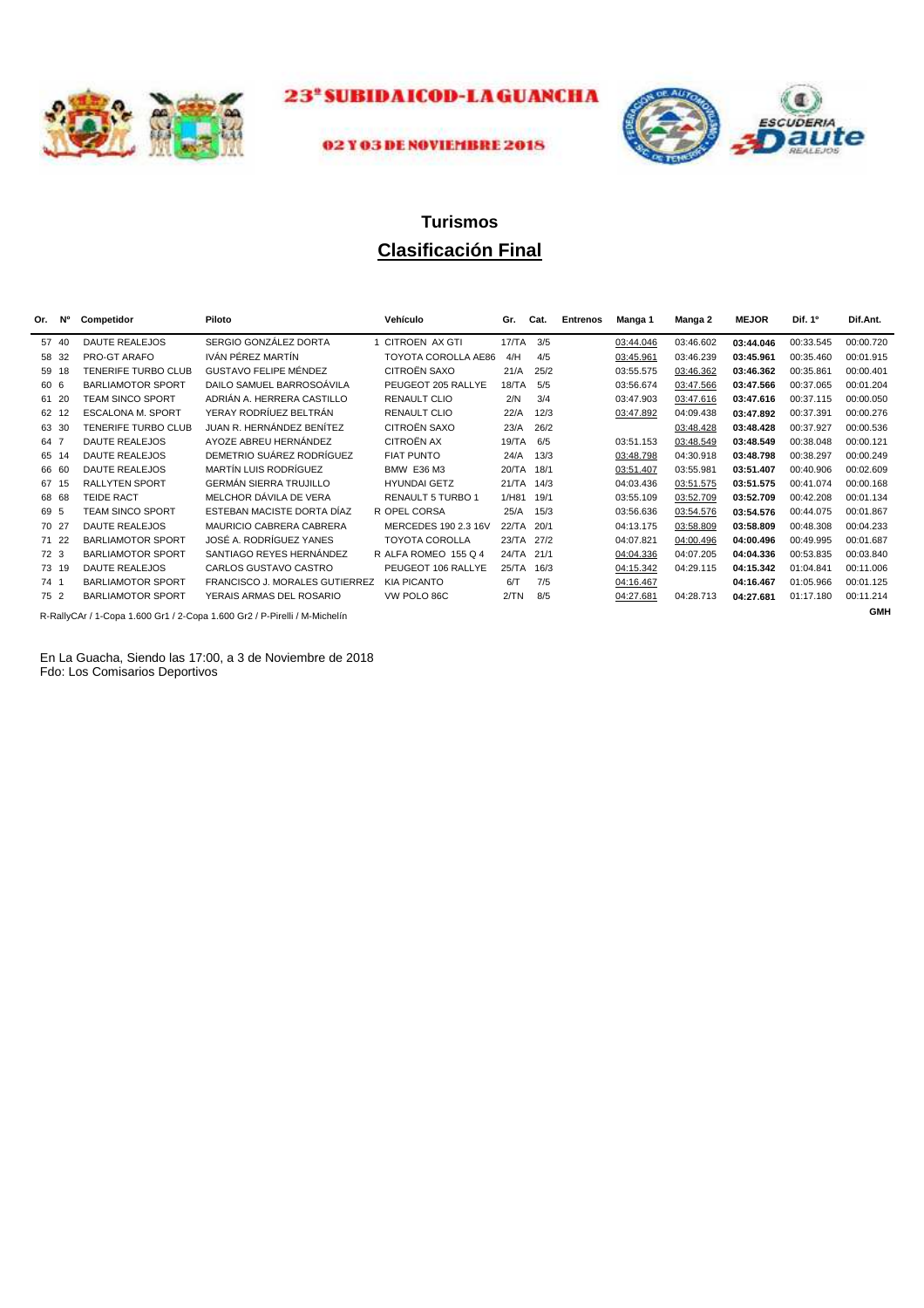# 23ª SUBIDA ICOD-LA GUANCHA

02 Y 03 DE NOVIEMBRE 2018

## Turismos

## Clasificación Final

| Or. | Nº | Competidor | Piloto | Vehículo | Gr. | Cat. | Entrenos | Manga 1 | Manga 2 | MEJOR | Dif. 1º | Dif.Ant. |
|---|---|---|---|---|---|---|---|---|---|---|---|---|
| 57 | 40 | DAUTE REALEJOS | SERGIO GONZÁLEZ DORTA | 1 CITROEN AX GTI | 17/TA | 3/5 | | 03:44.046 | 03:46.602 | **03:44.046** | 00:33.545 | 00:00.720 |
| 58 | 32 | PRO-GT ARAFO | IVÁN PÉREZ MARTÍN | TOYOTA COROLLA AE86 | 4/H | 4/5 | | 03:45.961 | 03:46.239 | **03:45.961** | 00:35.460 | 00:01.915 |
| 59 | 18 | TENERIFE TURBO CLUB | GUSTAVO FELIPE MÉNDEZ | CITROËN SAXO | 21/A | 25/2 | | 03:55.575 | 03:46.362 | **03:46.362** | 00:35.861 | 00:00.401 |
| 60 | 6 | BARLIAMOTOR SPORT | DAILO SAMUEL BARROSOÁVILA | PEUGEOT 205 RALLYE | 18/TA | 5/5 | | 03:56.674 | 03:47.566 | **03:47.566** | 00:37.065 | 00:01.204 |
| 61 | 20 | TEAM SINCO SPORT | ADRIÁN A. HERRERA CASTILLO | RENAULT CLIO | 2/N | 3/4 | | 03:47.903 | 03:47.616 | **03:47.616** | 00:37.115 | 00:00.050 |
| 62 | 12 | ESCALONA M. SPORT | YERAY RODRÍUEZ BELTRÁN | RENAULT CLIO | 22/A | 12/3 | | 03:47.892 | 04:09.438 | **03:47.892** | 00:37.391 | 00:00.276 |
| 63 | 30 | TENERIFE TURBO CLUB | JUAN R. HERNÁNDEZ BENÍTEZ | CITROËN SAXO | 23/A | 26/2 | | | 03:48.428 | **03:48.428** | 00:37.927 | 00:00.536 |
| 64 | 7 | DAUTE REALEJOS | AYOZE ABREU HERNÁNDEZ | CITROËN AX | 19/TA | 6/5 | | 03:51.153 | 03:48.549 | **03:48.549** | 00:38.048 | 00:00.121 |
| 65 | 14 | DAUTE REALEJOS | DEMETRIO SUÁREZ RODRÍGUEZ | FIAT PUNTO | 24/A | 13/3 | | 03:48.798 | 04:30.918 | **03:48.798** | 00:38.297 | 00:00.249 |
| 66 | 60 | DAUTE REALEJOS | MARTÍN LUIS RODRÍGUEZ | BMW E36 M3 | 20/TA | 18/1 | | 03:51.407 | 03:55.981 | **03:51.407** | 00:40.906 | 00:02.609 |
| 67 | 15 | RALLYTEN SPORT | GERMÁN SIERRA TRUJILLO | HYUNDAI GETZ | 21/TA | 14/3 | | 04:03.436 | 03:51.575 | **03:51.575** | 00:41.074 | 00:00.168 |
| 68 | 68 | TEIDE RACT | MELCHOR DÁVILA DE VERA | RENAULT 5 TURBO 1 | 1/H81 | 19/1 | | 03:55.109 | 03:52.709 | **03:52.709** | 00:42.208 | 00:01.134 |
| 69 | 5 | TEAM SINCO SPORT | ESTEBAN MACISTE DORTA DÍAZ | R OPEL CORSA | 25/A | 15/3 | | 03:56.636 | 03:54.576 | **03:54.576** | 00:44.075 | 00:01.867 |
| 70 | 27 | DAUTE REALEJOS | MAURICIO CABRERA CABRERA | MERCEDES 190 2.3 16V | 22/TA | 20/1 | | 04:13.175 | 03:58.809 | **03:58.809** | 00:48.308 | 00:04.233 |
| 71 | 22 | BARLIAMOTOR SPORT | JOSÉ A. RODRÍGUEZ YANES | TOYOTA COROLLA | 23/TA | 27/2 | | 04:07.821 | 04:00.496 | **04:00.496** | 00:49.995 | 00:01.687 |
| 72 | 3 | BARLIAMOTOR SPORT | SANTIAGO REYES HERNÁNDEZ | R ALFA ROMEO 155 Q 4 | 24/TA | 21/1 | | 04:04.336 | 04:07.205 | **04:04.336** | 00:53.835 | 00:03.840 |
| 73 | 19 | DAUTE REALEJOS | CARLOS GUSTAVO CASTRO | PEUGEOT 106 RALLYE | 25/TA | 16/3 | | 04:15.342 | 04:29.115 | **04:15.342** | 01:04.841 | 00:11.006 |
| 74 | 1 | BARLIAMOTOR SPORT | FRANCISCO J. MORALES GUTIERREZ | KIA PICANTO | 6/T | 7/5 | | 04:16.467 | | **04:16.467** | 01:05.966 | 00:01.125 |
| 75 | 2 | BARLIAMOTOR SPORT | YERAIS ARMAS DEL ROSARIO | VW POLO 86C | 2/TN | 8/5 | | 04:27.681 | 04:28.713 | **04:27.681** | 01:17.180 | 00:11.214 |

R-RallyCAr / 1-Copa 1.600 Gr1 / 2-Copa 1.600 Gr2 / P-Pirelli / M-Michelín

GMH

En La Guacha, Siendo las 17:00, a 3 de Noviembre de 2018
Fdo: Los Comisarios Deportivos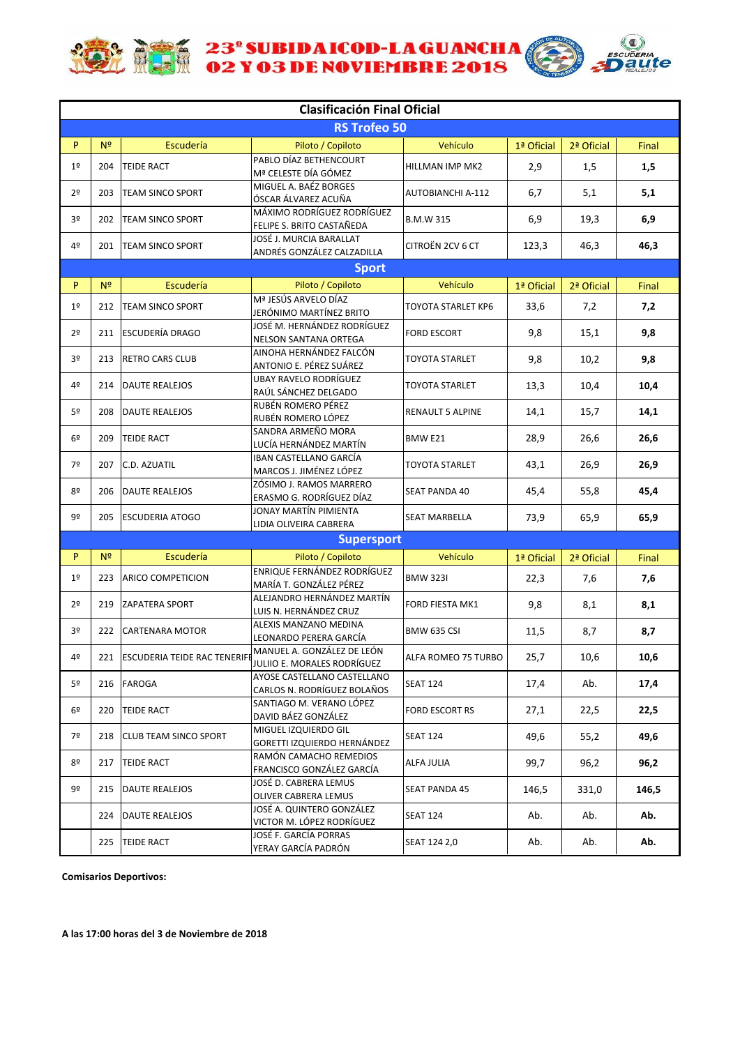# 23° SUBIDA ICOD-LA GUANCHA
## 02 Y 03 DE NOVIEMBRE 2018

| P | Nº | Escudería | Piloto / Copiloto | Vehículo | 1ª Oficial | 2ª Oficial | Final |
|---|---|---|---|---|---|---|---|
| **Clasificación Final Oficial** | | | | | | | |
| **RS Trofeo 50** | | | | | | | |
| 1º | 204 | TEIDE RACT | PABLO DÍAZ BETHENCOURT<br>Mª CELESTE DÍA GÓMEZ | HILLMAN IMP MK2 | 2,9 | 1,5 | **1,5** |
| 2º | 203 | TEAM SINCO SPORT | MIGUEL A. BAÉZ BORGES<br>ÓSCAR ÁLVAREZ ACUÑA | AUTOBIANCHI A-112 | 6,7 | 5,1 | **5,1** |
| 3º | 202 | TEAM SINCO SPORT | MÁXIMO RODRÍGUEZ RODRÍGUEZ<br>FELIPE S. BRITO CASTAÑEDA | B.M.W 315 | 6,9 | 19,3 | **6,9** |
| 4º | 201 | TEAM SINCO SPORT | JOSÉ J. MURCIA BARALLAT<br>ANDRÉS GONZÁLEZ CALZADILLA | CITROËN 2CV 6 CT | 123,3 | 46,3 | **46,3** |
| **Sport** | | | | | | | |
| P | Nº | Escudería | Piloto / Copiloto | Vehículo | 1ª Oficial | 2ª Oficial | Final |
| 1º | 212 | TEAM SINCO SPORT | Mª JESÚS ARVELO DÍAZ<br>JERÓNIMO MARTÍNEZ BRITO | TOYOTA STARLET KP6 | 33,6 | 7,2 | **7,2** |
| 2º | 211 | ESCUDERÍA DRAGO | JOSÉ M. HERNÁNDEZ RODRÍGUEZ<br>NELSON SANTANA ORTEGA | FORD ESCORT | 9,8 | 15,1 | **9,8** |
| 3º | 213 | RETRO CARS CLUB | AINOHA HERNÁNDEZ FALCÓN<br>ANTONIO E. PÉREZ SUÁREZ | TOYOTA STARLET | 9,8 | 10,2 | **9,8** |
| 4º | 214 | DAUTE REALEJOS | UBAY RAVELO RODRÍGUEZ<br>RAÚL SÁNCHEZ DELGADO | TOYOTA STARLET | 13,3 | 10,4 | **10,4** |
| 5º | 208 | DAUTE REALEJOS | RUBÉN ROMERO PÉREZ<br>RUBÉN ROMERO LÓPEZ | RENAULT 5 ALPINE | 14,1 | 15,7 | **14,1** |
| 6º | 209 | TEIDE RACT | SANDRA ARMEÑO MORA<br>LUCÍA HERNÁNDEZ MARTÍN | BMW E21 | 28,9 | 26,6 | **26,6** |
| 7º | 207 | C.D. AZUATIL | IBAN CASTELLANO GARCÍA<br>MARCOS J. JIMÉNEZ LÓPEZ | TOYOTA STARLET | 43,1 | 26,9 | **26,9** |
| 8º | 206 | DAUTE REALEJOS | ZÓSIMO J. RAMOS MARRERO<br>ERASMO G. RODRÍGUEZ DÍAZ | SEAT PANDA 40 | 45,4 | 55,8 | **45,4** |
| 9º | 205 | ESCUDERIA ATOGO | JONAY MARTÍN PIMIENTA<br>LIDIA OLIVEIRA CABRERA | SEAT MARBELLA | 73,9 | 65,9 | **65,9** |
| **Supersport** | | | | | | | |
| P | Nº | Escudería | Piloto / Copiloto | Vehículo | 1ª Oficial | 2ª Oficial | Final |
| 1º | 223 | ARICO COMPETICION | ENRIQUE FERNÁNDEZ RODRÍGUEZ<br>MARÍA T. GONZÁLEZ PÉREZ | BMW 323I | 22,3 | 7,6 | **7,6** |
| 2º | 219 | ZAPATERA SPORT | ALEJANDRO HERNÁNDEZ MARTÍN<br>LUIS N. HERNÁNDEZ CRUZ | FORD FIESTA MK1 | 9,8 | 8,1 | **8,1** |
| 3º | 222 | CARTENARA MOTOR | ALEXIS MANZANO MEDINA<br>LEONARDO PERERA GARCÍA | BMW 635 CSI | 11,5 | 8,7 | **8,7** |
| 4º | 221 | ESCUDERIA TEIDE RAC TENERIFE | MANUEL A. GONZÁLEZ DE LEÓN<br>JULIIO E. MORALES RODRÍGUEZ | ALFA ROMEO 75 TURBO | 25,7 | 10,6 | **10,6** |
| 5º | 216 | FAROGA | AYOSE CASTELLANO CASTELLANO<br>CARLOS N. RODRÍGUEZ BOLAÑOS | SEAT 124 | 17,4 | Ab. | **17,4** |
| 6º | 220 | TEIDE RACT | SANTIAGO M. VERANO LÓPEZ<br>DAVID BÁEZ GONZÁLEZ | FORD ESCORT RS | 27,1 | 22,5 | **22,5** |
| 7º | 218 | CLUB TEAM SINCO SPORT | MIGUEL IZQUIERDO GIL<br>GORETTI IZQUIERDO HERNÁNDEZ | SEAT 124 | 49,6 | 55,2 | **49,6** |
| 8º | 217 | TEIDE RACT | RAMÓN CAMACHO REMEDIOS<br>FRANCISCO GONZÁLEZ GARCÍA | ALFA JULIA | 99,7 | 96,2 | **96,2** |
| 9º | 215 | DAUTE REALEJOS | JOSÉ D. CABRERA LEMUS<br>OLIVER CABRERA LEMUS | SEAT PANDA 45 | 146,5 | 331,0 | **146,5** |
| | 224 | DAUTE REALEJOS | JOSÉ A. QUINTERO GONZÁLEZ<br>VICTOR M. LÓPEZ RODRÍGUEZ | SEAT 124 | Ab. | Ab. | **Ab.** |
| | 225 | TEIDE RACT | JOSÉ F. GARCÍA PORRAS<br>YERAY GARCÍA PADRÓN | SEAT 124 2,0 | Ab. | Ab. | **Ab.** |

**Comisarios Deportivos:**

**A las 17:00 horas del 3 de Noviembre de 2018**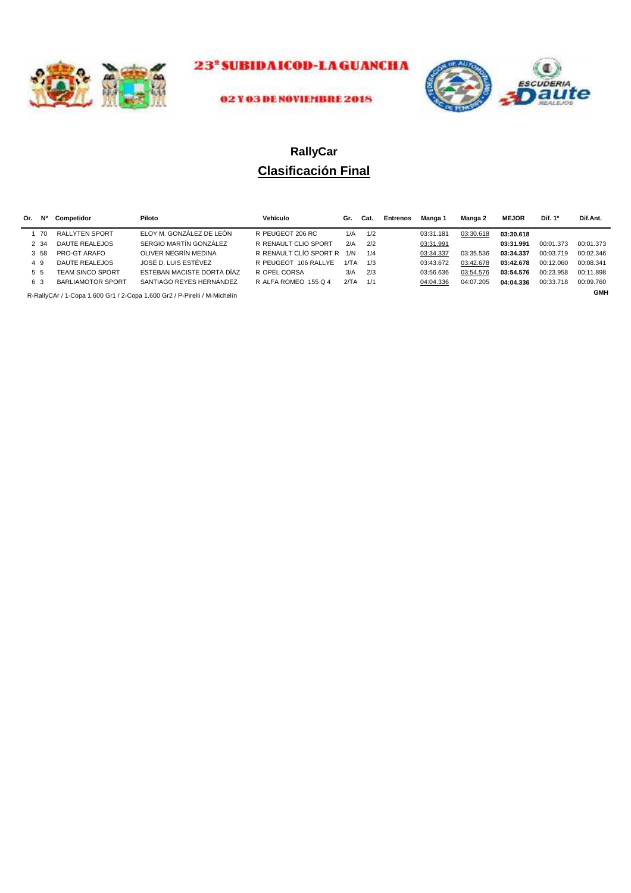23ª SUBIDA ICOD-LA GUANCHA

02 Y 03 DE NOVIEMBRE 2018

## RallyCar

## Clasificación Final

| Or. | Nº | Competidor | Piloto | Vehículo | Gr. | Cat. | Entrenos | Manga 1 | Manga 2 | MEJOR | Dif. 1º | Dif.Ant. |
|---|---|---|---|---|---|---|---|---|---|---|---|---|
| 1 | 70 | RALLYTEN SPORT | ELOY M. GONZÁLEZ DE LEÓN | R PEUGEOT 206 RC | 1/A | 1/2 | | 03:31.181 | 03:30.618 | **03:30.618** | | |
| 2 | 34 | DAUTE REALEJOS | SERGIO MARTÍN GONZÁLEZ | R RENAULT CLIO SPORT | 2/A | 2/2 | | 03:31.991 | | **03:31.991** | 00:01.373 | 00:01.373 |
| 3 | 58 | PRO-GT ARAFO | OLIVER NEGRÍN MEDINA | R RENAULT CLÍO SPORT R | 1/N | 1/4 | | 03:34.337 | 03:35.536 | **03:34.337** | 00:03.719 | 00:02.346 |
| 4 | 9 | DAUTE REALEJOS | JOSÉ D. LUIS ESTÉVEZ | R PEUGEOT 106 RALLYE | 1/TA | 1/3 | | 03:43.672 | 03:42.678 | **03:42.678** | 00:12.060 | 00:08.341 |
| 5 | 5 | TEAM SINCO SPORT | ESTEBAN MACISTE DORTA DÍAZ | R OPEL CORSA | 3/A | 2/3 | | 03:56.636 | 03:54.576 | **03:54.576** | 00:23.958 | 00:11.898 |
| 6 | 3 | BARLIAMOTOR SPORT | SANTIAGO REYES HERNÁNDEZ | R ALFA ROMEO 155 Q 4 | 2/TA | 1/1 | | 04:04.336 | 04:07.205 | **04:04.336** | 00:33.718 | 00:09.760 |

R-RallyCAr / 1-Copa 1.600 Gr1 / 2-Copa 1.600 Gr2 / P-Pirelli / M-Michelín

**GMH**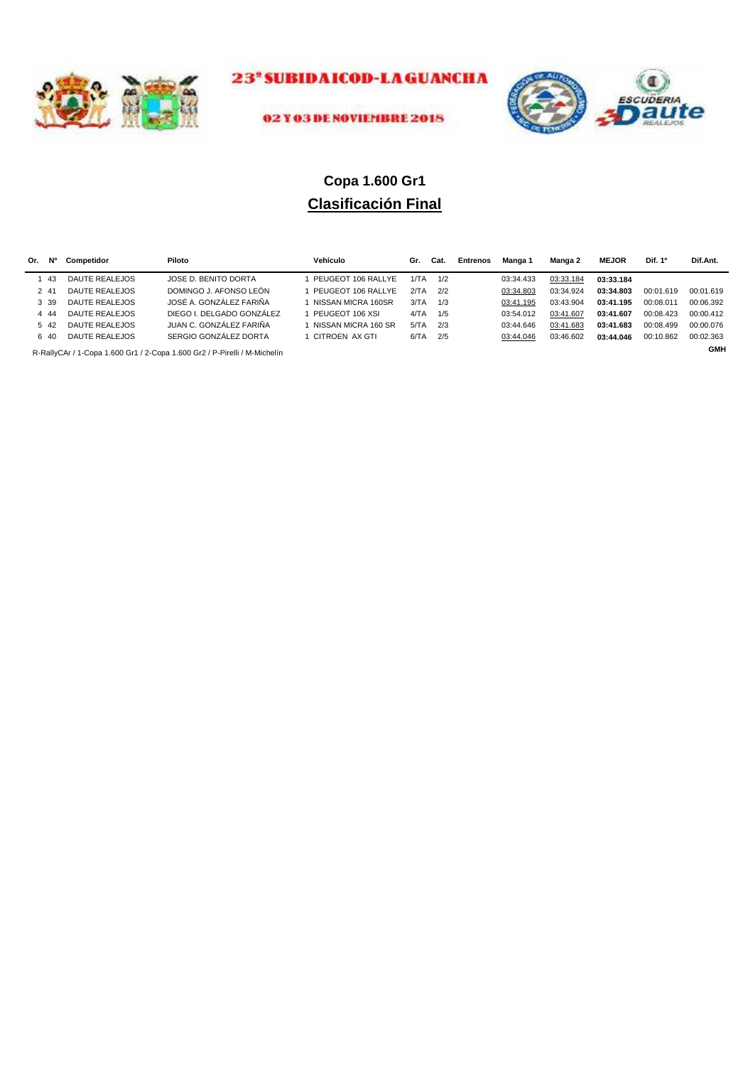23ª SUBIDA ICOD-LA GUANCHA

02 Y 03 DE NOVIEMBRE 2018

## Copa 1.600 Gr1

## Clasificación Final

| Or. | Nº | Competidor | Piloto | Vehículo | Gr. | Cat. | Entrenos | Manga 1 | Manga 2 | MEJOR | Dif. 1º | Dif.Ant. |
|---|---|---|---|---|---|---|---|---|---|---|---|---|
| 1 | 43 | DAUTE REALEJOS | JOSE D. BENITO DORTA | 1 PEUGEOT 106 RALLYE | 1/TA | 1/2 | | 03:34.433 | 03:33.184 | **03:33.184** | | |
| 2 | 41 | DAUTE REALEJOS | DOMINGO J. AFONSO LEÓN | 1 PEUGEOT 106 RALLYE | 2/TA | 2/2 | | 03:34.803 | 03:34.924 | **03:34.803** | 00:01.619 | 00:01.619 |
| 3 | 39 | DAUTE REALEJOS | JOSÉ A. GONZÁLEZ FARIÑA | 1 NISSAN MICRA 160SR | 3/TA | 1/3 | | 03:41.195 | 03:43.904 | **03:41.195** | 00:08.011 | 00:06.392 |
| 4 | 44 | DAUTE REALEJOS | DIEGO I. DELGADO GONZÁLEZ | 1 PEUGEOT 106 XSI | 4/TA | 1/5 | | 03:54.012 | 03:41.607 | **03:41.607** | 00:08.423 | 00:00.412 |
| 5 | 42 | DAUTE REALEJOS | JUAN C. GONZÁLEZ FARIÑA | 1 NISSAN MICRA 160 SR | 5/TA | 2/3 | | 03:44.646 | 03:41.683 | **03:41.683** | 00:08.499 | 00:00.076 |
| 6 | 40 | DAUTE REALEJOS | SERGIO GONZÁLEZ DORTA | 1 CITROEN AX GTI | 6/TA | 2/5 | | 03:44.046 | 03:46.602 | **03:44.046** | 00:10.862 | 00:02.363 |

R-RallyCAr / 1-Copa 1.600 Gr1 / 2-Copa 1.600 Gr2 / P-Pirelli / M-Michelín

**GMH**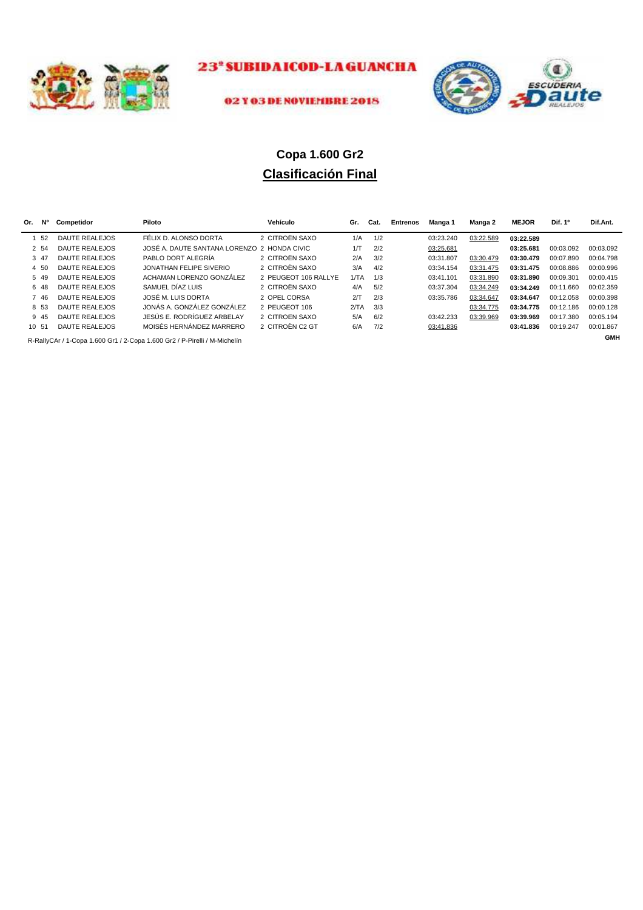23ª SUBIDA ICOD-LA GUANCHA

02 Y 03 DE NOVIEMBRE 2018

# Copa 1.600 Gr2

## Clasificación Final

| Or. | Nº | Competidor | Piloto | Vehículo | Gr. | Cat. | Entrenos | Manga 1 | Manga 2 | MEJOR | Dif. 1º | Dif.Ant. |
|---|---|---|---|---|---|---|---|---|---|---|---|---|
| 1 | 52 | DAUTE REALEJOS | FÉLIX D. ALONSO DORTA | 2 CITROËN SAXO | 1/A | 1/2 | | 03:23.240 | 03:22.589 | **03:22.589** | | |
| 2 | 54 | DAUTE REALEJOS | JOSÉ A. DAUTE SANTANA LORENZO | 2 HONDA CIVIC | 1/T | 2/2 | | 03:25.681 | | **03:25.681** | 00:03.092 | 00:03.092 |
| 3 | 47 | DAUTE REALEJOS | PABLO DORT ALEGRÍA | 2 CITROËN SAXO | 2/A | 3/2 | | 03:31.807 | 03:30.479 | **03:30.479** | 00:07.890 | 00:04.798 |
| 4 | 50 | DAUTE REALEJOS | JONATHAN FELIPE SIVERIO | 2 CITROËN SAXO | 3/A | 4/2 | | 03:34.154 | 03:31.475 | **03:31.475** | 00:08.886 | 00:00.996 |
| 5 | 49 | DAUTE REALEJOS | ACHAMAN LORENZO GONZÁLEZ | 2 PEUGEOT 106 RALLYE | 1/TA | 1/3 | | 03:41.101 | 03:31.890 | **03:31.890** | 00:09.301 | 00:00.415 |
| 6 | 48 | DAUTE REALEJOS | SAMUEL DÍAZ LUIS | 2 CITROËN SAXO | 4/A | 5/2 | | 03:37.304 | 03:34.249 | **03:34.249** | 00:11.660 | 00:02.359 |
| 7 | 46 | DAUTE REALEJOS | JOSÉ M. LUIS DORTA | 2 OPEL CORSA | 2/T | 2/3 | | 03:35.786 | 03:34.647 | **03:34.647** | 00:12.058 | 00:00.398 |
| 8 | 53 | DAUTE REALEJOS | JONÁS A. GONZÁLEZ GONZÁLEZ | 2 PEUGEOT 106 | 2/TA | 3/3 | | | 03:34.775 | **03:34.775** | 00:12.186 | 00:00.128 |
| 9 | 45 | DAUTE REALEJOS | JESÚS E. RODRÍGUEZ ARBELAY | 2 CITROEN SAXO | 5/A | 6/2 | | 03:42.233 | 03:39.969 | **03:39.969** | 00:17.380 | 00:05.194 |
| 10 | 51 | DAUTE REALEJOS | MOISÉS HERNÁNDEZ MARRERO | 2 CITROËN C2 GT | 6/A | 7/2 | | 03:41.836 | | **03:41.836** | 00:19.247 | 00:01.867 |

R-RallyCAr / 1-Copa 1.600 Gr1 / 2-Copa 1.600 Gr2 / P-Pirelli / M-Michelín

**GMH**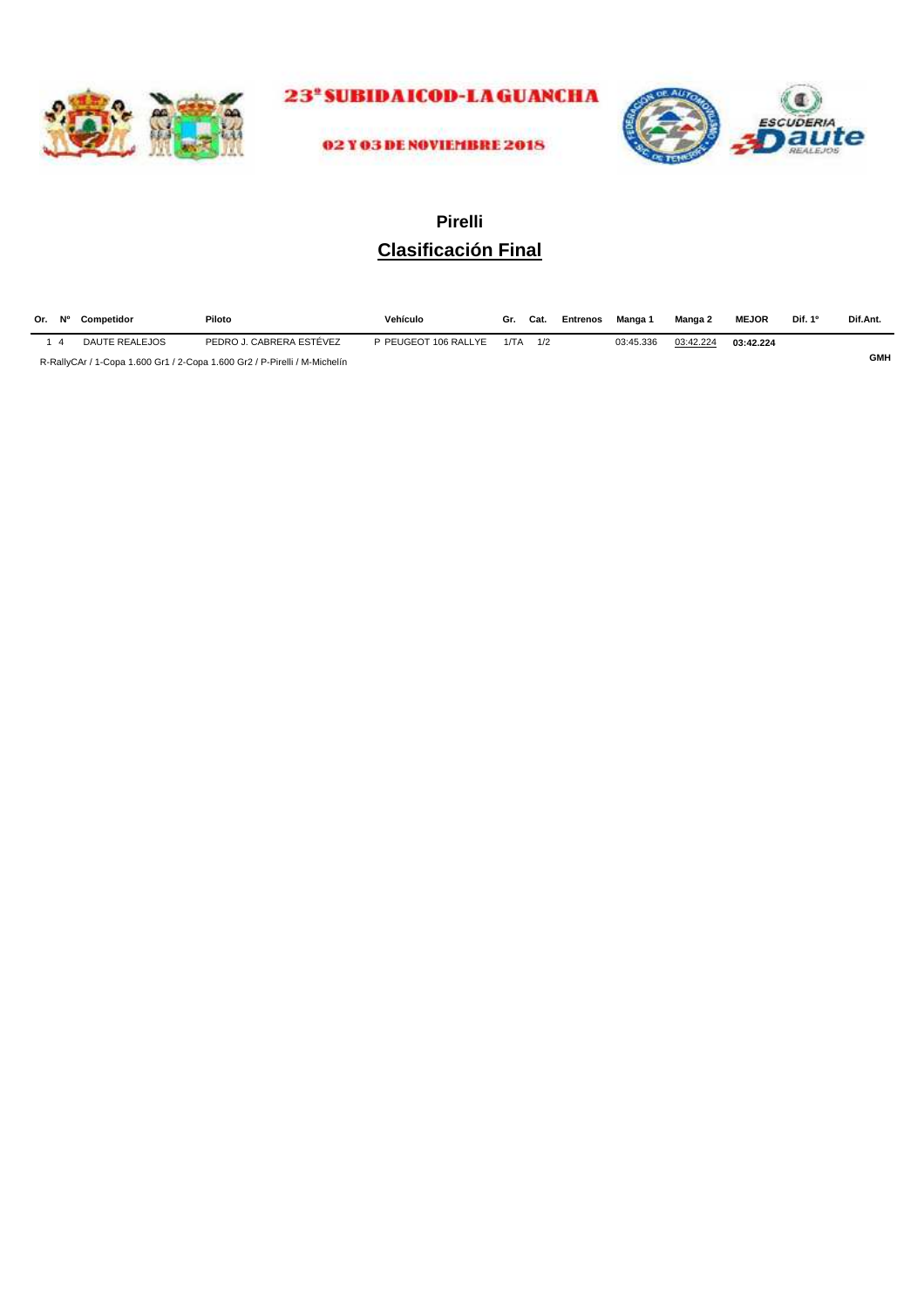23ª SUBIDA ICOD-LA GUANCHA

02 Y 03 DE NOVIEMBRE 2018

## Pirelli

## Clasificación Final

| Or. | Nº | Competidor | Piloto | Vehículo | Gr. | Cat. | Entrenos | Manga 1 | Manga 2 | MEJOR | Dif. 1º | Dif.Ant. |
|---|---|---|---|---|---|---|---|---|---|---|---|---|
| 1 | 4 | DAUTE REALEJOS | PEDRO J. CABRERA ESTÉVEZ | P PEUGEOT 106 RALLYE | 1/TA | 1/2 | | 03:45.336 | 03:42.224 | **03:42.224** | | |

R-RallyCAr / 1-Copa 1.600 Gr1 / 2-Copa 1.600 Gr2 / P-Pirelli / M-Michelín

**GMH**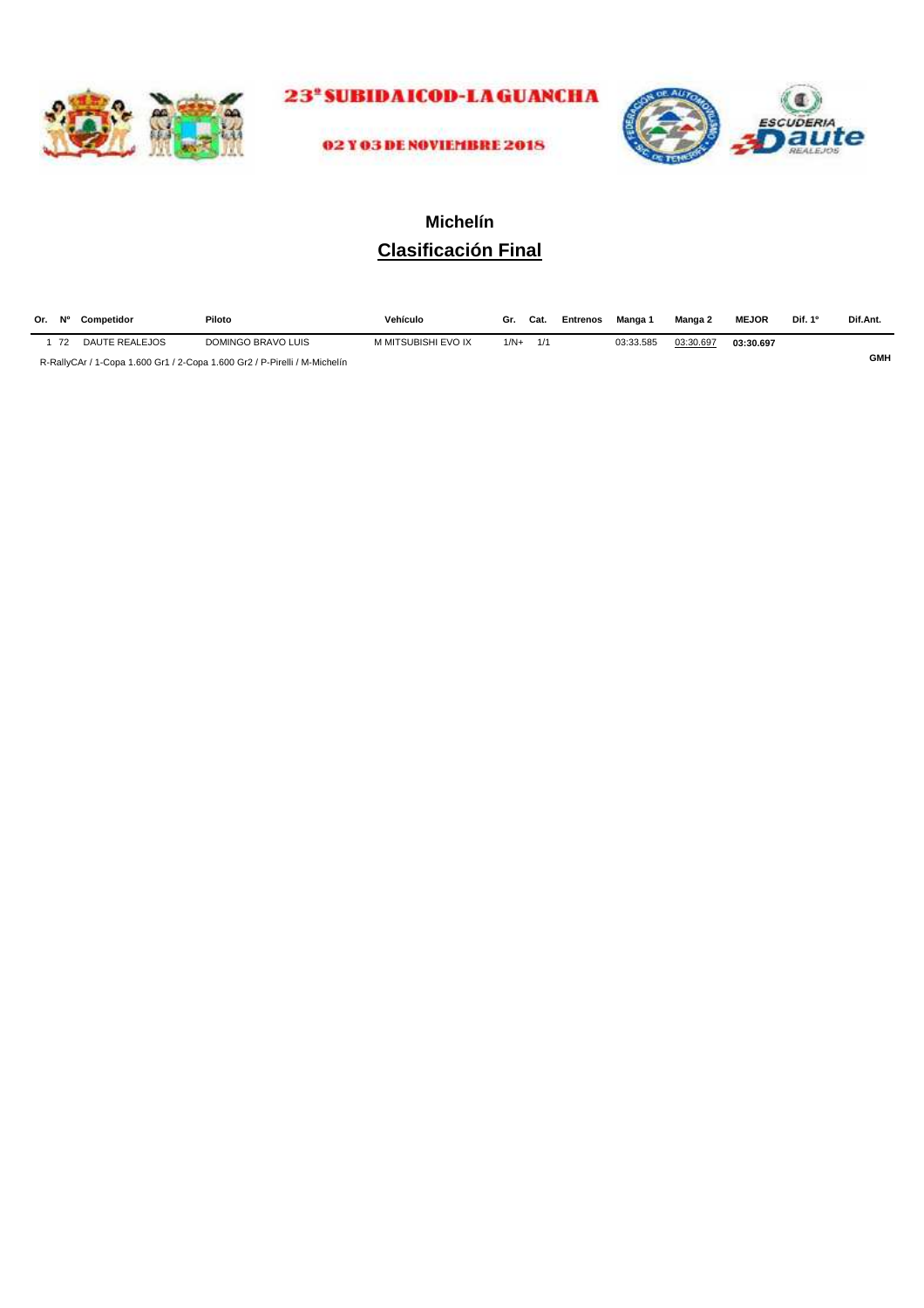23ª SUBIDA ICOD-LA GUANCHA

02 Y 03 DE NOVIEMBRE 2018

## Michelín

## Clasificación Final

| Or. | Nº | Competidor | Piloto | Vehículo | Gr. | Cat. | Entrenos | Manga 1 | Manga 2 | MEJOR | Dif. 1º | Dif.Ant. |
|---|---|---|---|---|---|---|---|---|---|---|---|---|
| 1 | 72 | DAUTE REALEJOS | DOMINGO BRAVO LUIS | M MITSUBISHI EVO IX | 1/N+ | 1/1 | | 03:33.585 | 03:30.697 | **03:30.697** | | |

R-RallyCAr / 1-Copa 1.600 Gr1 / 2-Copa 1.600 Gr2 / P-Pirelli / M-Michelín

**GMH**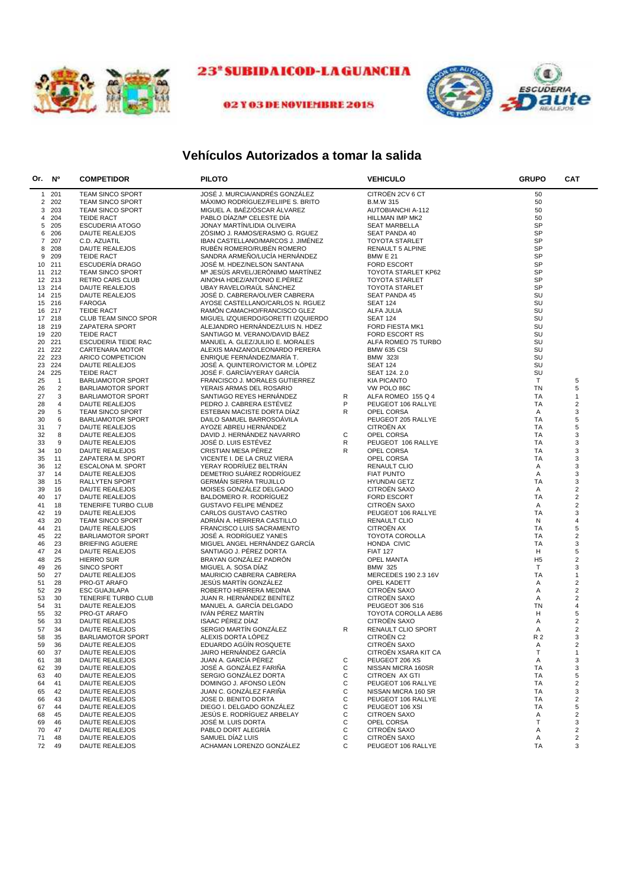# 23ª SUBIDA ICOD-LA GUANCHA

02 Y 03 DE NOVIEMBRE 2018

## Vehículos Autorizados a tomar la salida

| Or. | Nº | COMPETIDOR | PILOTO | | VEHICULO | GRUPO | CAT |
|---|---|---|---|---|---|---|---|
| 1 | 201 | TEAM SINCO SPORT | JOSÉ J. MURCIA/ANDRÉS GONZÁLEZ | | CITROËN 2CV 6 CT | 50 | |
| 2 | 202 | TEAM SINCO SPORT | MÁXIMO RODRÍGUEZ/FELIIPE S. BRITO | | B.M.W 315 | 50 | |
| 3 | 203 | TEAM SINCO SPORT | MIGUEL A. BAÉZ/ÓSCAR ÁLVAREZ | | AUTOBIANCHI A-112 | 50 | |
| 4 | 204 | TEIDE RACT | PABLO DÍAZ/Mª CELESTE DÍA | | HILLMAN IMP MK2 | 50 | |
| 5 | 205 | ESCUDERIA ATOGO | JONAY MARTÍN/LIDIA OLIVEIRA | | SEAT MARBELLA | SP | |
| 6 | 206 | DAUTE REALEJOS | ZÓSIMO J. RAMOS/ERASMO G. RGUEZ | | SEAT PANDA 40 | SP | |
| 7 | 207 | C.D. AZUATIL | IBAN CASTELLANO/MARCOS J. JIMÉNEZ | | TOYOTA STARLET | SP | |
| 8 | 208 | DAUTE REALEJOS | RUBÉN ROMERO/RUBÉN ROMERO | | RENAULT 5 ALPINE | SP | |
| 9 | 209 | TEIDE RACT | SANDRA ARMEÑO/LUCÍA HERNÁNDEZ | | BMW E 21 | SP | |
| 10 | 211 | ESCUDERÍA DRAGO | JOSÉ M. HDEZ/NELSON SANTANA | | FORD ESCORT | SP | |
| 11 | 212 | TEAM SINCO SPORT | Mª JESÚS ARVEL/JERÓNIMO MARTÍNEZ | | TOYOTA STARLET KP62 | SP | |
| 12 | 213 | RETRO CARS CLUB | AINOHA HDEZ/ANTONIO E.PÉREZ | | TOYOTA STARLET | SP | |
| 13 | 214 | DAUTE REALEJOS | UBAY RAVELO/RAÚL SÁNCHEZ | | TOYOTA STARLET | SP | |
| 14 | 215 | DAUTE REALEJOS | JOSÉ D. CABRERA/OLIVER CABRERA | | SEAT PANDA 45 | SU | |
| 15 | 216 | FAROGA | AYOSE CASTELLANO/CARLOS N. RGUEZ | | SEAT 124 | SU | |
| 16 | 217 | TEIDE RACT | RAMÓN CAMACHO/FRANCISCO GLEZ | | ALFA JULIA | SU | |
| 17 | 218 | CLUB TEAM SINCO SPOR | MIGUEL IZQUIERDO/GORETTI IZQUIERDO | | SEAT 124 | SU | |
| 18 | 219 | ZAPATERA SPORT | ALEJANDRO HERNÁNDEZ/LUIS N. HDEZ | | FORD FIESTA MK1 | SU | |
| 19 | 220 | TEIDE RACT | SANTIAGO M. VERANO/DAVID BÁEZ | | FORD ESCORT RS | SU | |
| 20 | 221 | ESCUDERIA TEIDE RAC | MANUEL A. GLEZ/JULIIO E. MORALES | | ALFA ROMEO 75 TURBO | SU | |
| 21 | 222 | CARTENARA MOTOR | ALEXIS MANZANO/LEONARDO PERERA | | BMW 635 CSI | SU | |
| 22 | 223 | ARICO COMPETICION | ENRIQUE FERNÁNDEZ/MARÍA T. | | BMW 323I | SU | |
| 23 | 224 | DAUTE REALEJOS | JOSÉ A. QUINTERO/VICTOR M. LÓPEZ | | SEAT 124 | SU | |
| 24 | 225 | TEIDE RACT | JOSÉ F. GARCÍA/YERAY GARCÍA | | SEAT 124. 2.0 | SU | |
| 25 | 1 | BARLIAMOTOR SPORT | FRANCISCO J. MORALES GUTIERREZ | | KIA PICANTO | T | 5 |
| 26 | 2 | BARLIAMOTOR SPORT | YERAIS ARMAS DEL ROSARIO | | VW POLO 86C | TN | 5 |
| 27 | 3 | BARLIAMOTOR SPORT | SANTIAGO REYES HERNÁNDEZ | R | ALFA ROMEO 155 Q 4 | TA | 1 |
| 28 | 4 | DAUTE REALEJOS | PEDRO J. CABRERA ESTÉVEZ | P | PEUGEOT 106 RALLYE | TA | 2 |
| 29 | 5 | TEAM SINCO SPORT | ESTEBAN MACISTE DORTA DÍAZ | R | OPEL CORSA | A | 3 |
| 30 | 6 | BARLIAMOTOR SPORT | DAILO SAMUEL BARROSOÁVILA | | PEUGEOT 205 RALLYE | TA | 5 |
| 31 | 7 | DAUTE REALEJOS | AYOZE ABREU HERNÁNDEZ | | CITROËN AX | TA | 5 |
| 32 | 8 | DAUTE REALEJOS | DAVID J. HERNÁNDEZ NAVARRO | C | OPEL CORSA | TA | 3 |
| 33 | 9 | DAUTE REALEJOS | JOSÉ D. LUIS ESTÉVEZ | R | PEUGEOT 106 RALLYE | TA | 3 |
| 34 | 10 | DAUTE REALEJOS | CRISTIAN MESA PÉREZ | R | OPEL CORSA | TA | 3 |
| 35 | 11 | ZAPATERA M. SPORT | VICENTE I. DE LA CRUZ VIERA | | OPEL CORSA | TA | 3 |
| 36 | 12 | ESCALONA M. SPORT | YERAY RODRÍUEZ BELTRÁN | | RENAULT CLIO | A | 3 |
| 37 | 14 | DAUTE REALEJOS | DEMETRIO SUÁREZ RODRÍGUEZ | | FIAT PUNTO | A | 3 |
| 38 | 15 | RALLYTEN SPORT | GERMÁN SIERRA TRUJILLO | | HYUNDAI GETZ | TA | 3 |
| 39 | 16 | DAUTE REALEJOS | MOISES GONZÁLEZ DELGADO | | CITROËN SAXO | A | 2 |
| 40 | 17 | DAUTE REALEJOS | BALDOMERO R. RODRÍGUEZ | | FORD ESCORT | TA | 2 |
| 41 | 18 | TENERIFE TURBO CLUB | GUSTAVO FELIPE MÉNDEZ | | CITROËN SAXO | A | 2 |
| 42 | 19 | DAUTE REALEJOS | CARLOS GUSTAVO CASTRO | | PEUGEOT 106 RALLYE | TA | 3 |
| 43 | 20 | TEAM SINCO SPORT | ADRIÁN A. HERRERA CASTILLO | | RENAULT CLIO | N | 4 |
| 44 | 21 | DAUTE REALEJOS | FRANCISCO LUIS SACRAMENTO | | CITROËN AX | TA | 5 |
| 45 | 22 | BARLIAMOTOR SPORT | JOSÉ A. RODRÍGUEZ YANES | | TOYOTA COROLLA | TA | 2 |
| 46 | 23 | BRIEFING AGUERE | MIGUEL ANGEL HERNÁNDEZ GARCÍA | | HONDA CIVIC | TA | 3 |
| 47 | 24 | DAUTE REALEJOS | SANTIAGO J. PÉREZ DORTA | | FIAT 127 | H | 5 |
| 48 | 25 | HIERRO SUR | BRAYAN GONZÁLEZ PADRÓN | | OPEL MANTA | H5 | 2 |
| 49 | 26 | SINCO SPORT | MIGUEL A. SOSA DÍAZ | | BMW 325 | T | 3 |
| 50 | 27 | DAUTE REALEJOS | MAURICIO CABRERA CABRERA | | MERCEDES 190 2.3 16V | TA | 1 |
| 51 | 28 | PRO-GT ARAFO | JESÚS MARTÍN GONZÁLEZ | | OPEL KADETT | A | 2 |
| 52 | 29 | ESC GUAJILAPA | ROBERTO HERRERA MEDINA | | CITROËN SAXO | A | 2 |
| 53 | 30 | TENERIFE TURBO CLUB | JUAN R. HERNÁNDEZ BENÍTEZ | | CITROËN SAXO | A | 2 |
| 54 | 31 | DAUTE REALEJOS | MANUEL A. GARCÍA DELGADO | | PEUGEOT 306 S16 | TN | 4 |
| 55 | 32 | PRO-GT ARAFO | IVÁN PÉREZ MARTÍN | | TOYOTA COROLLA AE86 | H | 5 |
| 56 | 33 | DAUTE REALEJOS | ISAAC PÉREZ DÍAZ | | CITROËN SAXO | A | 2 |
| 57 | 34 | DAUTE REALEJOS | SERGIO MARTÍN GONZÁLEZ | R | RENAULT CLIO SPORT | A | 2 |
| 58 | 35 | BARLIAMOTOR SPORT | ALEXIS DORTA LÓPEZ | | CITROËN C2 | R 2 | 3 |
| 59 | 36 | DAUTE REALEJOS | EDUARDO AGÜÍN ROSQUETE | | CITROËN SAXO | A | 2 |
| 60 | 37 | DAUTE REALEJOS | JAIRO HERNÁNDEZ GARCÍA | | CITROËN XSARA KIT CA | T | 1 |
| 61 | 38 | DAUTE REALEJOS | JUAN A. GARCÍA PÉREZ | C | PEUGEOT 206 XS | A | 3 |
| 62 | 39 | DAUTE REALEJOS | JOSÉ A. GONZÁLEZ FARIÑA | C | NISSAN MICRA 160SR | TA | 3 |
| 63 | 40 | DAUTE REALEJOS | SERGIO GONZÁLEZ DORTA | C | CITROEN AX GTI | TA | 5 |
| 64 | 41 | DAUTE REALEJOS | DOMINGO J. AFONSO LEÓN | C | PEUGEOT 106 RALLYE | TA | 2 |
| 65 | 42 | DAUTE REALEJOS | JUAN C. GONZÁLEZ FARIÑA | C | NISSAN MICRA 160 SR | TA | 3 |
| 66 | 43 | DAUTE REALEJOS | JOSE D. BENITO DORTA | C | PEUGEOT 106 RALLYE | TA | 2 |
| 67 | 44 | DAUTE REALEJOS | DIEGO I. DELGADO GONZÁLEZ | C | PEUGEOT 106 XSI | TA | 5 |
| 68 | 45 | DAUTE REALEJOS | JESÚS E. RODRÍGUEZ ARBELAY | C | CITROEN SAXO | A | 2 |
| 69 | 46 | DAUTE REALEJOS | JOSÉ M. LUIS DORTA | C | OPEL CORSA | T | 3 |
| 70 | 47 | DAUTE REALEJOS | PABLO DORT ALEGRÍA | C | CITROËN SAXO | A | 2 |
| 71 | 48 | DAUTE REALEJOS | SAMUEL DÍAZ LUIS | C | CITROËN SAXO | A | 2 |
| 72 | 49 | DAUTE REALEJOS | ACHAMAN LORENZO GONZÁLEZ | C | PEUGEOT 106 RALLYE | TA | 3 |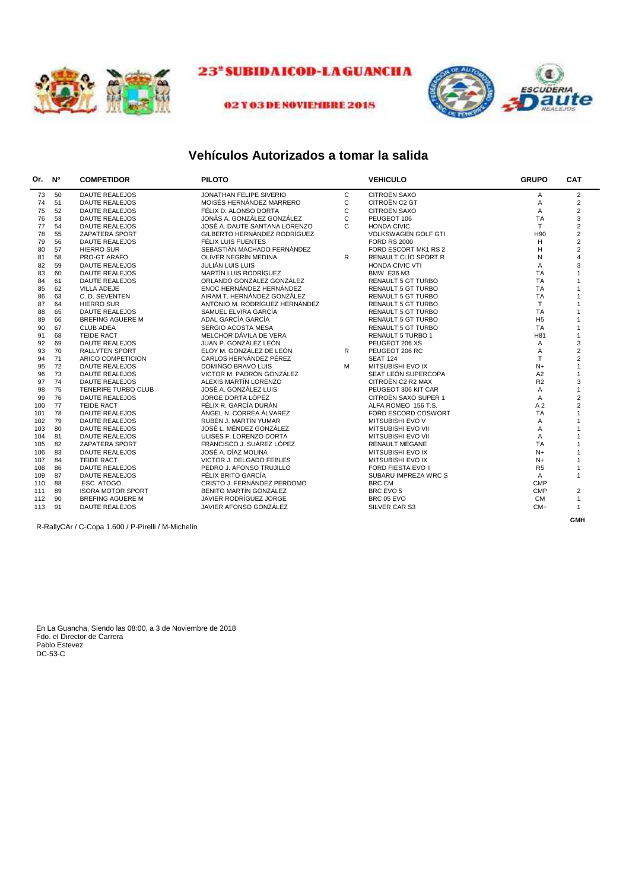23ª SUBIDA ICOD-LA GUANCHA

02 Y 03 DE NOVIEMBRE 2018

## Vehículos Autorizados a tomar la salida

| Or. | Nº | COMPETIDOR | PILOTO | | VEHICULO | GRUPO | CAT |
|---|---|---|---|---|---|---|---|
| 73 | 50 | DAUTE REALEJOS | JONATHAN FELIPE SIVERIO | C | CITROËN SAXO | A | 2 |
| 74 | 51 | DAUTE REALEJOS | MOISÉS HERNÁNDEZ MARRERO | C | CITROËN C2 GT | A | 2 |
| 75 | 52 | DAUTE REALEJOS | FÉLIX D. ALONSO DORTA | C | CITROËN SAXO | A | 2 |
| 76 | 53 | DAUTE REALEJOS | JONÁS A. GONZÁLEZ GONZÁLEZ | C | PEUGEOT 106 | TA | 3 |
| 77 | 54 | DAUTE REALEJOS | JOSÉ A. DAUTE SANTANA LORENZO | C | HONDA CIVIC | T | 2 |
| 78 | 55 | ZAPATERA SPORT | GILBERTO HERNÁNDEZ RODRÍGUEZ | | VOLKSWAGEN GOLF GTI | H90 | 2 |
| 79 | 56 | DAUTE REALEJOS | FÉLIX LUIS FUENTES | | FORD RS 2000 | H | 2 |
| 80 | 57 | HIERRO SUR | SEBASTIÁN MACHADO FERNÁNDEZ | | FORD ESCORT MK1 RS 2 | H | 2 |
| 81 | 58 | PRO-GT ARAFO | OLIVER NEGRÍN MEDINA | R | RENAULT CLÍO SPORT R | N | 4 |
| 82 | 59 | DAUTE REALEJOS | JULIÁN LUIS LUIS | | HONDA CIVIC VTI | A | 3 |
| 83 | 60 | DAUTE REALEJOS | MARTÍN LUIS RODRÍGUEZ | | BMW E36 M3 | TA | 1 |
| 84 | 61 | DAUTE REALEJOS | ORLANDO GONZÁLEZ GONZÁLEZ | | RENAULT 5 GT TURBO | TA | 1 |
| 85 | 62 | VILLA ADEJE | ENOC HERNÁNDEZ HERNÁNDEZ | | RENAULT 5 GT TURBO | TA | 1 |
| 86 | 63 | C. D. SEVENTEN | AIRAM T. HERNÁNDEZ GONZÁLEZ | | RENAULT 5 GT TURBO | TA | 1 |
| 87 | 64 | HIERRO SUR | ANTONIO M. RODRÍGUEZ HERNÁNDEZ | | RENAULT 5 GT TURBO | T | 1 |
| 88 | 65 | DAUTE REALEJOS | SAMUEL ELVIRA GARCÍA | | RENAULT 5 GT TURBO | TA | 1 |
| 89 | 66 | BREFING AGUERE M | ADAL GARCÍA GARCÍA | | RENAULT 5 GT TURBO | H5 | 1 |
| 90 | 67 | CLUB ADEA | SERGIO ACOSTA MESA | | RENAULT 5 GT TURBO | TA | 1 |
| 91 | 68 | TEIDE RACT | MELCHOR DÁVILA DE VERA | | RENAULT 5 TURBO 1 | H81 | 1 |
| 92 | 69 | DAUTE REALEJOS | JUAN P. GONZÁLEZ LEÓN | | PEUGEOT 206 XS | A | 3 |
| 93 | 70 | RALLYTEN SPORT | ELOY M. GONZÁLEZ DE LEÓN | R | PEUGEOT 206 RC | A | 2 |
| 94 | 71 | ARICO COMPETICION | CARLOS HERNÁNDEZ PÉREZ | | SEAT 124 | T | 2 |
| 95 | 72 | DAUTE REALEJOS | DOMINGO BRAVO LUIS | M | MITSUBISHI EVO IX | N+ | 1 |
| 96 | 73 | DAUTE REALEJOS | VICTOR M. PADRÓN GONZÁLEZ | | SEAT LEÓN SUPERCOPA | A2 | 1 |
| 97 | 74 | DAUTE REALEJOS | ALEXIS MARTÍN LORENZO | | CITROËN C2 R2 MAX | R2 | 3 |
| 98 | 75 | TENERIFE TURBO CLUB | JOSÉ A. GONZÁLEZ LUIS | | PEUGEOT 306 KIT CAR | A | 1 |
| 99 | 76 | DAUTE REALEJOS | JORGE DORTA LÓPEZ | | CITROËN SAXO SUPER 1 | A | 2 |
| 100 | 77 | TEIDE RACT | FÉLIX R. GARCÍA DURÁN | | ALFA ROMEO 156 T.S. | A 2 | 2 |
| 101 | 78 | DAUTE REALEJOS | ÁNGEL N. CORREA ÁLVAREZ | | FORD ESCORD COSWORT | TA | 1 |
| 102 | 79 | DAUTE REALEJOS | RUBÉN J. MARTÍN YUMAR | | MITSUBISHI EVO V | A | 1 |
| 103 | 80 | DAUTE REALEJOS | JOSÉ L. MÉNDEZ GONZÁLEZ | | MITSUBISHI EVO VII | A | 1 |
| 104 | 81 | DAUTE REALEJOS | ULISES F. LORENZO DORTA | | MITSUBISHI EVO VII | A | 1 |
| 105 | 82 | ZAPATERA SPORT | FRANCISCO J. SUÁREZ LÓPEZ | | RENAULT MEGANE | TA | 1 |
| 106 | 83 | DAUTE REALEJOS | JOSÉ A. DÍAZ MOLINA | | MITSUBISHI EVO IX | N+ | 1 |
| 107 | 84 | TEIDE RACT | VICTOR J. DELGADO FEBLES | | MITSUBISHI EVO IX | N+ | 1 |
| 108 | 86 | DAUTE REALEJOS | PEDRO J. AFONSO TRUJILLO | | FORD FIESTA EVO II | R5 | 1 |
| 109 | 87 | DAUTE REALEJOS | FÉLIX BRITO GARCÍA | | SUBARU IMPREZA WRC S | A | 1 |
| 110 | 88 | ESC ATOGO | CRISTO J. FERNÁNDEZ PERDOMO | | BRC CM | CMP | |
| 111 | 89 | ISORA MOTOR SPORT | BENITO MARTÍN GONZÁLEZ | | BRC EVO 5 | CMP | 2 |
| 112 | 90 | BREFING AGUERE M | JAVIER RODRÍGUEZ JORGE | | BRC 05 EVO | CM | 1 |
| 113 | 91 | DAUTE REALEJOS | JAVIER AFONSO GONZÁLEZ | | SILVER CAR S3 | CM+ | 1 |

GMH

R-RallyCAr / C-Copa 1.600 / P-Pirelli / M-Michelín

En La Guancha, Siendo las 08:00, a 3 de Noviembre de 2018
Fdo. el Director de Carrera
Pablo Estevez
DC-53-C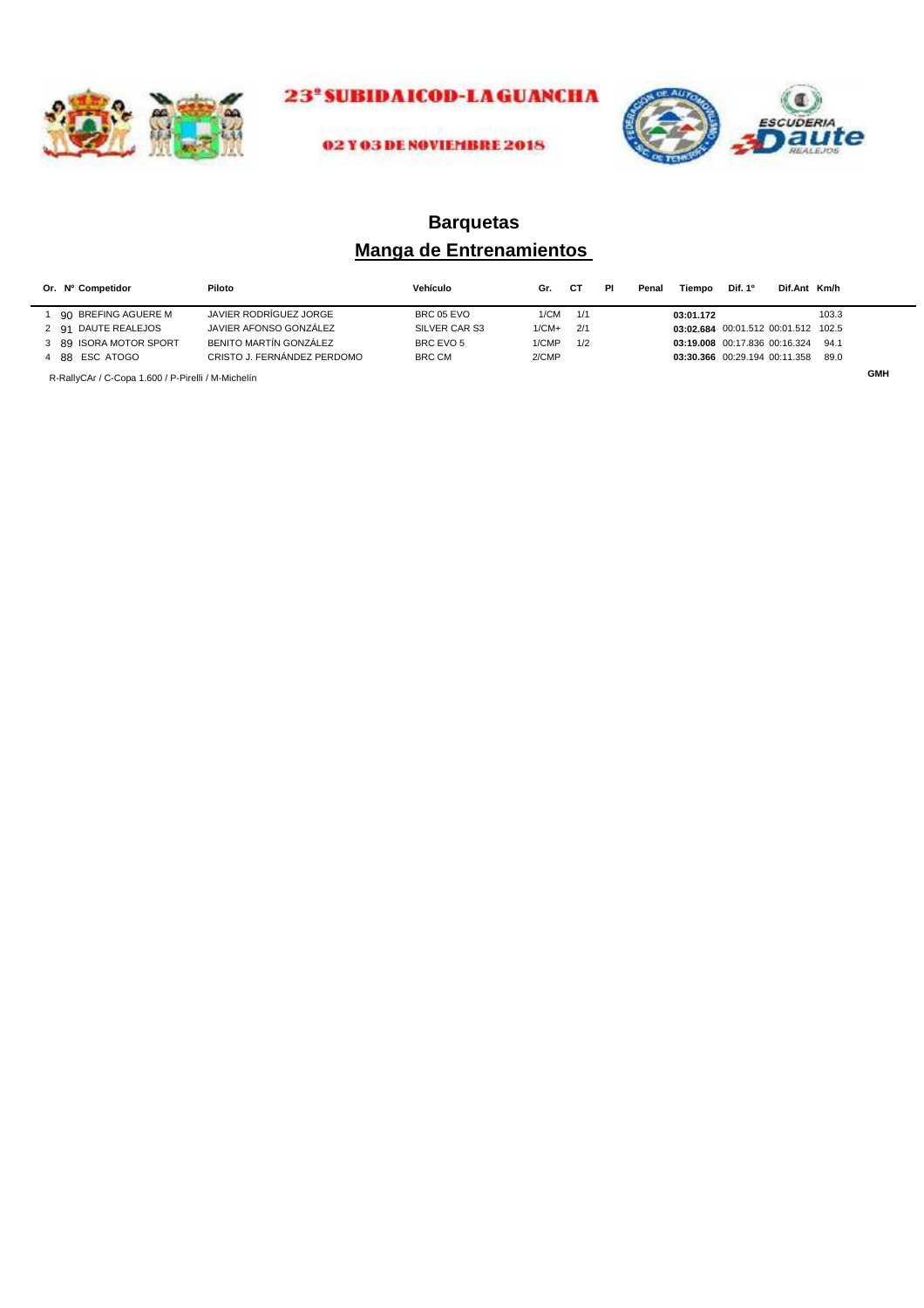23ª SUBIDA ICOD-LA GUANCHA

02 Y 03 DE NOVIEMBRE 2018

# Barquetas

## Manga de Entrenamientos

| Or. | Nº | Competidor | Piloto | Vehículo | Gr. | CT | PI | Penal | Tiempo | Dif. 1º | Dif.Ant | Km/h |
|---|---|---|---|---|---|---|---|---|---|---|---|---|
| 1 | 90 | BREFING AGUERE M | JAVIER RODRÍGUEZ JORGE | BRC 05 EVO | 1/CM | 1/1 | | | **03:01.172** | | | 103.3 |
| 2 | 91 | DAUTE REALEJOS | JAVIER AFONSO GONZÁLEZ | SILVER CAR S3 | 1/CM+ | 2/1 | | | **03:02.684** | 00:01.512 | 00:01.512 | 102.5 |
| 3 | 89 | ISORA MOTOR SPORT | BENITO MARTÍN GONZÁLEZ | BRC EVO 5 | 1/CMP | 1/2 | | | **03:19.008** | 00:17.836 | 00:16.324 | 94.1 |
| 4 | 88 | ESC ATOGO | CRISTO J. FERNÁNDEZ PERDOMO | BRC CM | 2/CMP | | | | **03:30.366** | 00:29.194 | 00:11.358 | 89.0 |

R-RallyCAr / C-Copa 1.600 / P-Pirelli / M-Michelín

**GMH**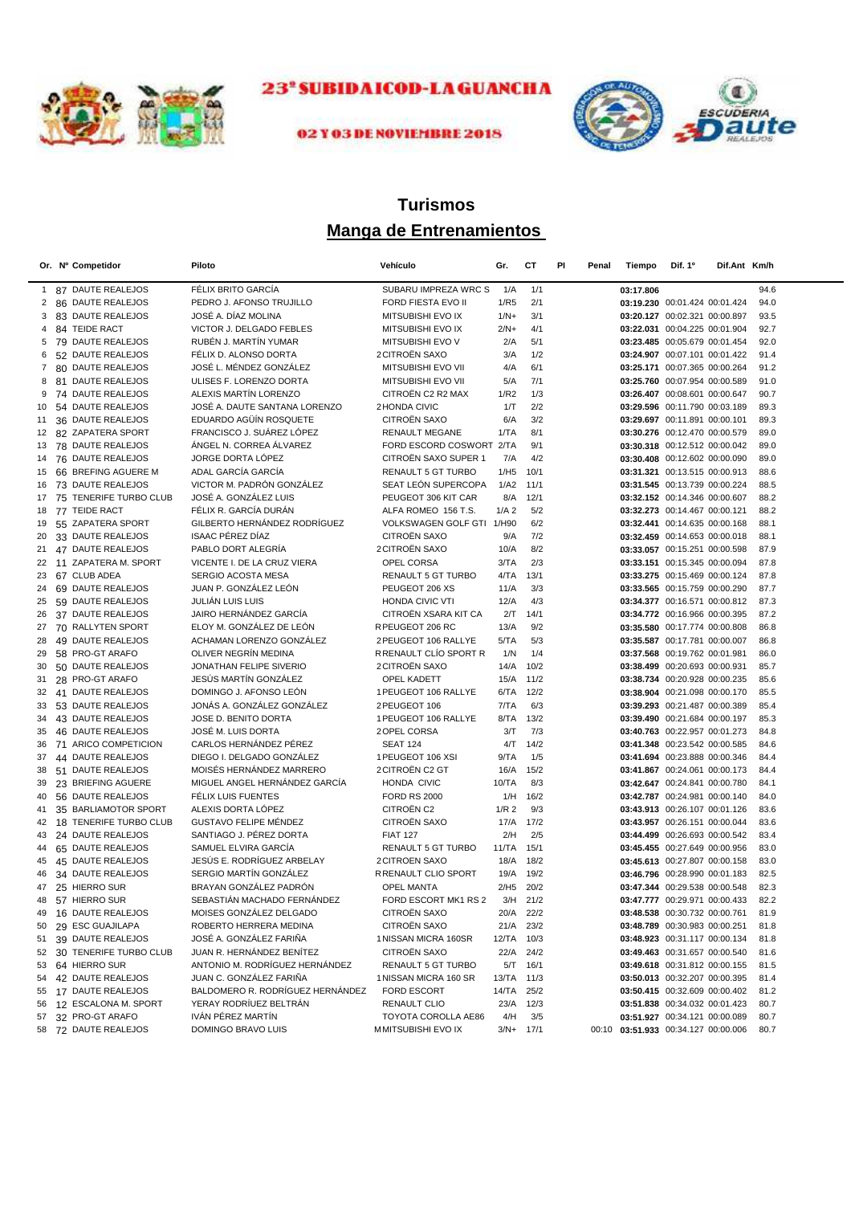# 23ª SUBIDA ICOD-LA GUANCHA

**02 Y 03 DE NOVIEMBRE 2018**

## Turismos

## Manga de Entrenamientos

| Or. | Nº | Competidor | Piloto | Vehículo | Gr. | CT | Pl | Penal | Tiempo | Dif. 1º | Dif.Ant | Km/h |
|---|---|---|---|---|---|---|---|---|---|---|---|---|
| 1 | 87 | DAUTE REALEJOS | FÉLIX BRITO GARCÍA | SUBARU IMPREZA WRC S | 1/A | 1/1 | | | **03:17.806** | | | 94.6 |
| 2 | 86 | DAUTE REALEJOS | PEDRO J. AFONSO TRUJILLO | FORD FIESTA EVO II | 1/R5 | 2/1 | | | **03:19.230** | 00:01.424 | 00:01.424 | 94.0 |
| 3 | 83 | DAUTE REALEJOS | JOSÉ A. DÍAZ MOLINA | MITSUBISHI EVO IX | 1/N+ | 3/1 | | | **03:20.127** | 00:02.321 | 00:00.897 | 93.5 |
| 4 | 84 | TEIDE RACT | VICTOR J. DELGADO FEBLES | MITSUBISHI EVO IX | 2/N+ | 4/1 | | | **03:22.031** | 00:04.225 | 00:01.904 | 92.7 |
| 5 | 79 | DAUTE REALEJOS | RUBÉN J. MARTÍN YUMAR | MITSUBISHI EVO V | 2/A | 5/1 | | | **03:23.485** | 00:05.679 | 00:01.454 | 92.0 |
| 6 | 52 | DAUTE REALEJOS | FÉLIX D. ALONSO DORTA | 2 CITROËN SAXO | 3/A | 1/2 | | | **03:24.907** | 00:07.101 | 00:01.422 | 91.4 |
| 7 | 80 | DAUTE REALEJOS | JOSÉ L. MÉNDEZ GONZÁLEZ | MITSUBISHI EVO VII | 4/A | 6/1 | | | **03:25.171** | 00:07.365 | 00:00.264 | 91.2 |
| 8 | 81 | DAUTE REALEJOS | ULISES F. LORENZO DORTA | MITSUBISHI EVO VII | 5/A | 7/1 | | | **03:25.760** | 00:07.954 | 00:00.589 | 91.0 |
| 9 | 74 | DAUTE REALEJOS | ALEXIS MARTÍN LORENZO | CITROËN C2 R2 MAX | 1/R2 | 1/3 | | | **03:26.407** | 00:08.601 | 00:00.647 | 90.7 |
| 10 | 54 | DAUTE REALEJOS | JOSÉ A. DAUTE SANTANA LORENZO | 2 HONDA CIVIC | 1/T | 2/2 | | | **03:29.596** | 00:11.790 | 00:03.189 | 89.3 |
| 11 | 36 | DAUTE REALEJOS | EDUARDO AGÜÍN ROSQUETE | CITROËN SAXO | 6/A | 3/2 | | | **03:29.697** | 00:11.891 | 00:00.101 | 89.3 |
| 12 | 82 | ZAPATERA SPORT | FRANCISCO J. SUÁREZ LÓPEZ | RENAULT MEGANE | 1/TA | 8/1 | | | **03:30.276** | 00:12.470 | 00:00.579 | 89.0 |
| 13 | 78 | DAUTE REALEJOS | ÁNGEL N. CORREA ÁLVAREZ | FORD ESCORD COSWORT | 2/TA | 9/1 | | | **03:30.318** | 00:12.512 | 00:00.042 | 89.0 |
| 14 | 76 | DAUTE REALEJOS | JORGE DORTA LÓPEZ | CITROËN SAXO SUPER 1 | 7/A | 4/2 | | | **03:30.408** | 00:12.602 | 00:00.090 | 89.0 |
| 15 | 66 | BREFING AGUERE M | ADAL GARCÍA GARCÍA | RENAULT 5 GT TURBO | 1/H5 | 10/1 | | | **03:31.321** | 00:13.515 | 00:00.913 | 88.6 |
| 16 | 73 | DAUTE REALEJOS | VICTOR M. PADRÓN GONZÁLEZ | SEAT LEÓN SUPERCOPA | 1/A2 | 11/1 | | | **03:31.545** | 00:13.739 | 00:00.224 | 88.5 |
| 17 | 75 | TENERIFE TURBO CLUB | JOSÉ A. GONZÁLEZ LUIS | PEUGEOT 306 KIT CAR | 8/A | 12/1 | | | **03:32.152** | 00:14.346 | 00:00.607 | 88.2 |
| 18 | 77 | TEIDE RACT | FÉLIX R. GARCÍA DURÁN | ALFA ROMEO 156 T.S. | 1/A 2 | 5/2 | | | **03:32.273** | 00:14.467 | 00:00.121 | 88.2 |
| 19 | 55 | ZAPATERA SPORT | GILBERTO HERNÁNDEZ RODRÍGUEZ | VOLKSWAGEN GOLF GTI | 1/H90 | 6/2 | | | **03:32.441** | 00:14.635 | 00:00.168 | 88.1 |
| 20 | 33 | DAUTE REALEJOS | ISAAC PÉREZ DÍAZ | CITROËN SAXO | 9/A | 7/2 | | | **03:32.459** | 00:14.653 | 00:00.018 | 88.1 |
| 21 | 47 | DAUTE REALEJOS | PABLO DORT ALEGRÍA | 2 CITROËN SAXO | 10/A | 8/2 | | | **03:33.057** | 00:15.251 | 00:00.598 | 87.9 |
| 22 | 11 | ZAPATERA M. SPORT | VICENTE I. DE LA CRUZ VIERA | OPEL CORSA | 3/TA | 2/3 | | | **03:33.151** | 00:15.345 | 00:00.094 | 87.8 |
| 23 | 67 | CLUB ADEA | SERGIO ACOSTA MESA | RENAULT 5 GT TURBO | 4/TA | 13/1 | | | **03:33.275** | 00:15.469 | 00:00.124 | 87.8 |
| 24 | 69 | DAUTE REALEJOS | JUAN P. GONZÁLEZ LEÓN | PEUGEOT 206 XS | 11/A | 3/3 | | | **03:33.565** | 00:15.759 | 00:00.290 | 87.7 |
| 25 | 59 | DAUTE REALEJOS | JULIÁN LUIS LUIS | HONDA CIVIC VTI | 12/A | 4/3 | | | **03:34.377** | 00:16.571 | 00:00.812 | 87.3 |
| 26 | 37 | DAUTE REALEJOS | JAIRO HERNÁNDEZ GARCÍA | CITROËN XSARA KIT CA | 2/T | 14/1 | | | **03:34.772** | 00:16.966 | 00:00.395 | 87.2 |
| 27 | 70 | RALLYTEN SPORT | ELOY M. GONZÁLEZ DE LEÓN | R PEUGEOT 206 RC | 13/A | 9/2 | | | **03:35.580** | 00:17.774 | 00:00.808 | 86.8 |
| 28 | 49 | DAUTE REALEJOS | ACHAMAN LORENZO GONZÁLEZ | 2 PEUGEOT 106 RALLYE | 5/TA | 5/3 | | | **03:35.587** | 00:17.781 | 00:00.007 | 86.8 |
| 29 | 58 | PRO-GT ARAFO | OLIVER NEGRÍN MEDINA | R RENAULT CLÍO SPORT R | 1/N | 1/4 | | | **03:37.568** | 00:19.762 | 00:01.981 | 86.0 |
| 30 | 50 | DAUTE REALEJOS | JONATHAN FELIPE SIVERIO | 2 CITROËN SAXO | 14/A | 10/2 | | | **03:38.499** | 00:20.693 | 00:00.931 | 85.7 |
| 31 | 28 | PRO-GT ARAFO | JESÚS MARTÍN GONZÁLEZ | OPEL KADETT | 15/A | 11/2 | | | **03:38.734** | 00:20.928 | 00:00.235 | 85.6 |
| 32 | 41 | DAUTE REALEJOS | DOMINGO J. AFONSO LEÓN | 1 PEUGEOT 106 RALLYE | 6/TA | 12/2 | | | **03:38.904** | 00:21.098 | 00:00.170 | 85.5 |
| 33 | 53 | DAUTE REALEJOS | JONÁS A. GONZÁLEZ GONZÁLEZ | 2 PEUGEOT 106 | 7/TA | 6/3 | | | **03:39.293** | 00:21.487 | 00:00.389 | 85.4 |
| 34 | 43 | DAUTE REALEJOS | JOSE D. BENITO DORTA | 1 PEUGEOT 106 RALLYE | 8/TA | 13/2 | | | **03:39.490** | 00:21.684 | 00:00.197 | 85.3 |
| 35 | 46 | DAUTE REALEJOS | JOSÉ M. LUIS DORTA | 2 OPEL CORSA | 3/T | 7/3 | | | **03:40.763** | 00:22.957 | 00:01.273 | 84.8 |
| 36 | 71 | ARICO COMPETICION | CARLOS HERNÁNDEZ PÉREZ | SEAT 124 | 4/T | 14/2 | | | **03:41.348** | 00:23.542 | 00:00.585 | 84.6 |
| 37 | 44 | DAUTE REALEJOS | DIEGO I. DELGADO GONZÁLEZ | 1 PEUGEOT 106 XSI | 9/TA | 1/5 | | | **03:41.694** | 00:23.888 | 00:00.346 | 84.4 |
| 38 | 51 | DAUTE REALEJOS | MOISÉS HERNÁNDEZ MARRERO | 2 CITROËN C2 GT | 16/A | 15/2 | | | **03:41.867** | 00:24.061 | 00:00.173 | 84.4 |
| 39 | 23 | BRIEFING AGUERE | MIGUEL ANGEL HERNÁNDEZ GARCÍA | HONDA CIVIC | 10/TA | 8/3 | | | **03:42.647** | 00:24.841 | 00:00.780 | 84.1 |
| 40 | 56 | DAUTE REALEJOS | FÉLIX LUIS FUENTES | FORD RS 2000 | 1/H | 16/2 | | | **03:42.787** | 00:24.981 | 00:00.140 | 84.0 |
| 41 | 35 | BARLIAMOTOR SPORT | ALEXIS DORTA LÓPEZ | CITROËN C2 | 1/R 2 | 9/3 | | | **03:43.913** | 00:26.107 | 00:01.126 | 83.6 |
| 42 | 18 | TENERIFE TURBO CLUB | GUSTAVO FELIPE MÉNDEZ | CITROËN SAXO | 17/A | 17/2 | | | **03:43.957** | 00:26.151 | 00:00.044 | 83.6 |
| 43 | 24 | DAUTE REALEJOS | SANTIAGO J. PÉREZ DORTA | FIAT 127 | 2/H | 2/5 | | | **03:44.499** | 00:26.693 | 00:00.542 | 83.4 |
| 44 | 65 | DAUTE REALEJOS | SAMUEL ELVIRA GARCÍA | RENAULT 5 GT TURBO | 11/TA | 15/1 | | | **03:45.455** | 00:27.649 | 00:00.956 | 83.0 |
| 45 | 45 | DAUTE REALEJOS | JESÚS E. RODRÍGUEZ ARBELAY | 2 CITROEN SAXO | 18/A | 18/2 | | | **03:45.613** | 00:27.807 | 00:00.158 | 83.0 |
| 46 | 34 | DAUTE REALEJOS | SERGIO MARTÍN GONZÁLEZ | R RENAULT CLIO SPORT | 19/A | 19/2 | | | **03:46.796** | 00:28.990 | 00:01.183 | 82.5 |
| 47 | 25 | HIERRO SUR | BRAYAN GONZÁLEZ PADRÓN | OPEL MANTA | 2/H5 | 20/2 | | | **03:47.344** | 00:29.538 | 00:00.548 | 82.3 |
| 48 | 57 | HIERRO SUR | SEBASTIÁN MACHADO FERNÁNDEZ | FORD ESCORT MK1 RS 2 | 3/H | 21/2 | | | **03:47.777** | 00:29.971 | 00:00.433 | 82.2 |
| 49 | 16 | DAUTE REALEJOS | MOISES GONZÁLEZ DELGADO | CITROËN SAXO | 20/A | 22/2 | | | **03:48.538** | 00:30.732 | 00:00.761 | 81.9 |
| 50 | 29 | ESC GUAJILAPA | ROBERTO HERRERA MEDINA | CITROËN SAXO | 21/A | 23/2 | | | **03:48.789** | 00:30.983 | 00:00.251 | 81.8 |
| 51 | 39 | DAUTE REALEJOS | JOSÉ A. GONZÁLEZ FARIÑA | 1 NISSAN MICRA 160SR | 12/TA | 10/3 | | | **03:48.923** | 00:31.117 | 00:00.134 | 81.8 |
| 52 | 30 | TENERIFE TURBO CLUB | JUAN R. HERNÁNDEZ BENÍTEZ | CITROËN SAXO | 22/A | 24/2 | | | **03:49.463** | 00:31.657 | 00:00.540 | 81.6 |
| 53 | 64 | HIERRO SUR | ANTONIO M. RODRÍGUEZ HERNÁNDEZ | RENAULT 5 GT TURBO | 5/T | 16/1 | | | **03:49.618** | 00:31.812 | 00:00.155 | 81.5 |
| 54 | 42 | DAUTE REALEJOS | JUAN C. GONZÁLEZ FARIÑA | 1 NISSAN MICRA 160 SR | 13/TA | 11/3 | | | **03:50.013** | 00:32.207 | 00:00.395 | 81.4 |
| 55 | 17 | DAUTE REALEJOS | BALDOMERO R. RODRÍGUEZ HERNÁNDEZ | FORD ESCORT | 14/TA | 25/2 | | | **03:50.415** | 00:32.609 | 00:00.402 | 81.2 |
| 56 | 12 | ESCALONA M. SPORT | YERAY RODRÍUEZ BELTRÁN | RENAULT CLIO | 23/A | 12/3 | | | **03:51.838** | 00:34.032 | 00:01.423 | 80.7 |
| 57 | 32 | PRO-GT ARAFO | IVÁN PÉREZ MARTÍN | TOYOTA COROLLA AE86 | 4/H | 3/5 | | | **03:51.927** | 00:34.121 | 00:00.089 | 80.7 |
| 58 | 72 | DAUTE REALEJOS | DOMINGO BRAVO LUIS | M MITSUBISHI EVO IX | 3/N+ | 17/1 | | 00:10 | **03:51.933** | 00:34.127 | 00:00.006 | 80.7 |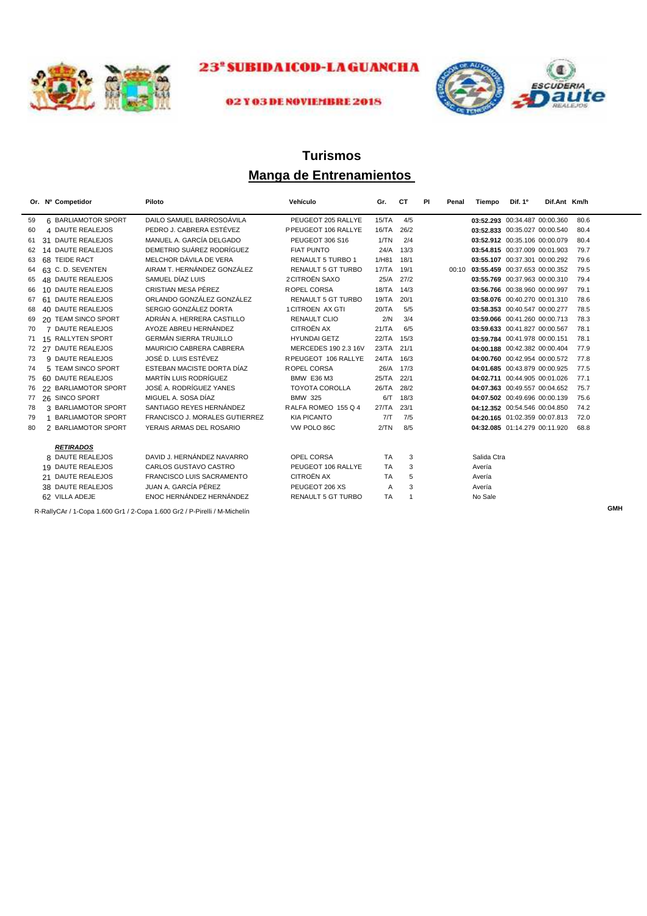# 23ª SUBIDA ICOD-LA GUANCHA

02 Y 03 DE NOVIEMBRE 2018

## Turismos

## Manga de Entrenamientos

| Or. | Nº | Competidor | Piloto | | Vehículo | Gr. | CT | PI | Penal | Tiempo | Dif. 1º | Dif.Ant | Km/h |
|---|---|---|---|---|---|---|---|---|---|---|---|---|---|
| 59 | 6 | BARLIAMOTOR SPORT | DAILO SAMUEL BARROSOÁVILA | | PEUGEOT 205 RALLYE | 15/TA | 4/5 | | | **03:52.293** | 00:34.487 | 00:00.360 | 80.6 |
| 60 | 4 | DAUTE REALEJOS | PEDRO J. CABRERA ESTÉVEZ | P | PEUGEOT 106 RALLYE | 16/TA | 26/2 | | | **03:52.833** | 00:35.027 | 00:00.540 | 80.4 |
| 61 | 31 | DAUTE REALEJOS | MANUEL A. GARCÍA DELGADO | | PEUGEOT 306 S16 | 1/TN | 2/4 | | | **03:52.912** | 00:35.106 | 00:00.079 | 80.4 |
| 62 | 14 | DAUTE REALEJOS | DEMETRIO SUÁREZ RODRÍGUEZ | | FIAT PUNTO | 24/A | 13/3 | | | **03:54.815** | 00:37.009 | 00:01.903 | 79.7 |
| 63 | 68 | TEIDE RACT | MELCHOR DÁVILA DE VERA | | RENAULT 5 TURBO 1 | 1/H81 | 18/1 | | | **03:55.107** | 00:37.301 | 00:00.292 | 79.6 |
| 64 | 63 | C. D. SEVENTEN | AIRAM T. HERNÁNDEZ GONZÁLEZ | | RENAULT 5 GT TURBO | 17/TA | 19/1 | | 00:10 | **03:55.459** | 00:37.653 | 00:00.352 | 79.5 |
| 65 | 48 | DAUTE REALEJOS | SAMUEL DÍAZ LUIS | 2 | CITROËN SAXO | 25/A | 27/2 | | | **03:55.769** | 00:37.963 | 00:00.310 | 79.4 |
| 66 | 10 | DAUTE REALEJOS | CRISTIAN MESA PÉREZ | R | OPEL CORSA | 18/TA | 14/3 | | | **03:56.766** | 00:38.960 | 00:00.997 | 79.1 |
| 67 | 61 | DAUTE REALEJOS | ORLANDO GONZÁLEZ GONZÁLEZ | | RENAULT 5 GT TURBO | 19/TA | 20/1 | | | **03:58.076** | 00:40.270 | 00:01.310 | 78.6 |
| 68 | 40 | DAUTE REALEJOS | SERGIO GONZÁLEZ DORTA | 1 | CITROEN AX GTI | 20/TA | 5/5 | | | **03:58.353** | 00:40.547 | 00:00.277 | 78.5 |
| 69 | 20 | TEAM SINCO SPORT | ADRIÁN A. HERRERA CASTILLO | | RENAULT CLIO | 2/N | 3/4 | | | **03:59.066** | 00:41.260 | 00:00.713 | 78.3 |
| 70 | 7 | DAUTE REALEJOS | AYOZE ABREU HERNÁNDEZ | | CITROËN AX | 21/TA | 6/5 | | | **03:59.633** | 00:41.827 | 00:00.567 | 78.1 |
| 71 | 15 | RALLYTEN SPORT | GERMÁN SIERRA TRUJILLO | | HYUNDAI GETZ | 22/TA | 15/3 | | | **03:59.784** | 00:41.978 | 00:00.151 | 78.1 |
| 72 | 27 | DAUTE REALEJOS | MAURICIO CABRERA CABRERA | | MERCEDES 190 2.3 16V | 23/TA | 21/1 | | | **04:00.188** | 00:42.382 | 00:00.404 | 77.9 |
| 73 | 9 | DAUTE REALEJOS | JOSÉ D. LUIS ESTÉVEZ | R | PEUGEOT 106 RALLYE | 24/TA | 16/3 | | | **04:00.760** | 00:42.954 | 00:00.572 | 77.8 |
| 74 | 5 | TEAM SINCO SPORT | ESTEBAN MACISTE DORTA DÍAZ | R | OPEL CORSA | 26/A | 17/3 | | | **04:01.685** | 00:43.879 | 00:00.925 | 77.5 |
| 75 | 60 | DAUTE REALEJOS | MARTÍN LUIS RODRÍGUEZ | | BMW E36 M3 | 25/TA | 22/1 | | | **04:02.711** | 00:44.905 | 00:01.026 | 77.1 |
| 76 | 22 | BARLIAMOTOR SPORT | JOSÉ A. RODRÍGUEZ YANES | | TOYOTA COROLLA | 26/TA | 28/2 | | | **04:07.363** | 00:49.557 | 00:04.652 | 75.7 |
| 77 | 26 | SINCO SPORT | MIGUEL A. SOSA DÍAZ | | BMW 325 | 6/T | 18/3 | | | **04:07.502** | 00:49.696 | 00:00.139 | 75.6 |
| 78 | 3 | BARLIAMOTOR SPORT | SANTIAGO REYES HERNÁNDEZ | R | ALFA ROMEO 155 Q 4 | 27/TA | 23/1 | | | **04:12.352** | 00:54.546 | 00:04.850 | 74.2 |
| 79 | 1 | BARLIAMOTOR SPORT | FRANCISCO J. MORALES GUTIERREZ | | KIA PICANTO | 7/T | 7/5 | | | **04:20.165** | 01:02.359 | 00:07.813 | 72.0 |
| 80 | 2 | BARLIAMOTOR SPORT | YERAIS ARMAS DEL ROSARIO | | VW POLO 86C | 2/TN | 8/5 | | | **04:32.085** | 01:14.279 | 00:11.920 | 68.8 |

***RETIRADOS***

| Nº | Competidor | Piloto | Vehículo | Gr. | CT | Motivo |
|---|---|---|---|---|---|---|
| 8 | DAUTE REALEJOS | DAVID J. HERNÁNDEZ NAVARRO | OPEL CORSA | TA | 3 | Salida Ctra |
| 19 | DAUTE REALEJOS | CARLOS GUSTAVO CASTRO | PEUGEOT 106 RALLYE | TA | 3 | Avería |
| 21 | DAUTE REALEJOS | FRANCISCO LUIS SACRAMENTO | CITROËN AX | TA | 5 | Avería |
| 38 | DAUTE REALEJOS | JUAN A. GARCÍA PÉREZ | PEUGEOT 206 XS | A | 3 | Avería |
| 62 | VILLA ADEJE | ENOC HERNÁNDEZ HERNÁNDEZ | RENAULT 5 GT TURBO | TA | 1 | No Sale |

R-RallyCAr / 1-Copa 1.600 Gr1 / 2-Copa 1.600 Gr2 / P-Pirelli / M-Michelín

GMH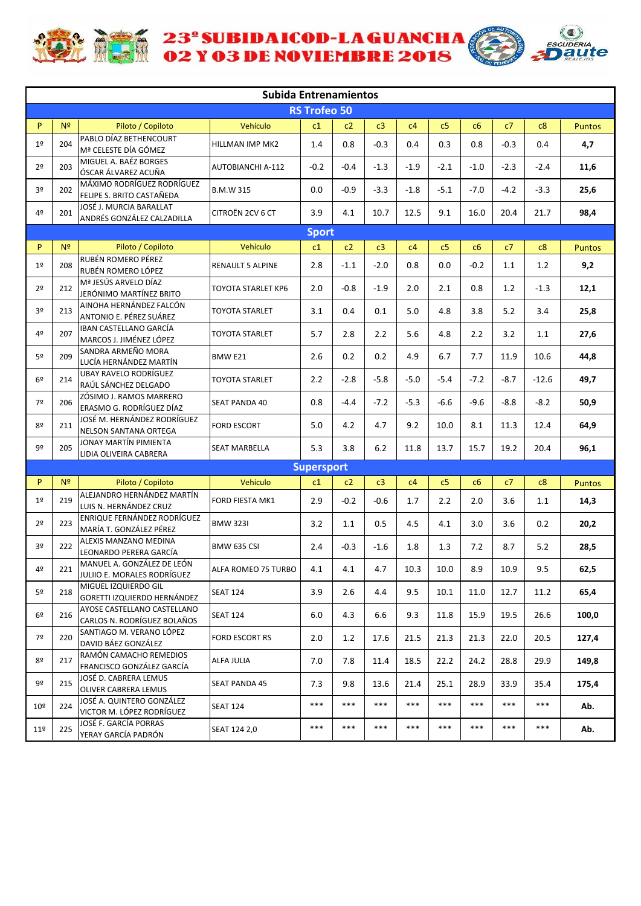# 23º SUBIDA ICOD-LA GUANCHA
## 02 Y 03 DE NOVIEMBRE 2018

### Subida Entrenamientos

#### RS Trofeo 50

| P | Nº | Piloto / Copiloto | Vehículo | c1 | c2 | c3 | c4 | c5 | c6 | c7 | c8 | Puntos |
|---|---|---|---|---|---|---|---|---|---|---|---|---|
| 1º | 204 | PABLO DÍAZ BETHENCOURT<br>Mª CELESTE DÍA GÓMEZ | HILLMAN IMP MK2 | 1.4 | 0.8 | -0.3 | 0.4 | 0.3 | 0.8 | -0.3 | 0.4 | **4,7** |
| 2º | 203 | MIGUEL A. BAÉZ BORGES<br>ÓSCAR ÁLVAREZ ACUÑA | AUTOBIANCHI A-112 | -0.2 | -0.4 | -1.3 | -1.9 | -2.1 | -1.0 | -2.3 | -2.4 | **11,6** |
| 3º | 202 | MÁXIMO RODRÍGUEZ RODRÍGUEZ<br>FELIPE S. BRITO CASTAÑEDA | B.M.W 315 | 0.0 | -0.9 | -3.3 | -1.8 | -5.1 | -7.0 | -4.2 | -3.3 | **25,6** |
| 4º | 201 | JOSÉ J. MURCIA BARALLAT<br>ANDRÉS GONZÁLEZ CALZADILLA | CITROËN 2CV 6 CT | 3.9 | 4.1 | 10.7 | 12.5 | 9.1 | 16.0 | 20.4 | 21.7 | **98,4** |

#### Sport

| P | Nº | Piloto / Copiloto | Vehículo | c1 | c2 | c3 | c4 | c5 | c6 | c7 | c8 | Puntos |
|---|---|---|---|---|---|---|---|---|---|---|---|---|
| 1º | 208 | RUBÉN ROMERO PÉREZ<br>RUBÉN ROMERO LÓPEZ | RENAULT 5 ALPINE | 2.8 | -1.1 | -2.0 | 0.8 | 0.0 | -0.2 | 1.1 | 1.2 | **9,2** |
| 2º | 212 | Mª JESÚS ARVELO DÍAZ<br>JERÓNIMO MARTÍNEZ BRITO | TOYOTA STARLET KP6 | 2.0 | -0.8 | -1.9 | 2.0 | 2.1 | 0.8 | 1.2 | -1.3 | **12,1** |
| 3º | 213 | AINOHA HERNÁNDEZ FALCÓN<br>ANTONIO E. PÉREZ SUÁREZ | TOYOTA STARLET | 3.1 | 0.4 | 0.1 | 5.0 | 4.8 | 3.8 | 5.2 | 3.4 | **25,8** |
| 4º | 207 | IBAN CASTELLANO GARCÍA<br>MARCOS J. JIMÉNEZ LÓPEZ | TOYOTA STARLET | 5.7 | 2.8 | 2.2 | 5.6 | 4.8 | 2.2 | 3.2 | 1.1 | **27,6** |
| 5º | 209 | SANDRA ARMEÑO MORA<br>LUCÍA HERNÁNDEZ MARTÍN | BMW E21 | 2.6 | 0.2 | 0.2 | 4.9 | 6.7 | 7.7 | 11.9 | 10.6 | **44,8** |
| 6º | 214 | UBAY RAVELO RODRÍGUEZ<br>RAÚL SÁNCHEZ DELGADO | TOYOTA STARLET | 2.2 | -2.8 | -5.8 | -5.0 | -5.4 | -7.2 | -8.7 | -12.6 | **49,7** |
| 7º | 206 | ZÓSIMO J. RAMOS MARRERO<br>ERASMO G. RODRÍGUEZ DÍAZ | SEAT PANDA 40 | 0.8 | -4.4 | -7.2 | -5.3 | -6.6 | -9.6 | -8.8 | -8.2 | **50,9** |
| 8º | 211 | JOSÉ M. HERNÁNDEZ RODRÍGUEZ<br>NELSON SANTANA ORTEGA | FORD ESCORT | 5.0 | 4.2 | 4.7 | 9.2 | 10.0 | 8.1 | 11.3 | 12.4 | **64,9** |
| 9º | 205 | JONAY MARTÍN PIMIENTA<br>LIDIA OLIVEIRA CABRERA | SEAT MARBELLA | 5.3 | 3.8 | 6.2 | 11.8 | 13.7 | 15.7 | 19.2 | 20.4 | **96,1** |

#### Supersport

| P | Nº | Piloto / Copiloto | Vehículo | c1 | c2 | c3 | c4 | c5 | c6 | c7 | c8 | Puntos |
|---|---|---|---|---|---|---|---|---|---|---|---|---|
| 1º | 219 | ALEJANDRO HERNÁNDEZ MARTÍN<br>LUIS N. HERNÁNDEZ CRUZ | FORD FIESTA MK1 | 2.9 | -0.2 | -0.6 | 1.7 | 2.2 | 2.0 | 3.6 | 1.1 | **14,3** |
| 2º | 223 | ENRIQUE FERNÁNDEZ RODRÍGUEZ<br>MARÍA T. GONZÁLEZ PÉREZ | BMW 323I | 3.2 | 1.1 | 0.5 | 4.5 | 4.1 | 3.0 | 3.6 | 0.2 | **20,2** |
| 3º | 222 | ALEXIS MANZANO MEDINA<br>LEONARDO PERERA GARCÍA | BMW 635 CSI | 2.4 | -0.3 | -1.6 | 1.8 | 1.3 | 7.2 | 8.7 | 5.2 | **28,5** |
| 4º | 221 | MANUEL A. GONZÁLEZ DE LEÓN<br>JULIIO E. MORALES RODRÍGUEZ | ALFA ROMEO 75 TURBO | 4.1 | 4.1 | 4.7 | 10.3 | 10.0 | 8.9 | 10.9 | 9.5 | **62,5** |
| 5º | 218 | MIGUEL IZQUIERDO GIL<br>GORETTI IZQUIERDO HERNÁNDEZ | SEAT 124 | 3.9 | 2.6 | 4.4 | 9.5 | 10.1 | 11.0 | 12.7 | 11.2 | **65,4** |
| 6º | 216 | AYOSE CASTELLANO CASTELLANO<br>CARLOS N. RODRÍGUEZ BOLAÑOS | SEAT 124 | 6.0 | 4.3 | 6.6 | 9.3 | 11.8 | 15.9 | 19.5 | 26.6 | **100,0** |
| 7º | 220 | SANTIAGO M. VERANO LÓPEZ<br>DAVID BÁEZ GONZÁLEZ | FORD ESCORT RS | 2.0 | 1.2 | 17.6 | 21.5 | 21.3 | 21.3 | 22.0 | 20.5 | **127,4** |
| 8º | 217 | RAMÓN CAMACHO REMEDIOS<br>FRANCISCO GONZÁLEZ GARCÍA | ALFA JULIA | 7.0 | 7.8 | 11.4 | 18.5 | 22.2 | 24.2 | 28.8 | 29.9 | **149,8** |
| 9º | 215 | JOSÉ D. CABRERA LEMUS<br>OLIVER CABRERA LEMUS | SEAT PANDA 45 | 7.3 | 9.8 | 13.6 | 21.4 | 25.1 | 28.9 | 33.9 | 35.4 | **175,4** |
| 10º | 224 | JOSÉ A. QUINTERO GONZÁLEZ<br>VICTOR M. LÓPEZ RODRÍGUEZ | SEAT 124 | *** | *** | *** | *** | *** | *** | *** | *** | **Ab.** |
| 11º | 225 | JOSÉ F. GARCÍA PORRAS<br>YERAY GARCÍA PADRÓN | SEAT 124 2,0 | *** | *** | *** | *** | *** | *** | *** | *** | **Ab.** |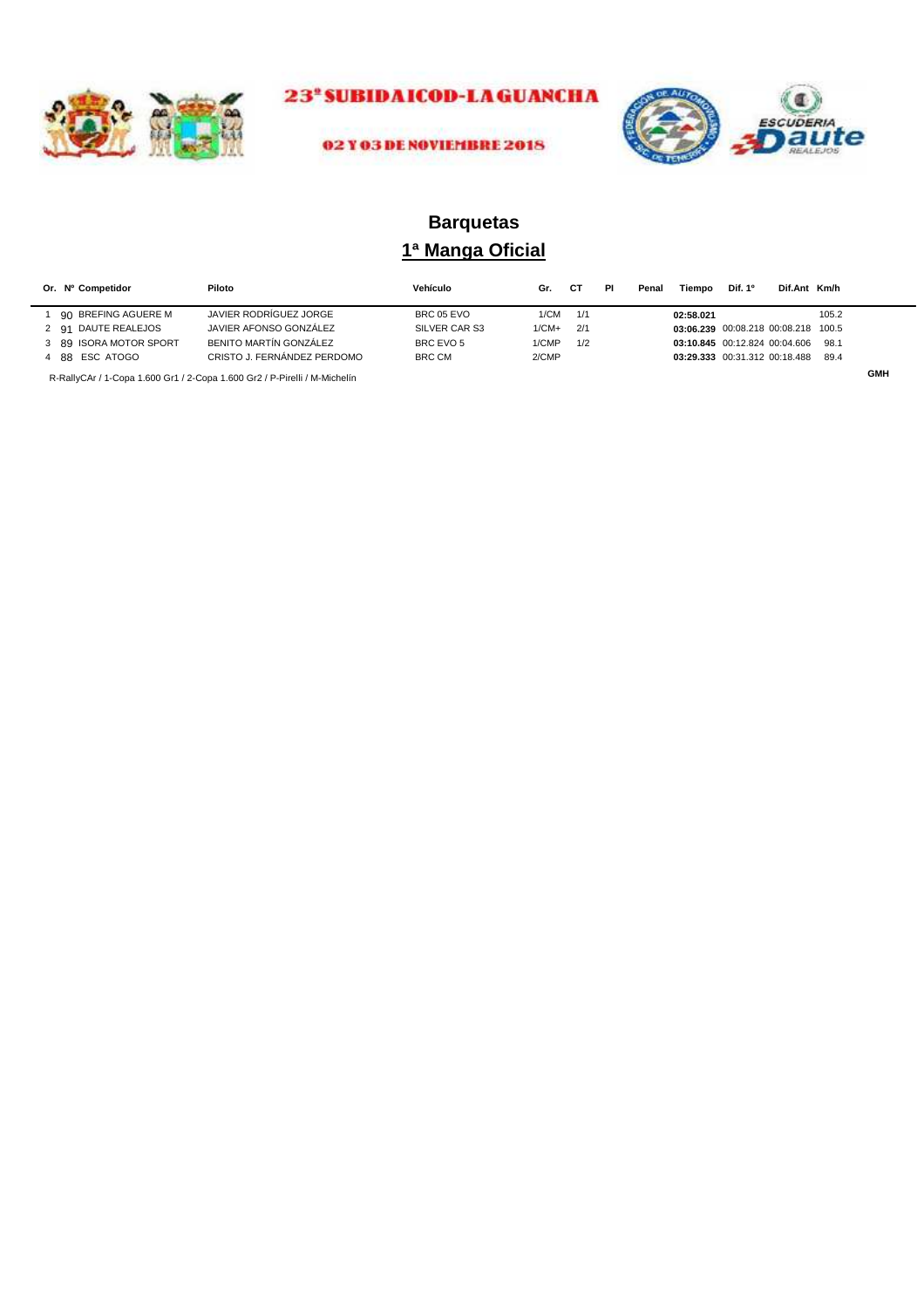23ª SUBIDA ICOD-LA GUANCHA

02 Y 03 DE NOVIEMBRE 2018

# Barquetas

## 1ª Manga Oficial

| Or. | Nº | Competidor | Piloto | Vehículo | Gr. | CT | PI | Penal | Tiempo | Dif. 1º | Dif.Ant | Km/h |
|---|---|---|---|---|---|---|---|---|---|---|---|---|
| 1 | 90 | BREFING AGUERE M | JAVIER RODRÍGUEZ JORGE | BRC 05 EVO | 1/CM | 1/1 | | | **02:58.021** | | | 105.2 |
| 2 | 91 | DAUTE REALEJOS | JAVIER AFONSO GONZÁLEZ | SILVER CAR S3 | 1/CM+ | 2/1 | | | **03:06.239** | 00:08.218 | 00:08.218 | 100.5 |
| 3 | 89 | ISORA MOTOR SPORT | BENITO MARTÍN GONZÁLEZ | BRC EVO 5 | 1/CMP | 1/2 | | | **03:10.845** | 00:12.824 | 00:04.606 | 98.1 |
| 4 | 88 | ESC ATOGO | CRISTO J. FERNÁNDEZ PERDOMO | BRC CM | 2/CMP | | | | **03:29.333** | 00:31.312 | 00:18.488 | 89.4 |

R-RallyCAr / 1-Copa 1.600 Gr1 / 2-Copa 1.600 Gr2 / P-Pirelli / M-Michelín

GMH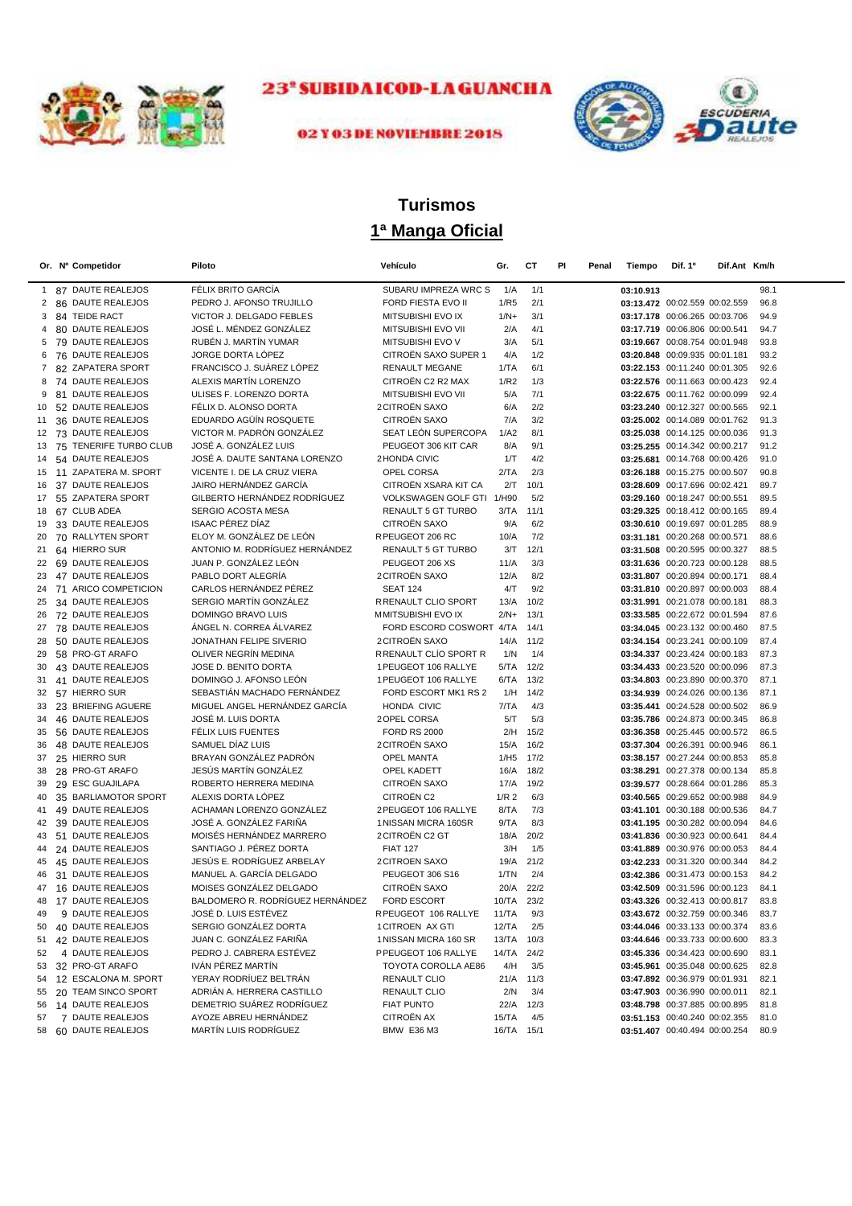# 23ª SUBIDA ICOD-LA GUANCHA

02 Y 03 DE NOVIEMBRE 2018

## Turismos

## 1ª Manga Oficial

| Or. | Nº | Competidor | Piloto | Vehículo | Gr. | CT | PI | Penal | Tiempo | Dif. 1º | Dif.Ant | Km/h |
|---|---|---|---|---|---|---|---|---|---|---|---|---|
| 1 | 87 | DAUTE REALEJOS | FÉLIX BRITO GARCÍA | SUBARU IMPREZA WRC S | 1/A | 1/1 | | | 03:10.913 | | | 98.1 |
| 2 | 86 | DAUTE REALEJOS | PEDRO J. AFONSO TRUJILLO | FORD FIESTA EVO II | 1/R5 | 2/1 | | | 03:13.472 | 00:02.559 | 00:02.559 | 96.8 |
| 3 | 84 | TEIDE RACT | VICTOR J. DELGADO FEBLES | MITSUBISHI EVO IX | 1/N+ | 3/1 | | | 03:17.178 | 00:06.265 | 00:03.706 | 94.9 |
| 4 | 80 | DAUTE REALEJOS | JOSÉ L. MÉNDEZ GONZÁLEZ | MITSUBISHI EVO VII | 2/A | 4/1 | | | 03:17.719 | 00:06.806 | 00:00.541 | 94.7 |
| 5 | 79 | DAUTE REALEJOS | RUBÉN J. MARTÍN YUMAR | MITSUBISHI EVO V | 3/A | 5/1 | | | 03:19.667 | 00:08.754 | 00:01.948 | 93.8 |
| 6 | 76 | DAUTE REALEJOS | JORGE DORTA LÓPEZ | CITROËN SAXO SUPER 1 | 4/A | 1/2 | | | 03:20.848 | 00:09.935 | 00:01.181 | 93.2 |
| 7 | 82 | ZAPATERA SPORT | FRANCISCO J. SUÁREZ LÓPEZ | RENAULT MEGANE | 1/TA | 6/1 | | | 03:22.153 | 00:11.240 | 00:01.305 | 92.6 |
| 8 | 74 | DAUTE REALEJOS | ALEXIS MARTÍN LORENZO | CITROËN C2 R2 MAX | 1/R2 | 1/3 | | | 03:22.576 | 00:11.663 | 00:00.423 | 92.4 |
| 9 | 81 | DAUTE REALEJOS | ULISES F. LORENZO DORTA | MITSUBISHI EVO VII | 5/A | 7/1 | | | 03:22.675 | 00:11.762 | 00:00.099 | 92.4 |
| 10 | 52 | DAUTE REALEJOS | FÉLIX D. ALONSO DORTA | 2 CITROËN SAXO | 6/A | 2/2 | | | 03:23.240 | 00:12.327 | 00:00.565 | 92.1 |
| 11 | 36 | DAUTE REALEJOS | EDUARDO AGÜÍN ROSQUETE | CITROËN SAXO | 7/A | 3/2 | | | 03:25.002 | 00:14.089 | 00:01.762 | 91.3 |
| 12 | 73 | DAUTE REALEJOS | VICTOR M. PADRÓN GONZÁLEZ | SEAT LEÓN SUPERCOPA | 1/A2 | 8/1 | | | 03:25.038 | 00:14.125 | 00:00.036 | 91.3 |
| 13 | 75 | TENERIFE TURBO CLUB | JOSÉ A. GONZÁLEZ LUIS | PEUGEOT 306 KIT CAR | 8/A | 9/1 | | | 03:25.255 | 00:14.342 | 00:00.217 | 91.2 |
| 14 | 54 | DAUTE REALEJOS | JOSÉ A. DAUTE SANTANA LORENZO | 2 HONDA CIVIC | 1/T | 4/2 | | | 03:25.681 | 00:14.768 | 00:00.426 | 91.0 |
| 15 | 11 | ZAPATERA M. SPORT | VICENTE I. DE LA CRUZ VIERA | OPEL CORSA | 2/TA | 2/3 | | | 03:26.188 | 00:15.275 | 00:00.507 | 90.8 |
| 16 | 37 | DAUTE REALEJOS | JAIRO HERNÁNDEZ GARCÍA | CITROËN XSARA KIT CA | 2/T | 10/1 | | | 03:28.609 | 00:17.696 | 00:02.421 | 89.7 |
| 17 | 55 | ZAPATERA SPORT | GILBERTO HERNÁNDEZ RODRÍGUEZ | VOLKSWAGEN GOLF GTI | 1/H90 | 5/2 | | | 03:29.160 | 00:18.247 | 00:00.551 | 89.5 |
| 18 | 67 | CLUB ADEA | SERGIO ACOSTA MESA | RENAULT 5 GT TURBO | 3/TA | 11/1 | | | 03:29.325 | 00:18.412 | 00:00.165 | 89.4 |
| 19 | 33 | DAUTE REALEJOS | ISAAC PÉREZ DÍAZ | CITROËN SAXO | 9/A | 6/2 | | | 03:30.610 | 00:19.697 | 00:01.285 | 88.9 |
| 20 | 70 | RALLYTEN SPORT | ELOY M. GONZÁLEZ DE LEÓN | R PEUGEOT 206 RC | 10/A | 7/2 | | | 03:31.181 | 00:20.268 | 00:00.571 | 88.6 |
| 21 | 64 | HIERRO SUR | ANTONIO M. RODRÍGUEZ HERNÁNDEZ | RENAULT 5 GT TURBO | 3/T | 12/1 | | | 03:31.508 | 00:20.595 | 00:00.327 | 88.5 |
| 22 | 69 | DAUTE REALEJOS | JUAN P. GONZÁLEZ LEÓN | PEUGEOT 206 XS | 11/A | 3/3 | | | 03:31.636 | 00:20.723 | 00:00.128 | 88.5 |
| 23 | 47 | DAUTE REALEJOS | PABLO DORT ALEGRÍA | 2 CITROËN SAXO | 12/A | 8/2 | | | 03:31.807 | 00:20.894 | 00:00.171 | 88.4 |
| 24 | 71 | ARICO COMPETICION | CARLOS HERNÁNDEZ PÉREZ | SEAT 124 | 4/T | 9/2 | | | 03:31.810 | 00:20.897 | 00:00.003 | 88.4 |
| 25 | 34 | DAUTE REALEJOS | SERGIO MARTÍN GONZÁLEZ | R RENAULT CLIO SPORT | 13/A | 10/2 | | | 03:31.991 | 00:21.078 | 00:00.181 | 88.3 |
| 26 | 72 | DAUTE REALEJOS | DOMINGO BRAVO LUIS | M MITSUBISHI EVO IX | 2/N+ | 13/1 | | | 03:33.585 | 00:22.672 | 00:01.594 | 87.6 |
| 27 | 78 | DAUTE REALEJOS | ÁNGEL N. CORREA ÁLVAREZ | FORD ESCORD COSWORT | 4/TA | 14/1 | | | 03:34.045 | 00:23.132 | 00:00.460 | 87.5 |
| 28 | 50 | DAUTE REALEJOS | JONATHAN FELIPE SIVERIO | 2 CITROËN SAXO | 14/A | 11/2 | | | 03:34.154 | 00:23.241 | 00:00.109 | 87.4 |
| 29 | 58 | PRO-GT ARAFO | OLIVER NEGRÍN MEDINA | R RENAULT CLÍO SPORT R | 1/N | 1/4 | | | 03:34.337 | 00:23.424 | 00:00.183 | 87.3 |
| 30 | 43 | DAUTE REALEJOS | JOSE D. BENITO DORTA | 1 PEUGEOT 106 RALLYE | 5/TA | 12/2 | | | 03:34.433 | 00:23.520 | 00:00.096 | 87.3 |
| 31 | 41 | DAUTE REALEJOS | DOMINGO J. AFONSO LEÓN | 1 PEUGEOT 106 RALLYE | 6/TA | 13/2 | | | 03:34.803 | 00:23.890 | 00:00.370 | 87.1 |
| 32 | 57 | HIERRO SUR | SEBASTIÁN MACHADO FERNÁNDEZ | FORD ESCORT MK1 RS 2 | 1/H | 14/2 | | | 03:34.939 | 00:24.026 | 00:00.136 | 87.1 |
| 33 | 23 | BRIEFING AGUERE | MIGUEL ANGEL HERNÁNDEZ GARCÍA | HONDA CIVIC | 7/TA | 4/3 | | | 03:35.441 | 00:24.528 | 00:00.502 | 86.9 |
| 34 | 46 | DAUTE REALEJOS | JOSÉ M. LUIS DORTA | 2 OPEL CORSA | 5/T | 5/3 | | | 03:35.786 | 00:24.873 | 00:00.345 | 86.8 |
| 35 | 56 | DAUTE REALEJOS | FÉLIX LUIS FUENTES | FORD RS 2000 | 2/H | 15/2 | | | 03:36.358 | 00:25.445 | 00:00.572 | 86.5 |
| 36 | 48 | DAUTE REALEJOS | SAMUEL DÍAZ LUIS | 2 CITROËN SAXO | 15/A | 16/2 | | | 03:37.304 | 00:26.391 | 00:00.946 | 86.1 |
| 37 | 25 | HIERRO SUR | BRAYAN GONZÁLEZ PADRÓN | OPEL MANTA | 1/H5 | 17/2 | | | 03:38.157 | 00:27.244 | 00:00.853 | 85.8 |
| 38 | 28 | PRO-GT ARAFO | JESÚS MARTÍN GONZÁLEZ | OPEL KADETT | 16/A | 18/2 | | | 03:38.291 | 00:27.378 | 00:00.134 | 85.8 |
| 39 | 29 | ESC GUAJILAPA | ROBERTO HERRERA MEDINA | CITROËN SAXO | 17/A | 19/2 | | | 03:39.577 | 00:28.664 | 00:01.286 | 85.3 |
| 40 | 35 | BARLIAMOTOR SPORT | ALEXIS DORTA LÓPEZ | CITROËN C2 | 1/R 2 | 6/3 | | | 03:40.565 | 00:29.652 | 00:00.988 | 84.9 |
| 41 | 49 | DAUTE REALEJOS | ACHAMAN LORENZO GONZÁLEZ | 2 PEUGEOT 106 RALLYE | 8/TA | 7/3 | | | 03:41.101 | 00:30.188 | 00:00.536 | 84.7 |
| 42 | 39 | DAUTE REALEJOS | JOSÉ A. GONZÁLEZ FARIÑA | 1 NISSAN MICRA 160SR | 9/TA | 8/3 | | | 03:41.195 | 00:30.282 | 00:00.094 | 84.6 |
| 43 | 51 | DAUTE REALEJOS | MOISÉS HERNÁNDEZ MARRERO | 2 CITROËN C2 GT | 18/A | 20/2 | | | 03:41.836 | 00:30.923 | 00:00.641 | 84.4 |
| 44 | 24 | DAUTE REALEJOS | SANTIAGO J. PÉREZ DORTA | FIAT 127 | 3/H | 1/5 | | | 03:41.889 | 00:30.976 | 00:00.053 | 84.4 |
| 45 | 45 | DAUTE REALEJOS | JESÚS E. RODRÍGUEZ ARBELAY | 2 CITROËN SAXO | 19/A | 21/2 | | | 03:42.233 | 00:31.320 | 00:00.344 | 84.2 |
| 46 | 31 | DAUTE REALEJOS | MANUEL A. GARCÍA DELGADO | PEUGEOT 306 S16 | 1/TN | 2/4 | | | 03:42.386 | 00:31.473 | 00:00.153 | 84.2 |
| 47 | 16 | DAUTE REALEJOS | MOISES GONZÁLEZ DELGADO | CITROËN SAXO | 20/A | 22/2 | | | 03:42.509 | 00:31.596 | 00:00.123 | 84.1 |
| 48 | 17 | DAUTE REALEJOS | BALDOMERO R. RODRÍGUEZ HERNÁNDEZ | FORD ESCORT | 10/TA | 23/2 | | | 03:43.326 | 00:32.413 | 00:00.817 | 83.8 |
| 49 | 9 | DAUTE REALEJOS | JOSÉ D. LUIS ESTÉVEZ | R PEUGEOT 106 RALLYE | 11/TA | 9/3 | | | 03:43.672 | 00:32.759 | 00:00.346 | 83.7 |
| 50 | 40 | DAUTE REALEJOS | SERGIO GONZÁLEZ DORTA | 1 CITROEN AX GTI | 12/TA | 2/5 | | | 03:44.046 | 00:33.133 | 00:00.374 | 83.6 |
| 51 | 42 | DAUTE REALEJOS | JUAN C. GONZÁLEZ FARIÑA | 1 NISSAN MICRA 160 SR | 13/TA | 10/3 | | | 03:44.646 | 00:33.733 | 00:00.600 | 83.3 |
| 52 | 4 | DAUTE REALEJOS | PEDRO J. CABRERA ESTÉVEZ | P PEUGEOT 106 RALLYE | 14/TA | 24/2 | | | 03:45.336 | 00:34.423 | 00:00.690 | 83.1 |
| 53 | 32 | PRO-GT ARAFO | IVÁN PÉREZ MARTÍN | TOYOTA COROLLA AE86 | 4/H | 3/5 | | | 03:45.961 | 00:35.048 | 00:00.625 | 82.8 |
| 54 | 12 | ESCALONA M. SPORT | YERAY RODRÍUEZ BELTRÁN | RENAULT CLIO | 21/A | 11/3 | | | 03:47.892 | 00:36.979 | 00:01.931 | 82.1 |
| 55 | 20 | TEAM SINCO SPORT | ADRIÁN A. HERRERA CASTILLO | RENAULT CLIO | 2/N | 3/4 | | | 03:47.903 | 00:36.990 | 00:00.011 | 82.1 |
| 56 | 14 | DAUTE REALEJOS | DEMETRIO SUÁREZ RODRÍGUEZ | FIAT PUNTO | 22/A | 12/3 | | | 03:48.798 | 00:37.885 | 00:00.895 | 81.8 |
| 57 | 7 | DAUTE REALEJOS | AYOZE ABREU HERNÁNDEZ | CITROËN AX | 15/TA | 4/5 | | | 03:51.153 | 00:40.240 | 00:02.355 | 81.0 |
| 58 | 60 | DAUTE REALEJOS | MARTÍN LUIS RODRÍGUEZ | BMW E36 M3 | 16/TA | 15/1 | | | 03:51.407 | 00:40.494 | 00:00.254 | 80.9 |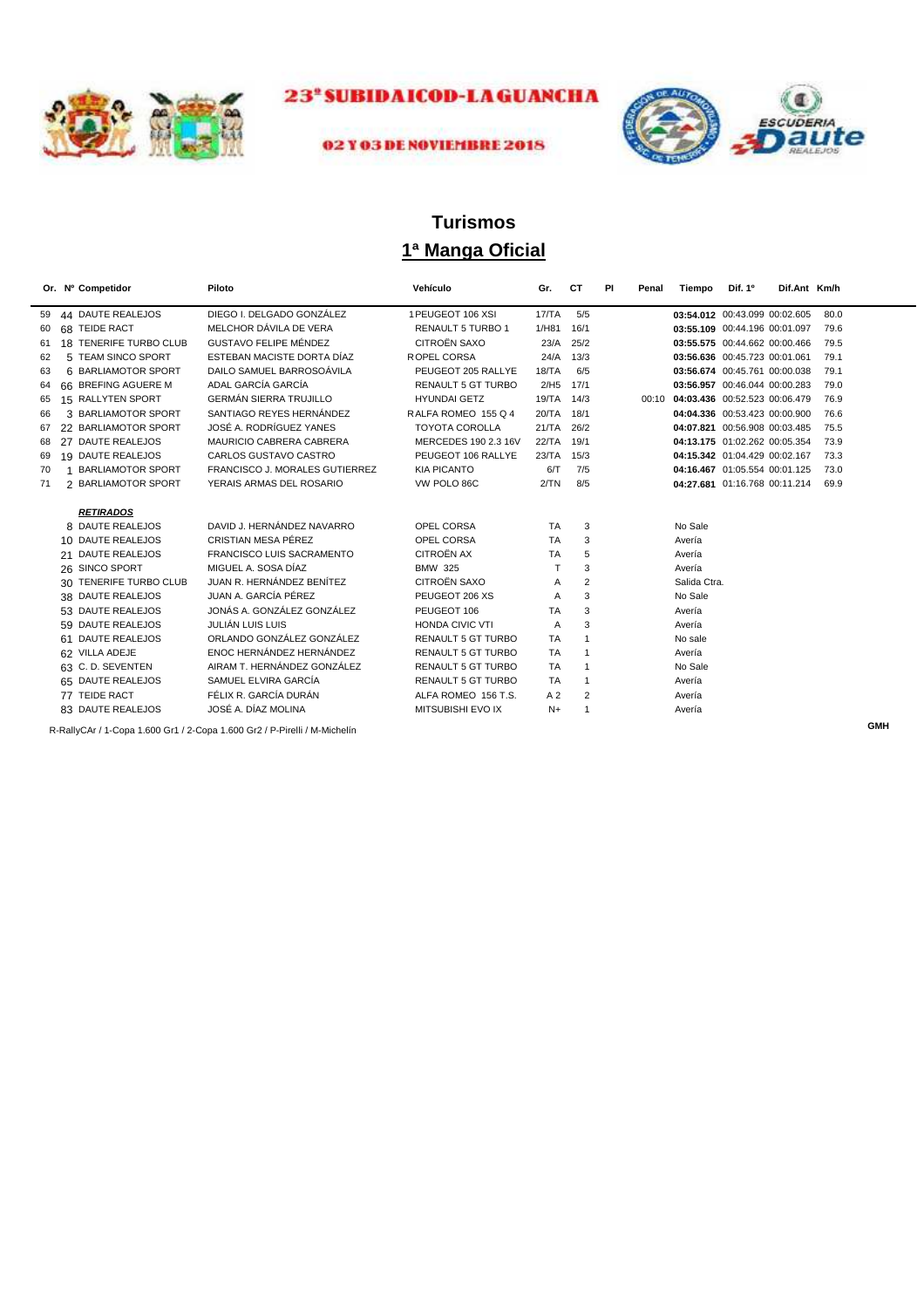# 23ª SUBIDA ICOD-LA GUANCHA

**02 Y 03 DE NOVIEMBRE 2018**

## Turismos

## 1ª Manga Oficial

| Or. | Nº | Competidor | Piloto | Vehículo | Gr. | CT | PI | Penal | Tiempo | Dif. 1º | Dif.Ant | Km/h |
|---|---|---|---|---|---|---|---|---|---|---|---|---|
| 59 | 44 | DAUTE REALEJOS | DIEGO I. DELGADO GONZÁLEZ | 1 PEUGEOT 106 XSI | 17/TA | 5/5 | | | **03:54.012** | 00:43.099 | 00:02.605 | 80.0 |
| 60 | 68 | TEIDE RACT | MELCHOR DÁVILA DE VERA | RENAULT 5 TURBO 1 | 1/H81 | 16/1 | | | **03:55.109** | 00:44.196 | 00:01.097 | 79.6 |
| 61 | 18 | TENERIFE TURBO CLUB | GUSTAVO FELIPE MÉNDEZ | CITROËN SAXO | 23/A | 25/2 | | | **03:55.575** | 00:44.662 | 00:00.466 | 79.5 |
| 62 | 5 | TEAM SINCO SPORT | ESTEBAN MACISTE DORTA DÍAZ | R OPEL CORSA | 24/A | 13/3 | | | **03:56.636** | 00:45.723 | 00:01.061 | 79.1 |
| 63 | 6 | BARLIAMOTOR SPORT | DAILO SAMUEL BARROSOÁVILA | PEUGEOT 205 RALLYE | 18/TA | 6/5 | | | **03:56.674** | 00:45.761 | 00:00.038 | 79.1 |
| 64 | 66 | BREFING AGUERE M | ADAL GARCÍA GARCÍA | RENAULT 5 GT TURBO | 2/H5 | 17/1 | | | **03:56.957** | 00:46.044 | 00:00.283 | 79.0 |
| 65 | 15 | RALLYTEN SPORT | GERMÁN SIERRA TRUJILLO | HYUNDAI GETZ | 19/TA | 14/3 | | 00:10 | **04:03.436** | 00:52.523 | 00:06.479 | 76.9 |
| 66 | 3 | BARLIAMOTOR SPORT | SANTIAGO REYES HERNÁNDEZ | R ALFA ROMEO 155 Q 4 | 20/TA | 18/1 | | | **04:04.336** | 00:53.423 | 00:00.900 | 76.6 |
| 67 | 22 | BARLIAMOTOR SPORT | JOSÉ A. RODRÍGUEZ YANES | TOYOTA COROLLA | 21/TA | 26/2 | | | **04:07.821** | 00:56.908 | 00:03.485 | 75.5 |
| 68 | 27 | DAUTE REALEJOS | MAURICIO CABRERA CABRERA | MERCEDES 190 2.3 16V | 22/TA | 19/1 | | | **04:13.175** | 01:02.262 | 00:05.354 | 73.9 |
| 69 | 19 | DAUTE REALEJOS | CARLOS GUSTAVO CASTRO | PEUGEOT 106 RALLYE | 23/TA | 15/3 | | | **04:15.342** | 01:04.429 | 00:02.167 | 73.3 |
| 70 | 1 | BARLIAMOTOR SPORT | FRANCISCO J. MORALES GUTIERREZ | KIA PICANTO | 6/T | 7/5 | | | **04:16.467** | 01:05.554 | 00:01.125 | 73.0 |
| 71 | 2 | BARLIAMOTOR SPORT | YERAIS ARMAS DEL ROSARIO | VW POLO 86C | 2/TN | 8/5 | | | **04:27.681** | 01:16.768 | 00:11.214 | 69.9 |

***RETIRADOS***

| Nº | Competidor | Piloto | Vehículo | Gr. | CT | Motivo |
|---|---|---|---|---|---|---|
| 8 | DAUTE REALEJOS | DAVID J. HERNÁNDEZ NAVARRO | OPEL CORSA | TA | 3 | No Sale |
| 10 | DAUTE REALEJOS | CRISTIAN MESA PÉREZ | OPEL CORSA | TA | 3 | Avería |
| 21 | DAUTE REALEJOS | FRANCISCO LUIS SACRAMENTO | CITROËN AX | TA | 5 | Avería |
| 26 | SINCO SPORT | MIGUEL A. SOSA DÍAZ | BMW 325 | T | 3 | Avería |
| 30 | TENERIFE TURBO CLUB | JUAN R. HERNÁNDEZ BENÍTEZ | CITROËN SAXO | A | 2 | Salida Ctra. |
| 38 | DAUTE REALEJOS | JUAN A. GARCÍA PÉREZ | PEUGEOT 206 XS | A | 3 | No Sale |
| 53 | DAUTE REALEJOS | JONÁS A. GONZÁLEZ GONZÁLEZ | PEUGEOT 106 | TA | 3 | Avería |
| 59 | DAUTE REALEJOS | JULIÁN LUIS LUIS | HONDA CIVIC VTI | A | 3 | Avería |
| 61 | DAUTE REALEJOS | ORLANDO GONZÁLEZ GONZÁLEZ | RENAULT 5 GT TURBO | TA | 1 | No sale |
| 62 | VILLA ADEJE | ENOC HERNÁNDEZ HERNÁNDEZ | RENAULT 5 GT TURBO | TA | 1 | Avería |
| 63 | C. D. SEVENTEN | AIRAM T. HERNÁNDEZ GONZÁLEZ | RENAULT 5 GT TURBO | TA | 1 | No Sale |
| 65 | DAUTE REALEJOS | SAMUEL ELVIRA GARCÍA | RENAULT 5 GT TURBO | TA | 1 | Avería |
| 77 | TEIDE RACT | FÉLIX R. GARCÍA DURÁN | ALFA ROMEO 156 T.S. | A 2 | 2 | Avería |
| 83 | DAUTE REALEJOS | JOSÉ A. DÍAZ MOLINA | MITSUBISHI EVO IX | N+ | 1 | Avería |

R-RallyCAr / 1-Copa 1.600 Gr1 / 2-Copa 1.600 Gr2 / P-Pirelli / M-Michelín

GMH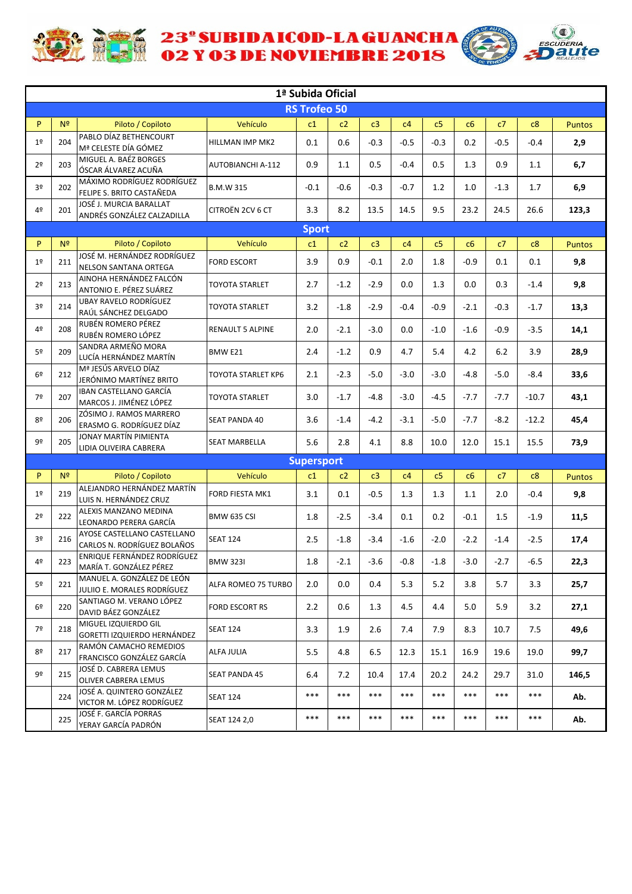# 23º SUBIDA ICOD-LA GUANCHA
## 02 Y 03 DE NOVIEMBRE 2018

### 1ª Subida Oficial

#### RS Trofeo 50

| P | Nº | Piloto / Copiloto | Vehículo | c1 | c2 | c3 | c4 | c5 | c6 | c7 | c8 | Puntos |
|---|---|---|---|---|---|---|---|---|---|---|---|---|
| 1º | 204 | PABLO DÍAZ BETHENCOURT<br>Mª CELESTE DÍA GÓMEZ | HILLMAN IMP MK2 | 0.1 | 0.6 | -0.3 | -0.5 | -0.3 | 0.2 | -0.5 | -0.4 | **2,9** |
| 2º | 203 | MIGUEL A. BAÉZ BORGES<br>ÓSCAR ÁLVAREZ ACUÑA | AUTOBIANCHI A-112 | 0.9 | 1.1 | 0.5 | -0.4 | 0.5 | 1.3 | 0.9 | 1.1 | **6,7** |
| 3º | 202 | MÁXIMO RODRÍGUEZ RODRÍGUEZ<br>FELIPE S. BRITO CASTAÑEDA | B.M.W 315 | -0.1 | -0.6 | -0.3 | -0.7 | 1.2 | 1.0 | -1.3 | 1.7 | **6,9** |
| 4º | 201 | JOSÉ J. MURCIA BARALLAT<br>ANDRÉS GONZÁLEZ CALZADILLA | CITROËN 2CV 6 CT | 3.3 | 8.2 | 13.5 | 14.5 | 9.5 | 23.2 | 24.5 | 26.6 | **123,3** |

#### Sport

| P | Nº | Piloto / Copiloto | Vehículo | c1 | c2 | c3 | c4 | c5 | c6 | c7 | c8 | Puntos |
|---|---|---|---|---|---|---|---|---|---|---|---|---|
| 1º | 211 | JOSÉ M. HERNÁNDEZ RODRÍGUEZ<br>NELSON SANTANA ORTEGA | FORD ESCORT | 3.9 | 0.9 | -0.1 | 2.0 | 1.8 | -0.9 | 0.1 | 0.1 | **9,8** |
| 2º | 213 | AINOHA HERNÁNDEZ FALCÓN<br>ANTONIO E. PÉREZ SUÁREZ | TOYOTA STARLET | 2.7 | -1.2 | -2.9 | 0.0 | 1.3 | 0.0 | 0.3 | -1.4 | **9,8** |
| 3º | 214 | UBAY RAVELO RODRÍGUEZ<br>RAÚL SÁNCHEZ DELGADO | TOYOTA STARLET | 3.2 | -1.8 | -2.9 | -0.4 | -0.9 | -2.1 | -0.3 | -1.7 | **13,3** |
| 4º | 208 | RUBÉN ROMERO PÉREZ<br>RUBÉN ROMERO LÓPEZ | RENAULT 5 ALPINE | 2.0 | -2.1 | -3.0 | 0.0 | -1.0 | -1.6 | -0.9 | -3.5 | **14,1** |
| 5º | 209 | SANDRA ARMEÑO MORA<br>LUCÍA HERNÁNDEZ MARTÍN | BMW E21 | 2.4 | -1.2 | 0.9 | 4.7 | 5.4 | 4.2 | 6.2 | 3.9 | **28,9** |
| 6º | 212 | Mª JESÚS ARVELO DÍAZ<br>JERÓNIMO MARTÍNEZ BRITO | TOYOTA STARLET KP6 | 2.1 | -2.3 | -5.0 | -3.0 | -3.0 | -4.8 | -5.0 | -8.4 | **33,6** |
| 7º | 207 | IBAN CASTELLANO GARCÍA<br>MARCOS J. JIMÉNEZ LÓPEZ | TOYOTA STARLET | 3.0 | -1.7 | -4.8 | -3.0 | -4.5 | -7.7 | -7.7 | -10.7 | **43,1** |
| 8º | 206 | ZÓSIMO J. RAMOS MARRERO<br>ERASMO G. RODRÍGUEZ DÍAZ | SEAT PANDA 40 | 3.6 | -1.4 | -4.2 | -3.1 | -5.0 | -7.7 | -8.2 | -12.2 | **45,4** |
| 9º | 205 | JONAY MARTÍN PIMIENTA<br>LIDIA OLIVEIRA CABRERA | SEAT MARBELLA | 5.6 | 2.8 | 4.1 | 8.8 | 10.0 | 12.0 | 15.1 | 15.5 | **73,9** |

#### Supersport

| P | Nº | Piloto / Copiloto | Vehículo | c1 | c2 | c3 | c4 | c5 | c6 | c7 | c8 | Puntos |
|---|---|---|---|---|---|---|---|---|---|---|---|---|
| 1º | 219 | ALEJANDRO HERNÁNDEZ MARTÍN<br>LUIS N. HERNÁNDEZ CRUZ | FORD FIESTA MK1 | 3.1 | 0.1 | -0.5 | 1.3 | 1.3 | 1.1 | 2.0 | -0.4 | **9,8** |
| 2º | 222 | ALEXIS MANZANO MEDINA<br>LEONARDO PERERA GARCÍA | BMW 635 CSI | 1.8 | -2.5 | -3.4 | 0.1 | 0.2 | -0.1 | 1.5 | -1.9 | **11,5** |
| 3º | 216 | AYOSE CASTELLANO CASTELLANO<br>CARLOS N. RODRÍGUEZ BOLAÑOS | SEAT 124 | 2.5 | -1.8 | -3.4 | -1.6 | -2.0 | -2.2 | -1.4 | -2.5 | **17,4** |
| 4º | 223 | ENRIQUE FERNÁNDEZ RODRÍGUEZ<br>MARÍA T. GONZÁLEZ PÉREZ | BMW 323I | 1.8 | -2.1 | -3.6 | -0.8 | -1.8 | -3.0 | -2.7 | -6.5 | **22,3** |
| 5º | 221 | MANUEL A. GONZÁLEZ DE LEÓN<br>JULIIO E. MORALES RODRÍGUEZ | ALFA ROMEO 75 TURBO | 2.0 | 0.0 | 0.4 | 5.3 | 5.2 | 3.8 | 5.7 | 3.3 | **25,7** |
| 6º | 220 | SANTIAGO M. VERANO LÓPEZ<br>DAVID BÁEZ GONZÁLEZ | FORD ESCORT RS | 2.2 | 0.6 | 1.3 | 4.5 | 4.4 | 5.0 | 5.9 | 3.2 | **27,1** |
| 7º | 218 | MIGUEL IZQUIERDO GIL<br>GORETTI IZQUIERDO HERNÁNDEZ | SEAT 124 | 3.3 | 1.9 | 2.6 | 7.4 | 7.9 | 8.3 | 10.7 | 7.5 | **49,6** |
| 8º | 217 | RAMÓN CAMACHO REMEDIOS<br>FRANCISCO GONZÁLEZ GARCÍA | ALFA JULIA | 5.5 | 4.8 | 6.5 | 12.3 | 15.1 | 16.9 | 19.6 | 19.0 | **99,7** |
| 9º | 215 | JOSÉ D. CABRERA LEMUS<br>OLIVER CABRERA LEMUS | SEAT PANDA 45 | 6.4 | 7.2 | 10.4 | 17.4 | 20.2 | 24.2 | 29.7 | 31.0 | **146,5** |
|  | 224 | JOSÉ A. QUINTERO GONZÁLEZ<br>VICTOR M. LÓPEZ RODRÍGUEZ | SEAT 124 | *** | *** | *** | *** | *** | *** | *** | *** | **Ab.** |
|  | 225 | JOSÉ F. GARCÍA PORRAS<br>YERAY GARCÍA PADRÓN | SEAT 124 2,0 | *** | *** | *** | *** | *** | *** | *** | *** | **Ab.** |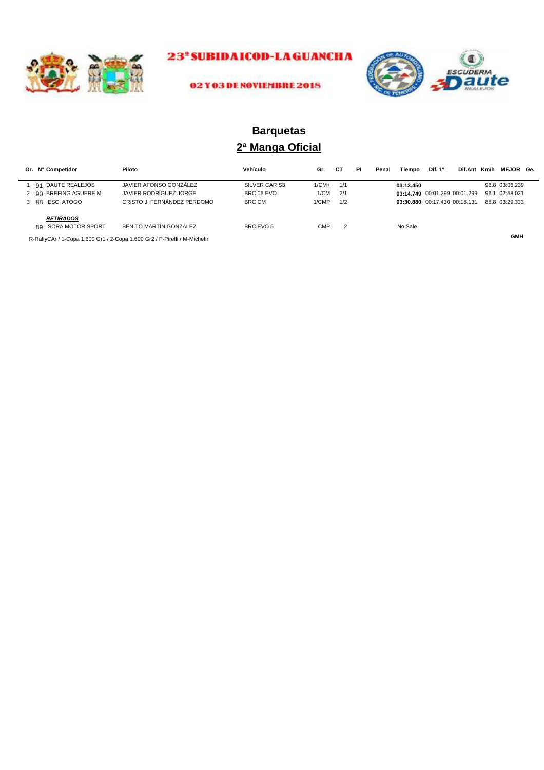23ª SUBIDA ICOD-LA GUANCHA

02 Y 03 DE NOVIEMBRE 2018

# Barquetas

## 2ª Manga Oficial

| Or. | Nº | Competidor | Piloto | Vehículo | Gr. | CT | PI | Penal | Tiempo | Dif. 1º | Dif.Ant | Km/h | MEJOR | Ge. |
|---|---|---|---|---|---|---|---|---|---|---|---|---|---|---|
| 1 | 91 | DAUTE REALEJOS | JAVIER AFONSO GONZÁLEZ | SILVER CAR S3 | 1/CM+ | 1/1 | | | **03:13.450** | | | 96.8 | 03:06.239 | |
| 2 | 90 | BREFING AGUERE M | JAVIER RODRÍGUEZ JORGE | BRC 05 EVO | 1/CM | 2/1 | | | **03:14.749** | 00:01.299 | 00:01.299 | 96.1 | 02:58.021 | |
| 3 | 88 | ESC ATOGO | CRISTO J. FERNÁNDEZ PERDOMO | BRC CM | 1/CMP | 1/2 | | | **03:30.880** | 00:17.430 | 00:16.131 | 88.8 | 03:29.333 | |
| | | ***RETIRADOS*** | | | | | | | | | | | | |
| | 89 | ISORA MOTOR SPORT | BENITO MARTÍN GONZÁLEZ | BRC EVO 5 | CMP | 2 | | | No Sale | | | | | |

R-RallyCAr / 1-Copa 1.600 Gr1 / 2-Copa 1.600 Gr2 / P-Pirelli / M-Michelín

**GMH**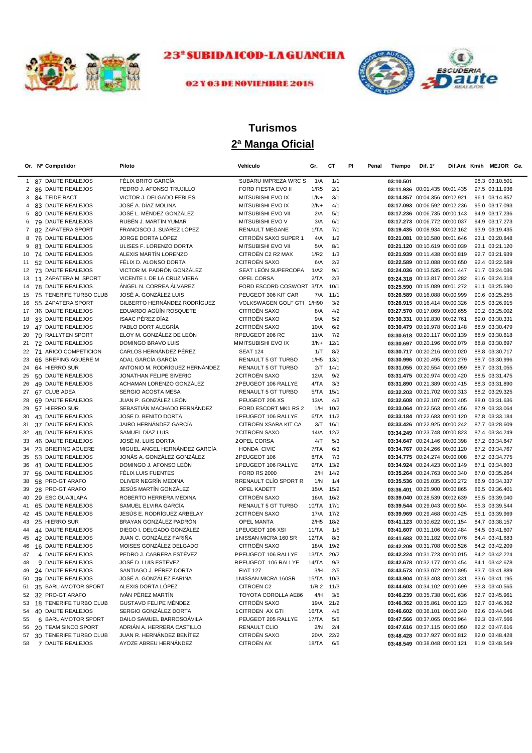# 23ª SUBIDA ICOD-LA GUANCHA

02 Y 03 DE NOVIEMBRE 2018

## Turismos

## 2ª Manga Oficial

| Or. | Nº | Competidor | Piloto | Vehículo | Gr. | CT | PI | Penal | Tiempo | Dif. 1º | Dif.Ant | Km/h | MEJOR | Ge. |
|---|---|---|---|---|---|---|---|---|---|---|---|---|---|---|
| 1 | 87 | DAUTE REALEJOS | FÉLIX BRITO GARCÍA | SUBARU IMPREZA WRC S | 1/A | 1/1 | | | 03:10.501 | | | 98.3 | 03:10.501 | |
| 2 | 86 | DAUTE REALEJOS | PEDRO J. AFONSO TRUJILLO | FORD FIESTA EVO II | 1/R5 | 2/1 | | | 03:11.936 | 00:01.435 | 00:01.435 | 97.5 | 03:11.936 | |
| 3 | 84 | TEIDE RACT | VICTOR J. DELGADO FEBLES | MITSUBISHI EVO IX | 1/N+ | 3/1 | | | 03:14.857 | 00:04.356 | 00:02.921 | 96.1 | 03:14.857 | |
| 4 | 83 | DAUTE REALEJOS | JOSÉ A. DÍAZ MOLINA | MITSUBISHI EVO IX | 2/N+ | 4/1 | | | 03:17.093 | 00:06.592 | 00:02.236 | 95.0 | 03:17.093 | |
| 5 | 80 | DAUTE REALEJOS | JOSÉ L. MÉNDEZ GONZÁLEZ | MITSUBISHI EVO VII | 2/A | 5/1 | | | 03:17.236 | 00:06.735 | 00:00.143 | 94.9 | 03:17.236 | |
| 6 | 79 | DAUTE REALEJOS | RUBÉN J. MARTÍN YUMAR | MITSUBISHI EVO V | 3/A | 6/1 | | | 03:17.273 | 00:06.772 | 00:00.037 | 94.9 | 03:17.273 | |
| 7 | 82 | ZAPATERA SPORT | FRANCISCO J. SUÁREZ LÓPEZ | RENAULT MEGANE | 1/TA | 7/1 | | | 03:19.435 | 00:08.934 | 00:02.162 | 93.9 | 03:19.435 | |
| 8 | 76 | DAUTE REALEJOS | JORGE DORTA LÓPEZ | CITROËN SAXO SUPER 1 | 4/A | 1/2 | | | 03:21.081 | 00:10.580 | 00:01.646 | 93.1 | 03:20.848 | |
| 9 | 81 | DAUTE REALEJOS | ULISES F. LORENZO DORTA | MITSUBISHI EVO VII | 5/A | 8/1 | | | 03:21.120 | 00:10.619 | 00:00.039 | 93.1 | 03:21.120 | |
| 10 | 74 | DAUTE REALEJOS | ALEXIS MARTÍN LORENZO | CITROËN C2 R2 MAX | 1/R2 | 1/3 | | | 03:21.939 | 00:11.438 | 00:00.819 | 92.7 | 03:21.939 | |
| 11 | 52 | DAUTE REALEJOS | FÉLIX D. ALONSO DORTA | 2 CITROËN SAXO | 6/A | 2/2 | | | 03:22.589 | 00:12.088 | 00:00.650 | 92.4 | 03:22.589 | |
| 12 | 73 | DAUTE REALEJOS | VICTOR M. PADRÓN GONZÁLEZ | SEAT LEÓN SUPERCOPA | 1/A2 | 9/1 | | | 03:24.036 | 00:13.535 | 00:01.447 | 91.7 | 03:24.036 | |
| 13 | 11 | ZAPATERA M. SPORT | VICENTE I. DE LA CRUZ VIERA | OPEL CORSA | 2/TA | 2/3 | | | 03:24.318 | 00:13.817 | 00:00.282 | 91.6 | 03:24.318 | |
| 14 | 78 | DAUTE REALEJOS | ÁNGEL N. CORREA ÁLVAREZ | FORD ESCORD COSWORT | 3/TA | 10/1 | | | 03:25.590 | 00:15.089 | 00:01.272 | 91.1 | 03:25.590 | |
| 15 | 75 | TENERIFE TURBO CLUB | JOSÉ A. GONZÁLEZ LUIS | PEUGEOT 306 KIT CAR | 7/A | 11/1 | | | 03:26.589 | 00:16.088 | 00:00.999 | 90.6 | 03:25.255 | |
| 16 | 55 | ZAPATERA SPORT | GILBERTO HERNÁNDEZ RODRÍGUEZ | VOLKSWAGEN GOLF GTI | 1/H90 | 3/2 | | | 03:26.915 | 00:16.414 | 00:00.326 | 90.5 | 03:26.915 | |
| 17 | 36 | DAUTE REALEJOS | EDUARDO AGÜÍN ROSQUETE | CITROËN SAXO | 8/A | 4/2 | | | 03:27.570 | 00:17.069 | 00:00.655 | 90.2 | 03:25.002 | |
| 18 | 33 | DAUTE REALEJOS | ISAAC PÉREZ DÍAZ | CITROËN SAXO | 9/A | 5/2 | | | 03:30.331 | 00:19.830 | 00:02.761 | 89.0 | 03:30.331 | |
| 19 | 47 | DAUTE REALEJOS | PABLO DORT ALEGRÍA | 2 CITROËN SAXO | 10/A | 6/2 | | | 03:30.479 | 00:19.978 | 00:00.148 | 88.9 | 03:30.479 | |
| 20 | 70 | RALLYTEN SPORT | ELOY M. GONZÁLEZ DE LEÓN | R PEUGEOT 206 RC | 11/A | 7/2 | | | 03:30.618 | 00:20.117 | 00:00.139 | 88.9 | 03:30.618 | |
| 21 | 72 | DAUTE REALEJOS | DOMINGO BRAVO LUIS | M MITSUBISHI EVO IX | 3/N+ | 12/1 | | | 03:30.697 | 00:20.196 | 00:00.079 | 88.8 | 03:30.697 | |
| 22 | 71 | ARICO COMPETICION | CARLOS HERNÁNDEZ PÉREZ | SEAT 124 | 1/T | 8/2 | | | 03:30.717 | 00:20.216 | 00:00.020 | 88.8 | 03:30.717 | |
| 23 | 66 | BREFING AGUERE M | ADAL GARCÍA GARCÍA | RENAULT 5 GT TURBO | 1/H5 | 13/1 | | | 03:30.996 | 00:20.495 | 00:00.279 | 88.7 | 03:30.996 | |
| 24 | 64 | HIERRO SUR | ANTONIO M. RODRÍGUEZ HERNÁNDEZ | RENAULT 5 GT TURBO | 2/T | 14/1 | | | 03:31.055 | 00:20.554 | 00:00.059 | 88.7 | 03:31.055 | |
| 25 | 50 | DAUTE REALEJOS | JONATHAN FELIPE SIVERIO | 2 CITROËN SAXO | 12/A | 9/2 | | | 03:31.475 | 00:20.974 | 00:00.420 | 88.5 | 03:31.475 | |
| 26 | 49 | DAUTE REALEJOS | ACHAMAN LORENZO GONZÁLEZ | 2 PEUGEOT 106 RALLYE | 4/TA | 3/3 | | | 03:31.890 | 00:21.389 | 00:00.415 | 88.3 | 03:31.890 | |
| 27 | 67 | CLUB ADEA | SERGIO ACOSTA MESA | RENAULT 5 GT TURBO | 5/TA | 15/1 | | | 03:32.203 | 00:21.702 | 00:00.313 | 88.2 | 03:29.325 | |
| 28 | 69 | DAUTE REALEJOS | JUAN P. GONZÁLEZ LEÓN | PEUGEOT 206 XS | 13/A | 4/3 | | | 03:32.608 | 00:22.107 | 00:00.405 | 88.0 | 03:31.636 | |
| 29 | 57 | HIERRO SUR | SEBASTIÁN MACHADO FERNÁNDEZ | FORD ESCORT MK1 RS 2 | 1/H | 10/2 | | | 03:33.064 | 00:22.563 | 00:00.456 | 87.9 | 03:33.064 | |
| 30 | 43 | DAUTE REALEJOS | JOSE D. BENITO DORTA | 1 PEUGEOT 106 RALLYE | 6/TA | 11/2 | | | 03:33.184 | 00:22.683 | 00:00.120 | 87.8 | 03:33.184 | |
| 31 | 37 | DAUTE REALEJOS | JAIRO HERNÁNDEZ GARCÍA | CITROËN XSARA KIT CA | 3/T | 16/1 | | | 03:33.426 | 00:22.925 | 00:00.242 | 87.7 | 03:28.609 | |
| 32 | 48 | DAUTE REALEJOS | SAMUEL DÍAZ LUIS | 2 CITROËN SAXO | 14/A | 12/2 | | | 03:34.249 | 00:23.748 | 00:00.823 | 87.4 | 03:34.249 | |
| 33 | 46 | DAUTE REALEJOS | JOSÉ M. LUIS DORTA | 2 OPEL CORSA | 4/T | 5/3 | | | 03:34.647 | 00:24.146 | 00:00.398 | 87.2 | 03:34.647 | |
| 34 | 23 | BRIEFING AGUERE | MIGUEL ANGEL HERNÁNDEZ GARCÍA | HONDA CIVIC | 7/TA | 6/3 | | | 03:34.767 | 00:24.266 | 00:00.120 | 87.2 | 03:34.767 | |
| 35 | 53 | DAUTE REALEJOS | JONÁS A. GONZÁLEZ GONZÁLEZ | 2 PEUGEOT 106 | 8/TA | 7/3 | | | 03:34.775 | 00:24.274 | 00:00.008 | 87.2 | 03:34.775 | |
| 36 | 41 | DAUTE REALEJOS | DOMINGO J. AFONSO LEÓN | 1 PEUGEOT 106 RALLYE | 9/TA | 13/2 | | | 03:34.924 | 00:24.423 | 00:00.149 | 87.1 | 03:34.803 | |
| 37 | 56 | DAUTE REALEJOS | FÉLIX LUIS FUENTES | FORD RS 2000 | 2/H | 14/2 | | | 03:35.264 | 00:24.763 | 00:00.340 | 87.0 | 03:35.264 | |
| 38 | 58 | PRO-GT ARAFO | OLIVER NEGRÍN MEDINA | R RENAULT CLÍO SPORT R | 1/N | 1/4 | | | 03:35.536 | 00:25.035 | 00:00.272 | 86.9 | 03:34.337 | |
| 39 | 28 | PRO-GT ARAFO | JESÚS MARTÍN GONZÁLEZ | OPEL KADETT | 15/A | 15/2 | | | 03:36.401 | 00:25.900 | 00:00.865 | 86.5 | 03:36.401 | |
| 40 | 29 | ESC GUAJILAPA | ROBERTO HERRERA MEDINA | CITROËN SAXO | 16/A | 16/2 | | | 03:39.040 | 00:28.539 | 00:02.639 | 85.5 | 03:39.040 | |
| 41 | 65 | DAUTE REALEJOS | SAMUEL ELVIRA GARCÍA | RENAULT 5 GT TURBO | 10/TA | 17/1 | | | 03:39.544 | 00:29.043 | 00:00.504 | 85.3 | 03:39.544 | |
| 42 | 45 | DAUTE REALEJOS | JESÚS E. RODRÍGUEZ ARBELAY | 2 CITROEN SAXO | 17/A | 17/2 | | | 03:39.969 | 00:29.468 | 00:00.425 | 85.1 | 03:39.969 | |
| 43 | 25 | HIERRO SUR | BRAYAN GONZÁLEZ PADRÓN | OPEL MANTA | 2/H5 | 18/2 | | | 03:41.123 | 00:30.622 | 00:01.154 | 84.7 | 03:38.157 | |
| 44 | 44 | DAUTE REALEJOS | DIEGO I. DELGADO GONZÁLEZ | 1 PEUGEOT 106 XSI | 11/TA | 1/5 | | | 03:41.607 | 00:31.106 | 00:00.484 | 84.5 | 03:41.607 | |
| 45 | 42 | DAUTE REALEJOS | JUAN C. GONZÁLEZ FARIÑA | 1 NISSAN MICRA 160 SR | 12/TA | 8/3 | | | 03:41.683 | 00:31.182 | 00:00.076 | 84.4 | 03:41.683 | |
| 46 | 16 | DAUTE REALEJOS | MOISES GONZÁLEZ DELGADO | CITROËN SAXO | 18/A | 19/2 | | | 03:42.209 | 00:31.708 | 00:00.526 | 84.2 | 03:42.209 | |
| 47 | 4 | DAUTE REALEJOS | PEDRO J. CABRERA ESTÉVEZ | P PEUGEOT 106 RALLYE | 13/TA | 20/2 | | | 03:42.224 | 00:31.723 | 00:00.015 | 84.2 | 03:42.224 | |
| 48 | 9 | DAUTE REALEJOS | JOSÉ D. LUIS ESTÉVEZ | R PEUGEOT 106 RALLYE | 14/TA | 9/3 | | | 03:42.678 | 00:32.177 | 00:00.454 | 84.1 | 03:42.678 | |
| 49 | 24 | DAUTE REALEJOS | SANTIAGO J. PÉREZ DORTA | FIAT 127 | 3/H | 2/5 | | | 03:43.573 | 00:33.072 | 00:00.895 | 83.7 | 03:41.889 | |
| 50 | 39 | DAUTE REALEJOS | JOSÉ A. GONZÁLEZ FARIÑA | 1 NISSAN MICRA 160SR | 15/TA | 10/3 | | | 03:43.904 | 00:33.403 | 00:00.331 | 83.6 | 03:41.195 | |
| 51 | 35 | BARLIAMOTOR SPORT | ALEXIS DORTA LÓPEZ | CITROËN C2 | 1/R 2 | 11/3 | | | 03:44.603 | 00:34.102 | 00:00.699 | 83.3 | 03:40.565 | |
| 52 | 32 | PRO-GT ARAFO | IVÁN PÉREZ MARTÍN | TOYOTA COROLLA AE86 | 4/H | 3/5 | | | 03:46.239 | 00:35.738 | 00:01.636 | 82.7 | 03:45.961 | |
| 53 | 18 | TENERIFE TURBO CLUB | GUSTAVO FELIPE MÉNDEZ | CITROËN SAXO | 19/A | 21/2 | | | 03:46.362 | 00:35.861 | 00:00.123 | 82.7 | 03:46.362 | |
| 54 | 40 | DAUTE REALEJOS | SERGIO GONZÁLEZ DORTA | 1 CITROEN AX GTI | 16/TA | 4/5 | | | 03:46.602 | 00:36.101 | 00:00.240 | 82.6 | 03:44.046 | |
| 55 | 6 | BARLIAMOTOR SPORT | DAILO SAMUEL BARROSOÁVILA | PEUGEOT 205 RALLYE | 17/TA | 5/5 | | | 03:47.566 | 00:37.065 | 00:00.964 | 82.3 | 03:47.566 | |
| 56 | 20 | TEAM SINCO SPORT | ADRIÁN A. HERRERA CASTILLO | RENAULT CLIO | 2/N | 2/4 | | | 03:47.616 | 00:37.115 | 00:00.050 | 82.2 | 03:47.616 | |
| 57 | 30 | TENERIFE TURBO CLUB | JUAN R. HERNÁNDEZ BENÍTEZ | CITROËN SAXO | 20/A | 22/2 | | | 03:48.428 | 00:37.927 | 00:00.812 | 82.0 | 03:48.428 | |
| 58 | 7 | DAUTE REALEJOS | AYOZE ABREU HERNÁNDEZ | CITROËN AX | 18/TA | 6/5 | | | 03:48.549 | 00:38.048 | 00:00.121 | 81.9 | 03:48.549 | |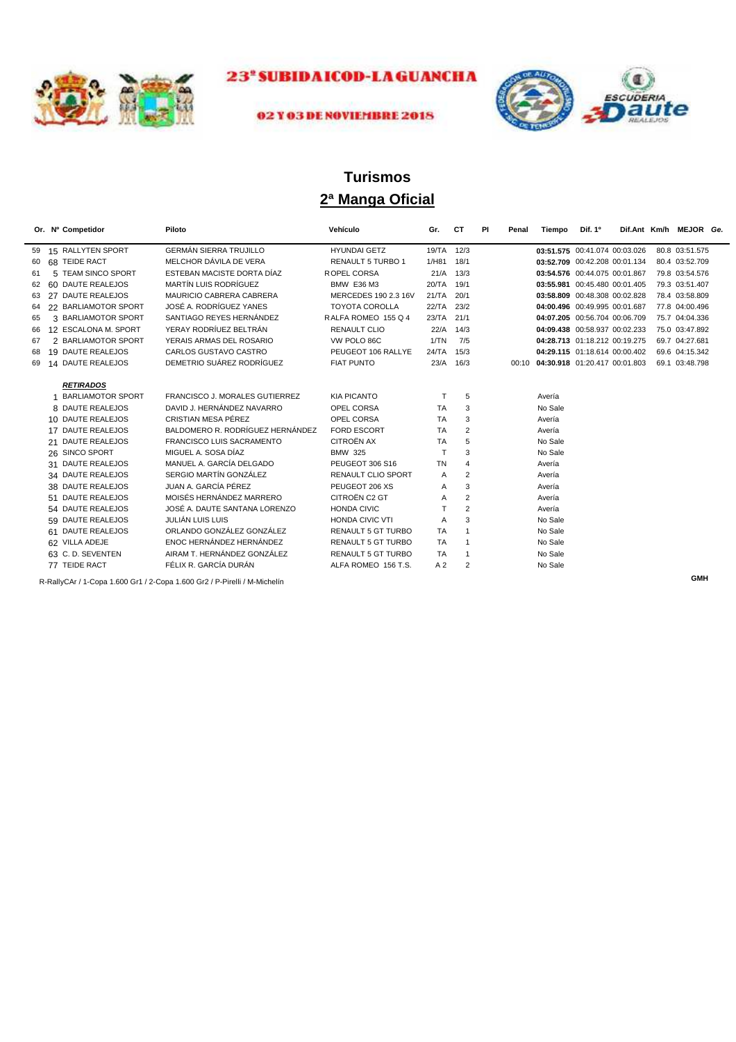# 23ª SUBIDA ICOD-LA GUANCHA

**02 Y 03 DE NOVIEMBRE 2018**

## Turismos

## 2ª Manga Oficial

| Or. | Nº | Competidor | Piloto | Vehículo | Gr. | CT | Pl | Penal | Tiempo | Dif. 1º | Dif.Ant | Km/h | MEJOR | Ge. |
|---|---|---|---|---|---|---|---|---|---|---|---|---|---|---|
| 59 | 15 | RALLYTEN SPORT | GERMÁN SIERRA TRUJILLO | HYUNDAI GETZ | 19/TA | 12/3 | | | **03:51.575** | 00:41.074 | 00:03.026 | 80.8 | 03:51.575 | |
| 60 | 68 | TEIDE RACT | MELCHOR DÁVILA DE VERA | RENAULT 5 TURBO 1 | 1/H81 | 18/1 | | | **03:52.709** | 00:42.208 | 00:01.134 | 80.4 | 03:52.709 | |
| 61 | 5 | TEAM SINCO SPORT | ESTEBAN MACISTE DORTA DÍAZ | R OPEL CORSA | 21/A | 13/3 | | | **03:54.576** | 00:44.075 | 00:01.867 | 79.8 | 03:54.576 | |
| 62 | 60 | DAUTE REALEJOS | MARTÍN LUIS RODRÍGUEZ | BMW E36 M3 | 20/TA | 19/1 | | | **03:55.981** | 00:45.480 | 00:01.405 | 79.3 | 03:51.407 | |
| 63 | 27 | DAUTE REALEJOS | MAURICIO CABRERA CABRERA | MERCEDES 190 2.3 16V | 21/TA | 20/1 | | | **03:58.809** | 00:48.308 | 00:02.828 | 78.4 | 03:58.809 | |
| 64 | 22 | BARLIAMOTOR SPORT | JOSÉ A. RODRÍGUEZ YANES | TOYOTA COROLLA | 22/TA | 23/2 | | | **04:00.496** | 00:49.995 | 00:01.687 | 77.8 | 04:00.496 | |
| 65 | 3 | BARLIAMOTOR SPORT | SANTIAGO REYES HERNÁNDEZ | R ALFA ROMEO 155 Q 4 | 23/TA | 21/1 | | | **04:07.205** | 00:56.704 | 00:06.709 | 75.7 | 04:04.336 | |
| 66 | 12 | ESCALONA M. SPORT | YERAY RODRÍUEZ BELTRÁN | RENAULT CLIO | 22/A | 14/3 | | | **04:09.438** | 00:58.937 | 00:02.233 | 75.0 | 03:47.892 | |
| 67 | 2 | BARLIAMOTOR SPORT | YERAIS ARMAS DEL ROSARIO | VW POLO 86C | 1/TN | 7/5 | | | **04:28.713** | 01:18.212 | 00:19.275 | 69.7 | 04:27.681 | |
| 68 | 19 | DAUTE REALEJOS | CARLOS GUSTAVO CASTRO | PEUGEOT 106 RALLYE | 24/TA | 15/3 | | | **04:29.115** | 01:18.614 | 00:00.402 | 69.6 | 04:15.342 | |
| 69 | 14 | DAUTE REALEJOS | DEMETRIO SUÁREZ RODRÍGUEZ | FIAT PUNTO | 23/A | 16/3 | | 00:10 | **04:30.918** | 01:20.417 | 00:01.803 | 69.1 | 03:48.798 | |

***RETIRADOS***

| Nº | Competidor | Piloto | Vehículo | Gr. | CT | Motivo |
|---|---|---|---|---|---|---|
| 1 | BARLIAMOTOR SPORT | FRANCISCO J. MORALES GUTIERREZ | KIA PICANTO | T | 5 | Avería |
| 8 | DAUTE REALEJOS | DAVID J. HERNÁNDEZ NAVARRO | OPEL CORSA | TA | 3 | No Sale |
| 10 | DAUTE REALEJOS | CRISTIAN MESA PÉREZ | OPEL CORSA | TA | 3 | Avería |
| 17 | DAUTE REALEJOS | BALDOMERO R. RODRÍGUEZ HERNÁNDEZ | FORD ESCORT | TA | 2 | Avería |
| 21 | DAUTE REALEJOS | FRANCISCO LUIS SACRAMENTO | CITROËN AX | TA | 5 | No Sale |
| 26 | SINCO SPORT | MIGUEL A. SOSA DÍAZ | BMW 325 | T | 3 | No Sale |
| 31 | DAUTE REALEJOS | MANUEL A. GARCÍA DELGADO | PEUGEOT 306 S16 | TN | 4 | Avería |
| 34 | DAUTE REALEJOS | SERGIO MARTÍN GONZÁLEZ | RENAULT CLIO SPORT | A | 2 | Avería |
| 38 | DAUTE REALEJOS | JUAN A. GARCÍA PÉREZ | PEUGEOT 206 XS | A | 3 | Avería |
| 51 | DAUTE REALEJOS | MOISÉS HERNÁNDEZ MARRERO | CITROËN C2 GT | A | 2 | Avería |
| 54 | DAUTE REALEJOS | JOSÉ A. DAUTE SANTANA LORENZO | HONDA CIVIC | T | 2 | Avería |
| 59 | DAUTE REALEJOS | JULIÁN LUIS LUIS | HONDA CIVIC VTI | A | 3 | No Sale |
| 61 | DAUTE REALEJOS | ORLANDO GONZÁLEZ GONZÁLEZ | RENAULT 5 GT TURBO | TA | 1 | No Sale |
| 62 | VILLA ADEJE | ENOC HERNÁNDEZ HERNÁNDEZ | RENAULT 5 GT TURBO | TA | 1 | No Sale |
| 63 | C. D. SEVENTEN | AIRAM T. HERNÁNDEZ GONZÁLEZ | RENAULT 5 GT TURBO | TA | 1 | No Sale |
| 77 | TEIDE RACT | FÉLIX R. GARCÍA DURÁN | ALFA ROMEO 156 T.S. | A 2 | 2 | No Sale |

R-RallyCAr / 1-Copa 1.600 Gr1 / 2-Copa 1.600 Gr2 / P-Pirelli / M-Michelín

GMH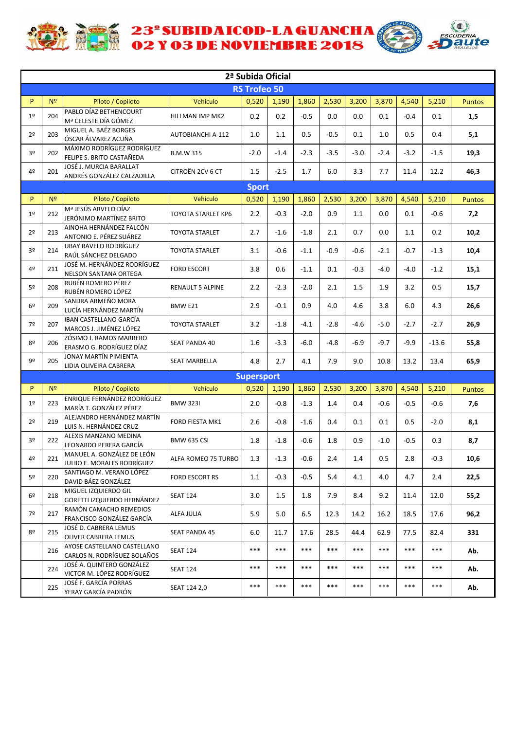# 23º SUBIDA ICOD-LA GUANCHA
## 02 Y 03 DE NOVIEMBRE 2018

### 2ª Subida Oficial

#### RS Trofeo 50

| P | Nº | Piloto / Copiloto | Vehículo | 0,520 | 1,190 | 1,860 | 2,530 | 3,200 | 3,870 | 4,540 | 5,210 | Puntos |
|---|---|---|---|---|---|---|---|---|---|---|---|---|
| 1º | 204 | PABLO DÍAZ BETHENCOURT<br>Mª CELESTE DÍA GÓMEZ | HILLMAN IMP MK2 | 0.2 | 0.2 | -0.5 | 0.0 | 0.0 | 0.1 | -0.4 | 0.1 | 1,5 |
| 2º | 203 | MIGUEL A. BAÉZ BORGES<br>ÓSCAR ÁLVAREZ ACUÑA | AUTOBIANCHI A-112 | 1.0 | 1.1 | 0.5 | -0.5 | 0.1 | 1.0 | 0.5 | 0.4 | 5,1 |
| 3º | 202 | MÁXIMO RODRÍGUEZ RODRÍGUEZ<br>FELIPE S. BRITO CASTAÑEDA | B.M.W 315 | -2.0 | -1.4 | -2.3 | -3.5 | -3.0 | -2.4 | -3.2 | -1.5 | 19,3 |
| 4º | 201 | JOSÉ J. MURCIA BARALLAT<br>ANDRÉS GONZÁLEZ CALZADILLA | CITROËN 2CV 6 CT | 1.5 | -2.5 | 1.7 | 6.0 | 3.3 | 7.7 | 11.4 | 12.2 | 46,3 |

#### Sport

| P | Nº | Piloto / Copiloto | Vehículo | 0,520 | 1,190 | 1,860 | 2,530 | 3,200 | 3,870 | 4,540 | 5,210 | Puntos |
|---|---|---|---|---|---|---|---|---|---|---|---|---|
| 1º | 212 | Mª JESÚS ARVELO DÍAZ<br>JERÓNIMO MARTÍNEZ BRITO | TOYOTA STARLET KP6 | 2.2 | -0.3 | -2.0 | 0.9 | 1.1 | 0.0 | 0.1 | -0.6 | 7,2 |
| 2º | 213 | AINOHA HERNÁNDEZ FALCÓN<br>ANTONIO E. PÉREZ SUÁREZ | TOYOTA STARLET | 2.7 | -1.6 | -1.8 | 2.1 | 0.7 | 0.0 | 1.1 | 0.2 | 10,2 |
| 3º | 214 | UBAY RAVELO RODRÍGUEZ<br>RAÚL SÁNCHEZ DELGADO | TOYOTA STARLET | 3.1 | -0.6 | -1.1 | -0.9 | -0.6 | -2.1 | -0.7 | -1.3 | 10,4 |
| 4º | 211 | JOSÉ M. HERNÁNDEZ RODRÍGUEZ<br>NELSON SANTANA ORTEGA | FORD ESCORT | 3.8 | 0.6 | -1.1 | 0.1 | -0.3 | -4.0 | -4.0 | -1.2 | 15,1 |
| 5º | 208 | RUBÉN ROMERO PÉREZ<br>RUBÉN ROMERO LÓPEZ | RENAULT 5 ALPINE | 2.2 | -2.3 | -2.0 | 2.1 | 1.5 | 1.9 | 3.2 | 0.5 | 15,7 |
| 6º | 209 | SANDRA ARMEÑO MORA<br>LUCÍA HERNÁNDEZ MARTÍN | BMW E21 | 2.9 | -0.1 | 0.9 | 4.0 | 4.6 | 3.8 | 6.0 | 4.3 | 26,6 |
| 7º | 207 | IBAN CASTELLANO GARCÍA<br>MARCOS J. JIMÉNEZ LÓPEZ | TOYOTA STARLET | 3.2 | -1.8 | -4.1 | -2.8 | -4.6 | -5.0 | -2.7 | -2.7 | 26,9 |
| 8º | 206 | ZÓSIMO J. RAMOS MARRERO<br>ERASMO G. RODRÍGUEZ DÍAZ | SEAT PANDA 40 | 1.6 | -3.3 | -6.0 | -4.8 | -6.9 | -9.7 | -9.9 | -13.6 | 55,8 |
| 9º | 205 | JONAY MARTÍN PIMIENTA<br>LIDIA OLIVEIRA CABRERA | SEAT MARBELLA | 4.8 | 2.7 | 4.1 | 7.9 | 9.0 | 10.8 | 13.2 | 13.4 | 65,9 |

#### Supersport

| P | Nº | Piloto / Copiloto | Vehículo | 0,520 | 1,190 | 1,860 | 2,530 | 3,200 | 3,870 | 4,540 | 5,210 | Puntos |
|---|---|---|---|---|---|---|---|---|---|---|---|---|
| 1º | 223 | ENRIQUE FERNÁNDEZ RODRÍGUEZ<br>MARÍA T. GONZÁLEZ PÉREZ | BMW 323I | 2.0 | -0.8 | -1.3 | 1.4 | 0.4 | -0.6 | -0.5 | -0.6 | 7,6 |
| 2º | 219 | ALEJANDRO HERNÁNDEZ MARTÍN<br>LUIS N. HERNÁNDEZ CRUZ | FORD FIESTA MK1 | 2.6 | -0.8 | -1.6 | 0.4 | 0.1 | 0.1 | 0.5 | -2.0 | 8,1 |
| 3º | 222 | ALEXIS MANZANO MEDINA<br>LEONARDO PERERA GARCÍA | BMW 635 CSI | 1.8 | -1.8 | -0.6 | 1.8 | 0.9 | -1.0 | -0.5 | 0.3 | 8,7 |
| 4º | 221 | MANUEL A. GONZÁLEZ DE LEÓN<br>JULIIO E. MORALES RODRÍGUEZ | ALFA ROMEO 75 TURBO | 1.3 | -1.3 | -0.6 | 2.4 | 1.4 | 0.5 | 2.8 | -0.3 | 10,6 |
| 5º | 220 | SANTIAGO M. VERANO LÓPEZ<br>DAVID BÁEZ GONZÁLEZ | FORD ESCORT RS | 1.1 | -0.3 | -0.5 | 5.4 | 4.1 | 4.0 | 4.7 | 2.4 | 22,5 |
| 6º | 218 | MIGUEL IZQUIERDO GIL<br>GORETTI IZQUIERDO HERNÁNDEZ | SEAT 124 | 3.0 | 1.5 | 1.8 | 7.9 | 8.4 | 9.2 | 11.4 | 12.0 | 55,2 |
| 7º | 217 | RAMÓN CAMACHO REMEDIOS<br>FRANCISCO GONZÁLEZ GARCÍA | ALFA JULIA | 5.9 | 5.0 | 6.5 | 12.3 | 14.2 | 16.2 | 18.5 | 17.6 | 96,2 |
| 8º | 215 | JOSÉ D. CABRERA LEMUS<br>OLIVER CABRERA LEMUS | SEAT PANDA 45 | 6.0 | 11.7 | 17.6 | 28.5 | 44.4 | 62.9 | 77.5 | 82.4 | 331 |
| | 216 | AYOSE CASTELLANO CASTELLANO<br>CARLOS N. RODRÍGUEZ BOLAÑOS | SEAT 124 | *** | *** | *** | *** | *** | *** | *** | *** | Ab. |
| | 224 | JOSÉ A. QUINTERO GONZÁLEZ<br>VICTOR M. LÓPEZ RODRÍGUEZ | SEAT 124 | *** | *** | *** | *** | *** | *** | *** | *** | Ab. |
| | 225 | JOSÉ F. GARCÍA PORRAS<br>YERAY GARCÍA PADRÓN | SEAT 124 2,0 | *** | *** | *** | *** | *** | *** | *** | *** | Ab. |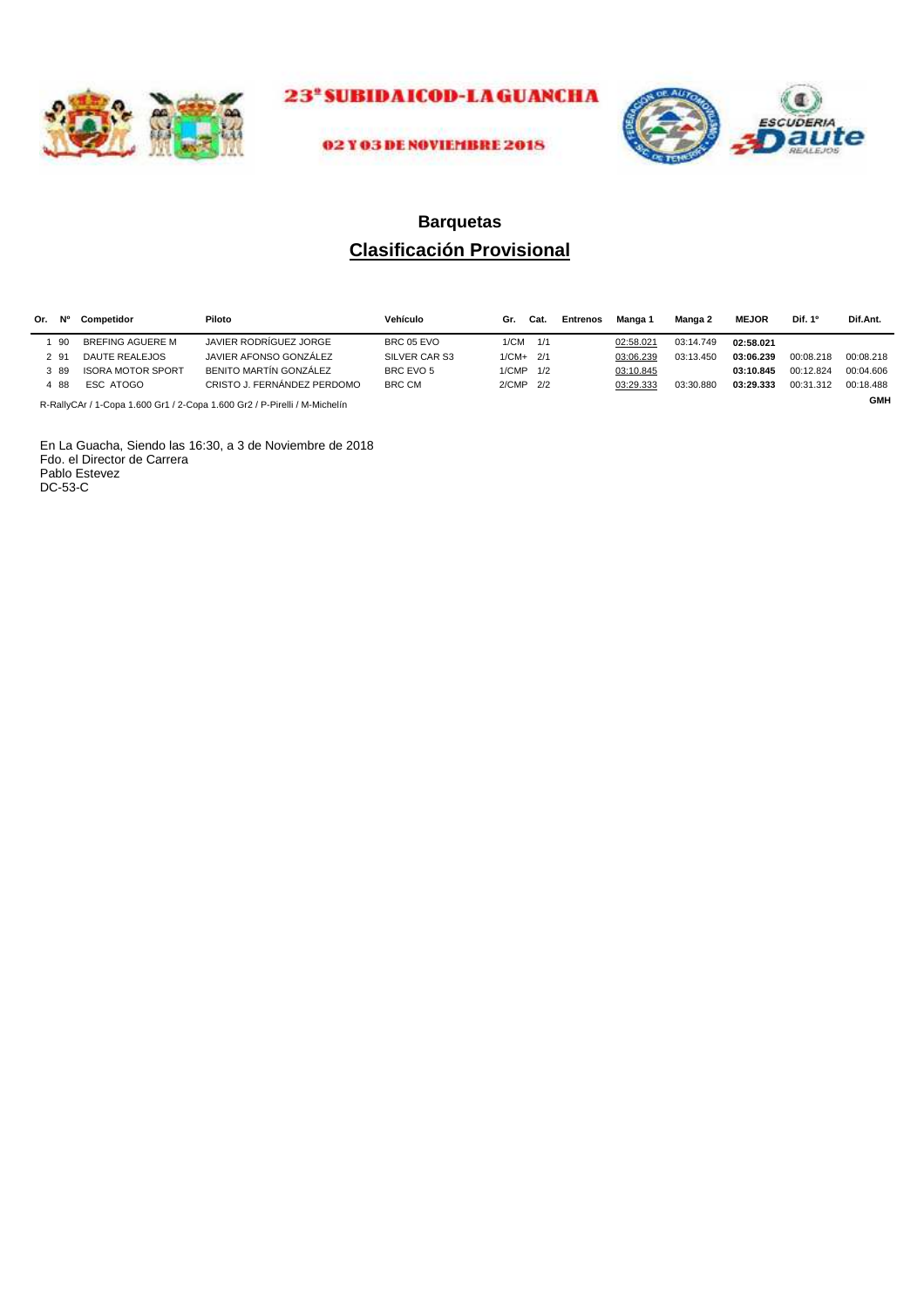23ª SUBIDA ICOD-LA GUANCHA

02 Y 03 DE NOVIEMBRE 2018

## Barquetas

## Clasificación Provisional

| Or. | Nº | Competidor | Piloto | Vehículo | Gr. | Cat. | Entrenos | Manga 1 | Manga 2 | MEJOR | Dif. 1º | Dif.Ant. |
|---|---|---|---|---|---|---|---|---|---|---|---|---|
| 1 | 90 | BREFING AGUERE M | JAVIER RODRÍGUEZ JORGE | BRC 05 EVO | 1/CM | 1/1 | | 02:58.021 | 03:14.749 | **02:58.021** | | |
| 2 | 91 | DAUTE REALEJOS | JAVIER AFONSO GONZÁLEZ | SILVER CAR S3 | 1/CM+ | 2/1 | | 03:06.239 | 03:13.450 | **03:06.239** | 00:08.218 | 00:08.218 |
| 3 | 89 | ISORA MOTOR SPORT | BENITO MARTÍN GONZÁLEZ | BRC EVO 5 | 1/CMP | 1/2 | | 03:10.845 | | **03:10.845** | 00:12.824 | 00:04.606 |
| 4 | 88 | ESC ATOGO | CRISTO J. FERNÁNDEZ PERDOMO | BRC CM | 2/CMP | 2/2 | | 03:29.333 | 03:30.880 | **03:29.333** | 00:31.312 | 00:18.488 |

R-RallyCAr / 1-Copa 1.600 Gr1 / 2-Copa 1.600 Gr2 / P-Pirelli / M-Michelín

**GMH**

En La Guacha, Siendo las 16:30, a 3 de Noviembre de 2018
Fdo. el Director de Carrera
Pablo Estevez
DC-53-C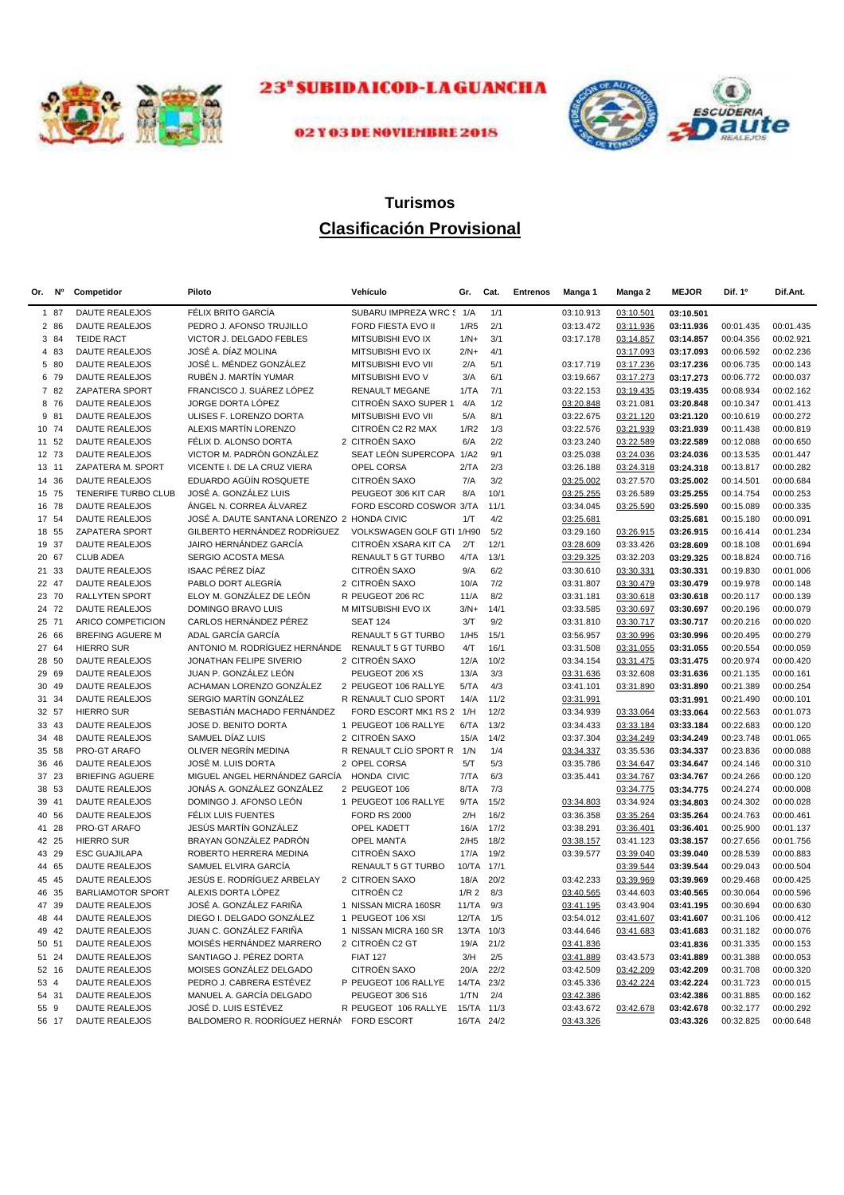# 23ª SUBIDA ICOD-LA GUANCHA

**02 Y 03 DE NOVIEMBRE 2018**

## Turismos

## Clasificación Provisional

| Or. | Nº | Competidor | Piloto | Vehículo | Gr. | Cat. | Entrenos | Manga 1 | Manga 2 | MEJOR | Dif. 1º | Dif.Ant. |
|---|---|---|---|---|---|---|---|---|---|---|---|---|
| 1 | 87 | DAUTE REALEJOS | FÉLIX BRITO GARCÍA | SUBARU IMPREZA WRC S | 1/A | 1/1 | | 03:10.913 | 03:10.501 | **03:10.501** | | |
| 2 | 86 | DAUTE REALEJOS | PEDRO J. AFONSO TRUJILLO | FORD FIESTA EVO II | 1/R5 | 2/1 | | 03:13.472 | 03:11.936 | **03:11.936** | 00:01.435 | 00:01.435 |
| 3 | 84 | TEIDE RACT | VICTOR J. DELGADO FEBLES | MITSUBISHI EVO IX | 1/N+ | 3/1 | | 03:17.178 | 03:14.857 | **03:14.857** | 00:04.356 | 00:02.921 |
| 4 | 83 | DAUTE REALEJOS | JOSÉ A. DÍAZ MOLINA | MITSUBISHI EVO IX | 2/N+ | 4/1 | | | 03:17.093 | **03:17.093** | 00:06.592 | 00:02.236 |
| 5 | 80 | DAUTE REALEJOS | JOSÉ L. MÉNDEZ GONZÁLEZ | MITSUBISHI EVO VII | 2/A | 5/1 | | 03:17.719 | 03:17.236 | **03:17.236** | 00:06.735 | 00:00.143 |
| 6 | 79 | DAUTE REALEJOS | RUBÉN J. MARTÍN YUMAR | MITSUBISHI EVO V | 3/A | 6/1 | | 03:19.667 | 03:17.273 | **03:17.273** | 00:06.772 | 00:00.037 |
| 7 | 82 | ZAPATERA SPORT | FRANCISCO J. SUÁREZ LÓPEZ | RENAULT MEGANE | 1/TA | 7/1 | | 03:22.153 | 03:19.435 | **03:19.435** | 00:08.934 | 00:02.162 |
| 8 | 76 | DAUTE REALEJOS | JORGE DORTA LÓPEZ | CITROËN SAXO SUPER 1 | 4/A | 1/2 | | 03:20.848 | 03:21.081 | **03:20.848** | 00:10.347 | 00:01.413 |
| 9 | 81 | DAUTE REALEJOS | ULISES F. LORENZO DORTA | MITSUBISHI EVO VII | 5/A | 8/1 | | 03:22.675 | 03:21.120 | **03:21.120** | 00:10.619 | 00:00.272 |
| 10 | 74 | DAUTE REALEJOS | ALEXIS MARTÍN LORENZO | CITROËN C2 R2 MAX | 1/R2 | 1/3 | | 03:22.576 | 03:21.939 | **03:21.939** | 00:11.438 | 00:00.819 |
| 11 | 52 | DAUTE REALEJOS | FÉLIX D. ALONSO DORTA | 2 CITROËN SAXO | 6/A | 2/2 | | 03:23.240 | 03:22.589 | **03:22.589** | 00:12.088 | 00:00.650 |
| 12 | 73 | DAUTE REALEJOS | VICTOR M. PADRÓN GONZÁLEZ | SEAT LEÓN SUPERCOPA | 1/A2 | 9/1 | | 03:25.038 | 03:24.036 | **03:24.036** | 00:13.535 | 00:01.447 |
| 13 | 11 | ZAPATERA M. SPORT | VICENTE I. DE LA CRUZ VIERA | OPEL CORSA | 2/TA | 2/3 | | 03:26.188 | 03:24.318 | **03:24.318** | 00:13.817 | 00:00.282 |
| 14 | 36 | DAUTE REALEJOS | EDUARDO AGÜÍN ROSQUETE | CITROËN SAXO | 7/A | 3/2 | | 03:25.002 | 03:27.570 | **03:25.002** | 00:14.501 | 00:00.684 |
| 15 | 75 | TENERIFE TURBO CLUB | JOSÉ A. GONZÁLEZ LUIS | PEUGEOT 306 KIT CAR | 8/A | 10/1 | | 03:25.255 | 03:26.589 | **03:25.255** | 00:14.754 | 00:00.253 |
| 16 | 78 | DAUTE REALEJOS | ÁNGEL N. CORREA ÁLVAREZ | FORD ESCORD COSWOR | 3/TA | 11/1 | | 03:34.045 | 03:25.590 | **03:25.590** | 00:15.089 | 00:00.335 |
| 17 | 54 | DAUTE REALEJOS | JOSÉ A. DAUTE SANTANA LORENZO | 2 HONDA CIVIC | 1/T | 4/2 | | 03:25.681 | | **03:25.681** | 00:15.180 | 00:00.091 |
| 18 | 55 | ZAPATERA SPORT | GILBERTO HERNÁNDEZ RODRÍGUEZ | VOLKSWAGEN GOLF GTI | 1/H90 | 5/2 | | 03:29.160 | 03:26.915 | **03:26.915** | 00:16.414 | 00:01.234 |
| 19 | 37 | DAUTE REALEJOS | JAIRO HERNÁNDEZ GARCÍA | CITROËN XSARA KIT CA | 2/T | 12/1 | | 03:28.609 | 03:33.426 | **03:28.609** | 00:18.108 | 00:01.694 |
| 20 | 67 | CLUB ADEA | SERGIO ACOSTA MESA | RENAULT 5 GT TURBO | 4/TA | 13/1 | | 03:29.325 | 03:32.203 | **03:29.325** | 00:18.824 | 00:00.716 |
| 21 | 33 | DAUTE REALEJOS | ISAAC PÉREZ DÍAZ | CITROËN SAXO | 9/A | 6/2 | | 03:30.610 | 03:30.331 | **03:30.331** | 00:19.830 | 00:01.006 |
| 22 | 47 | DAUTE REALEJOS | PABLO DORT ALEGRÍA | 2 CITROËN SAXO | 10/A | 7/2 | | 03:31.807 | 03:30.479 | **03:30.479** | 00:19.978 | 00:00.148 |
| 23 | 70 | RALLYTEN SPORT | ELOY M. GONZÁLEZ DE LEÓN | R PEUGEOT 206 RC | 11/A | 8/2 | | 03:31.181 | 03:30.618 | **03:30.618** | 00:20.117 | 00:00.139 |
| 24 | 72 | DAUTE REALEJOS | DOMINGO BRAVO LUIS | M MITSUBISHI EVO IX | 3/N+ | 14/1 | | 03:33.585 | 03:30.697 | **03:30.697** | 00:20.196 | 00:00.079 |
| 25 | 71 | ARICO COMPETICION | CARLOS HERNÁNDEZ PÉREZ | SEAT 124 | 3/T | 9/2 | | 03:31.810 | 03:30.717 | **03:30.717** | 00:20.216 | 00:00.020 |
| 26 | 66 | BREFING AGUERE M | ADAL GARCÍA GARCÍA | RENAULT 5 GT TURBO | 1/H5 | 15/1 | | 03:56.957 | 03:30.996 | **03:30.996** | 00:20.495 | 00:00.279 |
| 27 | 64 | HIERRO SUR | ANTONIO M. RODRÍGUEZ HERNÁNDE | RENAULT 5 GT TURBO | 4/T | 16/1 | | 03:31.508 | 03:31.055 | **03:31.055** | 00:20.554 | 00:00.059 |
| 28 | 50 | DAUTE REALEJOS | JONATHAN FELIPE SIVERIO | 2 CITROËN SAXO | 12/A | 10/2 | | 03:34.154 | 03:31.475 | **03:31.475** | 00:20.974 | 00:00.420 |
| 29 | 69 | DAUTE REALEJOS | JUAN P. GONZÁLEZ LEÓN | PEUGEOT 206 XS | 13/A | 3/3 | | 03:31.636 | 03:32.608 | **03:31.636** | 00:21.135 | 00:00.161 |
| 30 | 49 | DAUTE REALEJOS | ACHAMAN LORENZO GONZÁLEZ | 2 PEUGEOT 106 RALLYE | 5/TA | 4/3 | | 03:41.101 | 03:31.890 | **03:31.890** | 00:21.389 | 00:00.254 |
| 31 | 34 | DAUTE REALEJOS | SERGIO MARTÍN GONZÁLEZ | R RENAULT CLIO SPORT | 14/A | 11/2 | | 03:31.991 | | **03:31.991** | 00:21.490 | 00:00.101 |
| 32 | 57 | HIERRO SUR | SEBASTIÁN MACHADO FERNÁNDEZ | FORD ESCORT MK1 RS 2 | 1/H | 12/2 | | 03:34.939 | 03:33.064 | **03:33.064** | 00:22.563 | 00:01.073 |
| 33 | 43 | DAUTE REALEJOS | JOSE D. BENITO DORTA | 1 PEUGEOT 106 RALLYE | 6/TA | 13/2 | | 03:34.433 | 03:33.184 | **03:33.184** | 00:22.683 | 00:00.120 |
| 34 | 48 | DAUTE REALEJOS | SAMUEL DÍAZ LUIS | 2 CITROËN SAXO | 15/A | 14/2 | | 03:37.304 | 03:34.249 | **03:34.249** | 00:23.748 | 00:01.065 |
| 35 | 58 | PRO-GT ARAFO | OLIVER NEGRÍN MEDINA | R RENAULT CLÍO SPORT R | 1/N | 1/4 | | 03:34.337 | 03:35.536 | **03:34.337** | 00:23.836 | 00:00.088 |
| 36 | 46 | DAUTE REALEJOS | JOSÉ M. LUIS DORTA | 2 OPEL CORSA | 5/T | 5/3 | | 03:35.786 | 03:34.647 | **03:34.647** | 00:24.146 | 00:00.310 |
| 37 | 23 | BRIEFING AGUERE | MIGUEL ANGEL HERNÁNDEZ GARCÍA | HONDA CIVIC | 7/TA | 6/3 | | 03:35.441 | 03:34.767 | **03:34.767** | 00:24.266 | 00:00.120 |
| 38 | 53 | DAUTE REALEJOS | JONÁS A. GONZÁLEZ GONZÁLEZ | 2 PEUGEOT 106 | 8/TA | 7/3 | | | 03:34.775 | **03:34.775** | 00:24.274 | 00:00.008 |
| 39 | 41 | DAUTE REALEJOS | DOMINGO J. AFONSO LEÓN | 1 PEUGEOT 106 RALLYE | 9/TA | 15/2 | | 03:34.803 | 03:34.924 | **03:34.803** | 00:24.302 | 00:00.028 |
| 40 | 56 | DAUTE REALEJOS | FÉLIX LUIS FUENTES | FORD RS 2000 | 2/H | 16/2 | | 03:36.358 | 03:35.264 | **03:35.264** | 00:24.763 | 00:00.461 |
| 41 | 28 | PRO-GT ARAFO | JESÚS MARTÍN GONZÁLEZ | OPEL KADETT | 16/A | 17/2 | | 03:38.291 | 03:36.401 | **03:36.401** | 00:25.900 | 00:01.137 |
| 42 | 25 | HIERRO SUR | BRAYAN GONZÁLEZ PADRÓN | OPEL MANTA | 2/H5 | 18/2 | | 03:38.157 | 03:41.123 | **03:38.157** | 00:27.656 | 00:01.756 |
| 43 | 29 | ESC GUAJILAPA | ROBERTO HERRERA MEDINA | CITROËN SAXO | 17/A | 19/2 | | 03:39.577 | 03:39.040 | **03:39.040** | 00:28.539 | 00:00.883 |
| 44 | 65 | DAUTE REALEJOS | SAMUEL ELVIRA GARCÍA | RENAULT 5 GT TURBO | 10/TA | 17/1 | | | 03:39.544 | **03:39.544** | 00:29.043 | 00:00.504 |
| 45 | 45 | DAUTE REALEJOS | JESÚS E. RODRÍGUEZ ARBELAY | 2 CITROEN SAXO | 18/A | 20/2 | | 03:42.233 | 03:39.969 | **03:39.969** | 00:29.468 | 00:00.425 |
| 46 | 35 | BARLIAMOTOR SPORT | ALEXIS DORTA LÓPEZ | CITROËN C2 | 1/R 2 | 8/3 | | 03:40.565 | 03:44.603 | **03:40.565** | 00:30.064 | 00:00.596 |
| 47 | 39 | DAUTE REALEJOS | JOSÉ A. GONZÁLEZ FARIÑA | 1 NISSAN MICRA 160SR | 11/TA | 9/3 | | 03:41.195 | 03:43.904 | **03:41.195** | 00:30.694 | 00:00.630 |
| 48 | 44 | DAUTE REALEJOS | DIEGO I. DELGADO GONZÁLEZ | 1 PEUGEOT 106 XSI | 12/TA | 1/5 | | 03:54.012 | 03:41.607 | **03:41.607** | 00:31.106 | 00:00.412 |
| 49 | 42 | DAUTE REALEJOS | JUAN C. GONZÁLEZ FARIÑA | 1 NISSAN MICRA 160 SR | 13/TA | 10/3 | | 03:44.646 | 03:41.683 | **03:41.683** | 00:31.182 | 00:00.076 |
| 50 | 51 | DAUTE REALEJOS | MOISÉS HERNÁNDEZ MARRERO | 2 CITROËN C2 GT | 19/A | 21/2 | | 03:41.836 | | **03:41.836** | 00:31.335 | 00:00.153 |
| 51 | 24 | DAUTE REALEJOS | SANTIAGO J. PÉREZ DORTA | FIAT 127 | 3/H | 2/5 | | 03:41.889 | 03:43.573 | **03:41.889** | 00:31.388 | 00:00.053 |
| 52 | 16 | DAUTE REALEJOS | MOISES GONZÁLEZ DELGADO | CITROËN SAXO | 20/A | 22/2 | | 03:42.509 | 03:42.209 | **03:42.209** | 00:31.708 | 00:00.320 |
| 53 | 4 | DAUTE REALEJOS | PEDRO J. CABRERA ESTÉVEZ | P PEUGEOT 106 RALLYE | 14/TA | 23/2 | | 03:45.336 | 03:42.224 | **03:42.224** | 00:31.723 | 00:00.015 |
| 54 | 31 | DAUTE REALEJOS | MANUEL A. GARCÍA DELGADO | PEUGEOT 306 S16 | 1/TN | 2/4 | | 03:42.386 | | **03:42.386** | 00:31.885 | 00:00.162 |
| 55 | 9 | DAUTE REALEJOS | JOSÉ D. LUIS ESTÉVEZ | R PEUGEOT 106 RALLYE | 15/TA | 11/3 | | 03:43.672 | 03:42.678 | **03:42.678** | 00:32.177 | 00:00.292 |
| 56 | 17 | DAUTE REALEJOS | BALDOMERO R. RODRÍGUEZ HERNÁN | FORD ESCORT | 16/TA | 24/2 | | 03:43.326 | | **03:43.326** | 00:32.825 | 00:00.648 |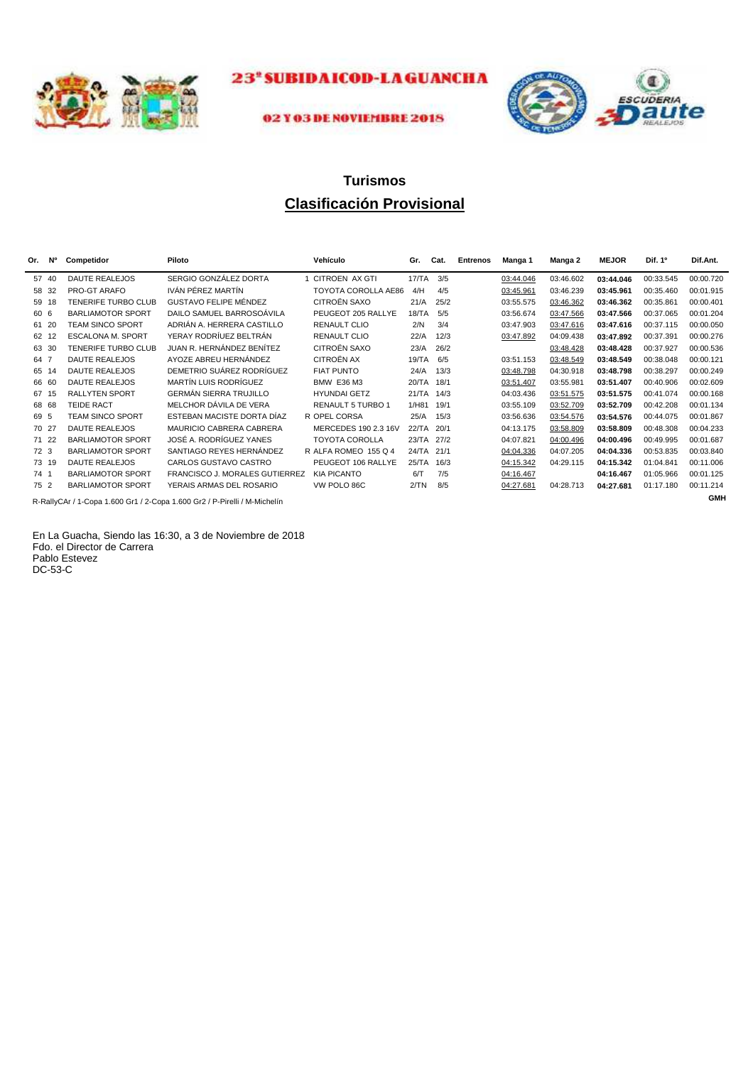# 23ª SUBIDA ICOD-LA GUANCHA

**02 Y 03 DE NOVIEMBRE 2018**

## Turismos

## Clasificación Provisional

| Or. | Nº | Competidor | Piloto | Vehículo | Gr. | Cat. | Entrenos | Manga 1 | Manga 2 | MEJOR | Dif. 1º | Dif.Ant. |
|---|---|---|---|---|---|---|---|---|---|---|---|---|
| 57 | 40 | DAUTE REALEJOS | SERGIO GONZÁLEZ DORTA | 1 CITROEN AX GTI | 17/TA | 3/5 | | 03:44.046 | 03:46.602 | **03:44.046** | 00:33.545 | 00:00.720 |
| 58 | 32 | PRO-GT ARAFO | IVÁN PÉREZ MARTÍN | TOYOTA COROLLA AE86 | 4/H | 4/5 | | 03:45.961 | 03:46.239 | **03:45.961** | 00:35.460 | 00:01.915 |
| 59 | 18 | TENERIFE TURBO CLUB | GUSTAVO FELIPE MÉNDEZ | CITROËN SAXO | 21/A | 25/2 | | 03:55.575 | 03:46.362 | **03:46.362** | 00:35.861 | 00:00.401 |
| 60 | 6 | BARLIAMOTOR SPORT | DAILO SAMUEL BARROSOÁVILA | PEUGEOT 205 RALLYE | 18/TA | 5/5 | | 03:56.674 | 03:47.566 | **03:47.566** | 00:37.065 | 00:01.204 |
| 61 | 20 | TEAM SINCO SPORT | ADRIÁN A. HERRERA CASTILLO | RENAULT CLIO | 2/N | 3/4 | | 03:47.903 | 03:47.616 | **03:47.616** | 00:37.115 | 00:00.050 |
| 62 | 12 | ESCALONA M. SPORT | YERAY RODRÍUEZ BELTRÁN | RENAULT CLIO | 22/A | 12/3 | | 03:47.892 | 04:09.438 | **03:47.892** | 00:37.391 | 00:00.276 |
| 63 | 30 | TENERIFE TURBO CLUB | JUAN R. HERNÁNDEZ BENÍTEZ | CITROËN SAXO | 23/A | 26/2 | | | 03:48.428 | **03:48.428** | 00:37.927 | 00:00.536 |
| 64 | 7 | DAUTE REALEJOS | AYOZE ABREU HERNÁNDEZ | CITROËN AX | 19/TA | 6/5 | | 03:51.153 | 03:48.549 | **03:48.549** | 00:38.048 | 00:00.121 |
| 65 | 14 | DAUTE REALEJOS | DEMETRIO SUÁREZ RODRÍGUEZ | FIAT PUNTO | 24/A | 13/3 | | 03:48.798 | 04:30.918 | **03:48.798** | 00:38.297 | 00:00.249 |
| 66 | 60 | DAUTE REALEJOS | MARTÍN LUIS RODRÍGUEZ | BMW E36 M3 | 20/TA | 18/1 | | 03:51.407 | 03:55.981 | **03:51.407** | 00:40.906 | 00:02.609 |
| 67 | 15 | RALLYTEN SPORT | GERMÁN SIERRA TRUJILLO | HYUNDAI GETZ | 21/TA | 14/3 | | 04:03.436 | 03:51.575 | **03:51.575** | 00:41.074 | 00:00.168 |
| 68 | 68 | TEIDE RACT | MELCHOR DÁVILA DE VERA | RENAULT 5 TURBO 1 | 1/H81 | 19/1 | | 03:55.109 | 03:52.709 | **03:52.709** | 00:42.208 | 00:01.134 |
| 69 | 5 | TEAM SINCO SPORT | ESTEBAN MACISTE DORTA DÍAZ | R OPEL CORSA | 25/A | 15/3 | | 03:56.636 | 03:54.576 | **03:54.576** | 00:44.075 | 00:01.867 |
| 70 | 27 | DAUTE REALEJOS | MAURICIO CABRERA CABRERA | MERCEDES 190 2.3 16V | 22/TA | 20/1 | | 04:13.175 | 03:58.809 | **03:58.809** | 00:48.308 | 00:04.233 |
| 71 | 22 | BARLIAMOTOR SPORT | JOSÉ A. RODRÍGUEZ YANES | TOYOTA COROLLA | 23/TA | 27/2 | | 04:07.821 | 04:00.496 | **04:00.496** | 00:49.995 | 00:01.687 |
| 72 | 3 | BARLIAMOTOR SPORT | SANTIAGO REYES HERNÁNDEZ | R ALFA ROMEO 155 Q 4 | 24/TA | 21/1 | | 04:04.336 | 04:07.205 | **04:04.336** | 00:53.835 | 00:03.840 |
| 73 | 19 | DAUTE REALEJOS | CARLOS GUSTAVO CASTRO | PEUGEOT 106 RALLYE | 25/TA | 16/3 | | 04:15.342 | 04:29.115 | **04:15.342** | 01:04.841 | 00:11.006 |
| 74 | 1 | BARLIAMOTOR SPORT | FRANCISCO J. MORALES GUTIERREZ | KIA PICANTO | 6/T | 7/5 | | 04:16.467 | | **04:16.467** | 01:05.966 | 00:01.125 |
| 75 | 2 | BARLIAMOTOR SPORT | YERAIS ARMAS DEL ROSARIO | VW POLO 86C | 2/TN | 8/5 | | 04:27.681 | 04:28.713 | **04:27.681** | 01:17.180 | 00:11.214 |

R-RallyCAr / 1-Copa 1.600 Gr1 / 2-Copa 1.600 Gr2 / P-Pirelli / M-Michelín

**GMH**

En La Guacha, Siendo las 16:30, a 3 de Noviembre de 2018
Fdo. el Director de Carrera
Pablo Estevez
DC-53-C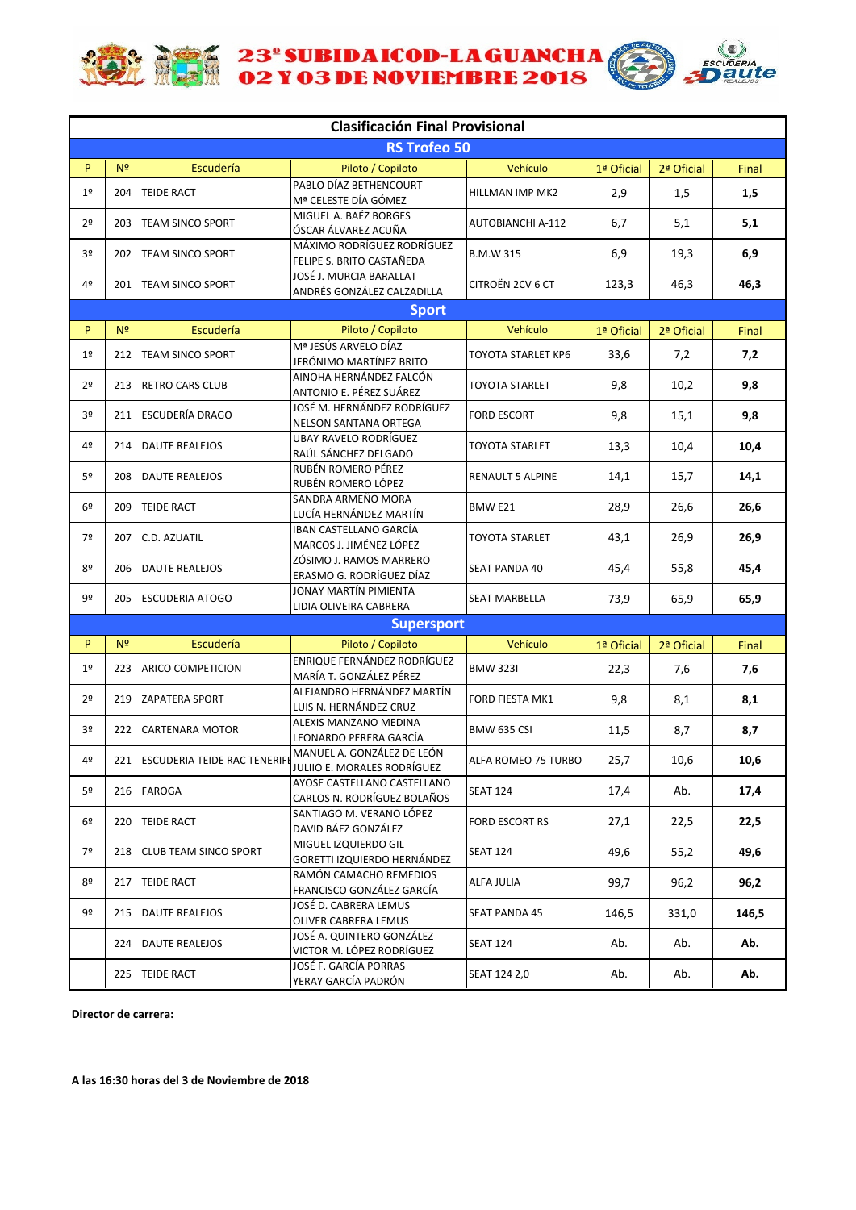# 23º SUBIDA ICOD-LA GUANCHA
## 02 Y 03 DE NOVIEMBRE 2018

| Clasificación Final Provisional | | | | | | | |
|---|---|---|---|---|---|---|---|
| **RS Trofeo 50** | | | | | | | |
| P | Nº | Escudería | Piloto / Copiloto | Vehículo | 1ª Oficial | 2ª Oficial | Final |
| 1º | 204 | TEIDE RACT | PABLO DÍAZ BETHENCOURT<br>Mª CELESTE DÍA GÓMEZ | HILLMAN IMP MK2 | 2,9 | 1,5 | **1,5** |
| 2º | 203 | TEAM SINCO SPORT | MIGUEL A. BAÉZ BORGES<br>ÓSCAR ÁLVAREZ ACUÑA | AUTOBIANCHI A-112 | 6,7 | 5,1 | **5,1** |
| 3º | 202 | TEAM SINCO SPORT | MÁXIMO RODRÍGUEZ RODRÍGUEZ<br>FELIPE S. BRITO CASTAÑEDA | B.M.W 315 | 6,9 | 19,3 | **6,9** |
| 4º | 201 | TEAM SINCO SPORT | JOSÉ J. MURCIA BARALLAT<br>ANDRÉS GONZÁLEZ CALZADILLA | CITROËN 2CV 6 CT | 123,3 | 46,3 | **46,3** |
| **Sport** | | | | | | | |
| P | Nº | Escudería | Piloto / Copiloto | Vehículo | 1ª Oficial | 2ª Oficial | Final |
| 1º | 212 | TEAM SINCO SPORT | Mª JESÚS ARVELO DÍAZ<br>JERÓNIMO MARTÍNEZ BRITO | TOYOTA STARLET KP6 | 33,6 | 7,2 | **7,2** |
| 2º | 213 | RETRO CARS CLUB | AINOHA HERNÁNDEZ FALCÓN<br>ANTONIO E. PÉREZ SUÁREZ | TOYOTA STARLET | 9,8 | 10,2 | **9,8** |
| 3º | 211 | ESCUDERÍA DRAGO | JOSÉ M. HERNÁNDEZ RODRÍGUEZ<br>NELSON SANTANA ORTEGA | FORD ESCORT | 9,8 | 15,1 | **9,8** |
| 4º | 214 | DAUTE REALEJOS | UBAY RAVELO RODRÍGUEZ<br>RAÚL SÁNCHEZ DELGADO | TOYOTA STARLET | 13,3 | 10,4 | **10,4** |
| 5º | 208 | DAUTE REALEJOS | RUBÉN ROMERO PÉREZ<br>RUBÉN ROMERO LÓPEZ | RENAULT 5 ALPINE | 14,1 | 15,7 | **14,1** |
| 6º | 209 | TEIDE RACT | SANDRA ARMEÑO MORA<br>LUCÍA HERNÁNDEZ MARTÍN | BMW E21 | 28,9 | 26,6 | **26,6** |
| 7º | 207 | C.D. AZUATIL | IBAN CASTELLANO GARCÍA<br>MARCOS J. JIMÉNEZ LÓPEZ | TOYOTA STARLET | 43,1 | 26,9 | **26,9** |
| 8º | 206 | DAUTE REALEJOS | ZÓSIMO J. RAMOS MARRERO<br>ERASMO G. RODRÍGUEZ DÍAZ | SEAT PANDA 40 | 45,4 | 55,8 | **45,4** |
| 9º | 205 | ESCUDERIA ATOGO | JONAY MARTÍN PIMIENTA<br>LIDIA OLIVEIRA CABRERA | SEAT MARBELLA | 73,9 | 65,9 | **65,9** |
| **Supersport** | | | | | | | |
| P | Nº | Escudería | Piloto / Copiloto | Vehículo | 1ª Oficial | 2ª Oficial | Final |
| 1º | 223 | ARICO COMPETICION | ENRIQUE FERNÁNDEZ RODRÍGUEZ<br>MARÍA T. GONZÁLEZ PÉREZ | BMW 323I | 22,3 | 7,6 | **7,6** |
| 2º | 219 | ZAPATERA SPORT | ALEJANDRO HERNÁNDEZ MARTÍN<br>LUIS N. HERNÁNDEZ CRUZ | FORD FIESTA MK1 | 9,8 | 8,1 | **8,1** |
| 3º | 222 | CARTENARA MOTOR | ALEXIS MANZANO MEDINA<br>LEONARDO PERERA GARCÍA | BMW 635 CSI | 11,5 | 8,7 | **8,7** |
| 4º | 221 | ESCUDERIA TEIDE RAC TENERIFE | MANUEL A. GONZÁLEZ DE LEÓN<br>JULIIO E. MORALES RODRÍGUEZ | ALFA ROMEO 75 TURBO | 25,7 | 10,6 | **10,6** |
| 5º | 216 | FAROGA | AYOSE CASTELLANO CASTELLANO<br>CARLOS N. RODRÍGUEZ BOLAÑOS | SEAT 124 | 17,4 | Ab. | **17,4** |
| 6º | 220 | TEIDE RACT | SANTIAGO M. VERANO LÓPEZ<br>DAVID BÁEZ GONZÁLEZ | FORD ESCORT RS | 27,1 | 22,5 | **22,5** |
| 7º | 218 | CLUB TEAM SINCO SPORT | MIGUEL IZQUIERDO GIL<br>GORETTI IZQUIERDO HERNÁNDEZ | SEAT 124 | 49,6 | 55,2 | **49,6** |
| 8º | 217 | TEIDE RACT | RAMÓN CAMACHO REMEDIOS<br>FRANCISCO GONZÁLEZ GARCÍA | ALFA JULIA | 99,7 | 96,2 | **96,2** |
| 9º | 215 | DAUTE REALEJOS | JOSÉ D. CABRERA LEMUS<br>OLIVER CABRERA LEMUS | SEAT PANDA 45 | 146,5 | 331,0 | **146,5** |
| | 224 | DAUTE REALEJOS | JOSÉ A. QUINTERO GONZÁLEZ<br>VICTOR M. LÓPEZ RODRÍGUEZ | SEAT 124 | Ab. | Ab. | **Ab.** |
| | 225 | TEIDE RACT | JOSÉ F. GARCÍA PORRAS<br>YERAY GARCÍA PADRÓN | SEAT 124 2,0 | Ab. | Ab. | **Ab.** |

**Director de carrera:**

**A las 16:30 horas del 3 de Noviembre de 2018**